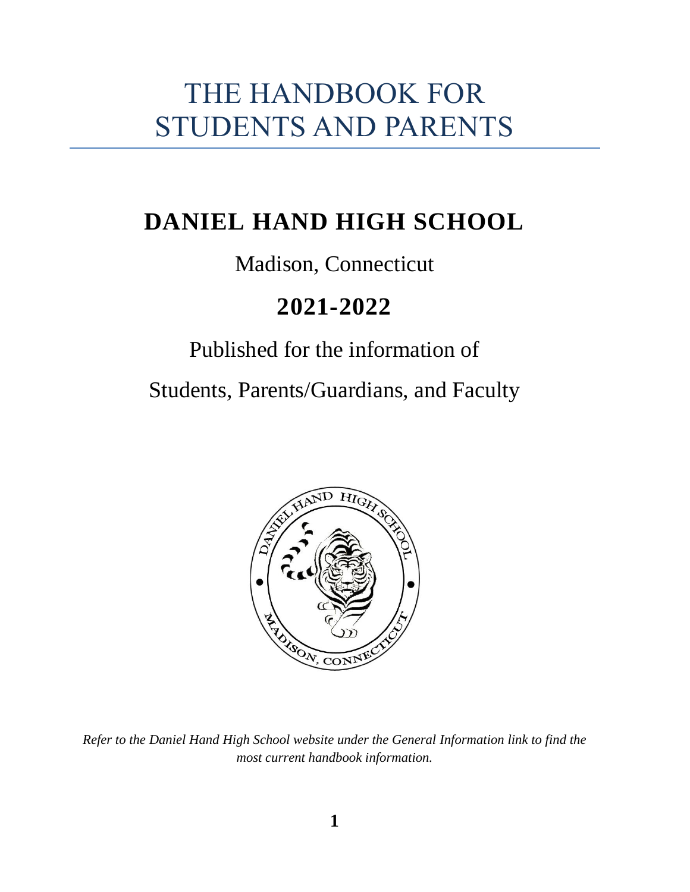# THE HANDBOOK FOR STUDENTS AND PARENTS

## DANIEL HAND HIGH SCHOOL

Madison, Connecticut

## 2021-2022

Published for the information of

Students, Parents/Guardians, and Faculty

*Refer to the Daniel Hand High School website under the General Information link to find the most current handbook information.*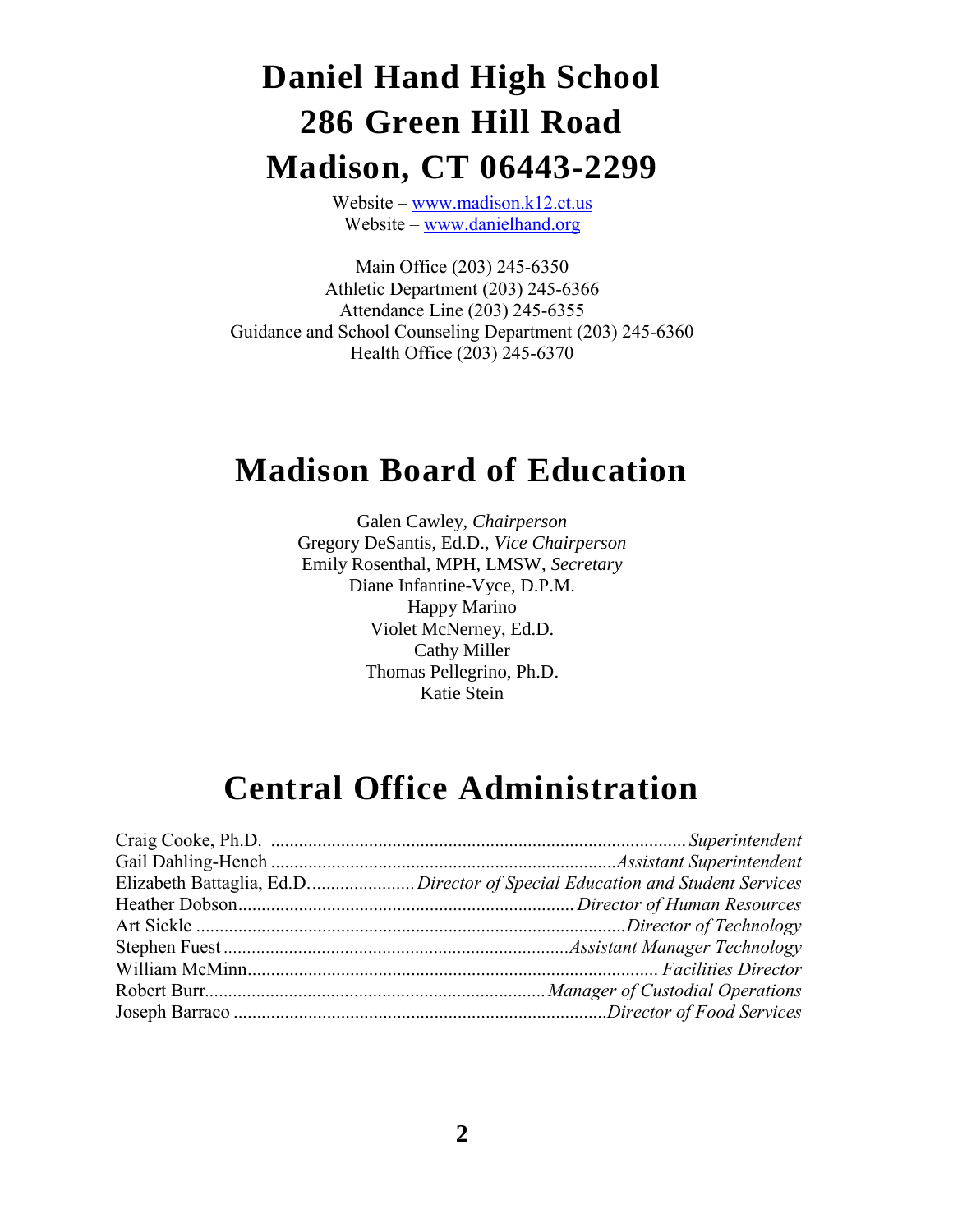# Daniel Hand High School
# 286 Green Hill Road
# Madison, CT 06443-2299

Website – www.madison.k12.ct.us
Website – www.danielhand.org

Main Office (203) 245-6350
Athletic Department (203) 245-6366
Attendance Line (203) 245-6355
Guidance and School Counseling Department (203) 245-6360
Health Office (203) 245-6370

# Madison Board of Education

Galen Cawley, *Chairperson*
Gregory DeSantis, Ed.D., *Vice Chairperson*
Emily Rosenthal, MPH, LMSW, *Secretary*
Diane Infantine-Vyce, D.P.M.
Happy Marino
Violet McNerney, Ed.D.
Cathy Miller
Thomas Pellegrino, Ph.D.
Katie Stein

# Central Office Administration

Craig Cooke, Ph.D. .......... *Superintendent*
Gail Dahling-Hench .......... *Assistant Superintendent*
Elizabeth Battaglia, Ed.D. .......... *Director of Special Education and Student Services*
Heather Dobson .......... *Director of Human Resources*
Art Sickle .......... *Director of Technology*
Stephen Fuest .......... *Assistant Manager Technology*
William McMinn .......... *Facilities Director*
Robert Burr .......... *Manager of Custodial Operations*
Joseph Barraco .......... *Director of Food Services*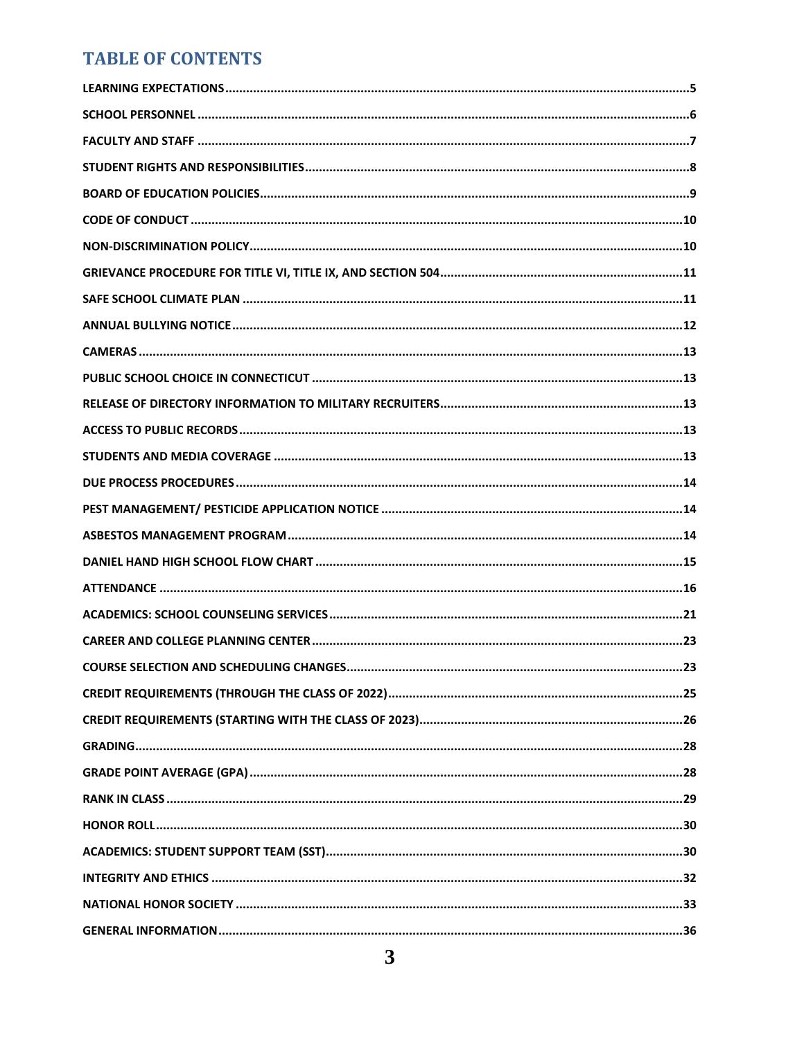# TABLE OF CONTENTS

LEARNING EXPECTATIONS....5
SCHOOL PERSONNEL....6
FACULTY AND STAFF....7
STUDENT RIGHTS AND RESPONSIBILITIES....8
BOARD OF EDUCATION POLICIES....9
CODE OF CONDUCT....10
NON-DISCRIMINATION POLICY....10
GRIEVANCE PROCEDURE FOR TITLE VI, TITLE IX, AND SECTION 504....11
SAFE SCHOOL CLIMATE PLAN....11
ANNUAL BULLYING NOTICE....12
CAMERAS....13
PUBLIC SCHOOL CHOICE IN CONNECTICUT....13
RELEASE OF DIRECTORY INFORMATION TO MILITARY RECRUITERS....13
ACCESS TO PUBLIC RECORDS....13
STUDENTS AND MEDIA COVERAGE....13
DUE PROCESS PROCEDURES....14
PEST MANAGEMENT/ PESTICIDE APPLICATION NOTICE....14
ASBESTOS MANAGEMENT PROGRAM....14
DANIEL HAND HIGH SCHOOL FLOW CHART....15
ATTENDANCE....16
ACADEMICS: SCHOOL COUNSELING SERVICES....21
CAREER AND COLLEGE PLANNING CENTER....23
COURSE SELECTION AND SCHEDULING CHANGES....23
CREDIT REQUIREMENTS (THROUGH THE CLASS OF 2022)....25
CREDIT REQUIREMENTS (STARTING WITH THE CLASS OF 2023)....26
GRADING....28
GRADE POINT AVERAGE (GPA)....28
RANK IN CLASS....29
HONOR ROLL....30
ACADEMICS: STUDENT SUPPORT TEAM (SST)....30
INTEGRITY AND ETHICS....32
NATIONAL HONOR SOCIETY....33
GENERAL INFORMATION....36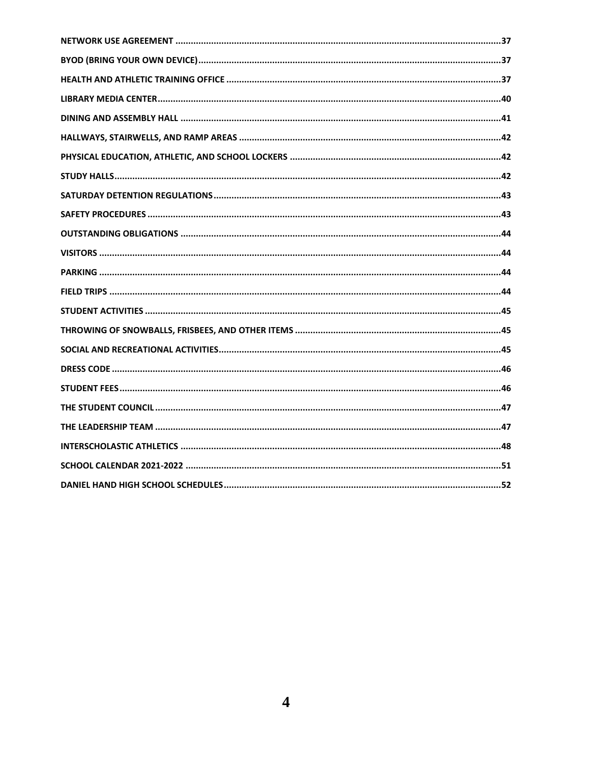**NETWORK USE AGREEMENT** .......... **37**

**BYOD (BRING YOUR OWN DEVICE)** .......... **37**

**HEALTH AND ATHLETIC TRAINING OFFICE** .......... **37**

**LIBRARY MEDIA CENTER** .......... **40**

**DINING AND ASSEMBLY HALL** .......... **41**

**HALLWAYS, STAIRWELLS, AND RAMP AREAS** .......... **42**

**PHYSICAL EDUCATION, ATHLETIC, AND SCHOOL LOCKERS** .......... **42**

**STUDY HALLS** .......... **42**

**SATURDAY DETENTION REGULATIONS** .......... **43**

**SAFETY PROCEDURES** .......... **43**

**OUTSTANDING OBLIGATIONS** .......... **44**

**VISITORS** .......... **44**

**PARKING** .......... **44**

**FIELD TRIPS** .......... **44**

**STUDENT ACTIVITIES** .......... **45**

**THROWING OF SNOWBALLS, FRISBEES, AND OTHER ITEMS** .......... **45**

**SOCIAL AND RECREATIONAL ACTIVITIES** .......... **45**

**DRESS CODE** .......... **46**

**STUDENT FEES** .......... **46**

**THE STUDENT COUNCIL** .......... **47**

**THE LEADERSHIP TEAM** .......... **47**

**INTERSCHOLASTIC ATHLETICS** .......... **48**

**SCHOOL CALENDAR 2021-2022** .......... **51**

**DANIEL HAND HIGH SCHOOL SCHEDULES** .......... **52**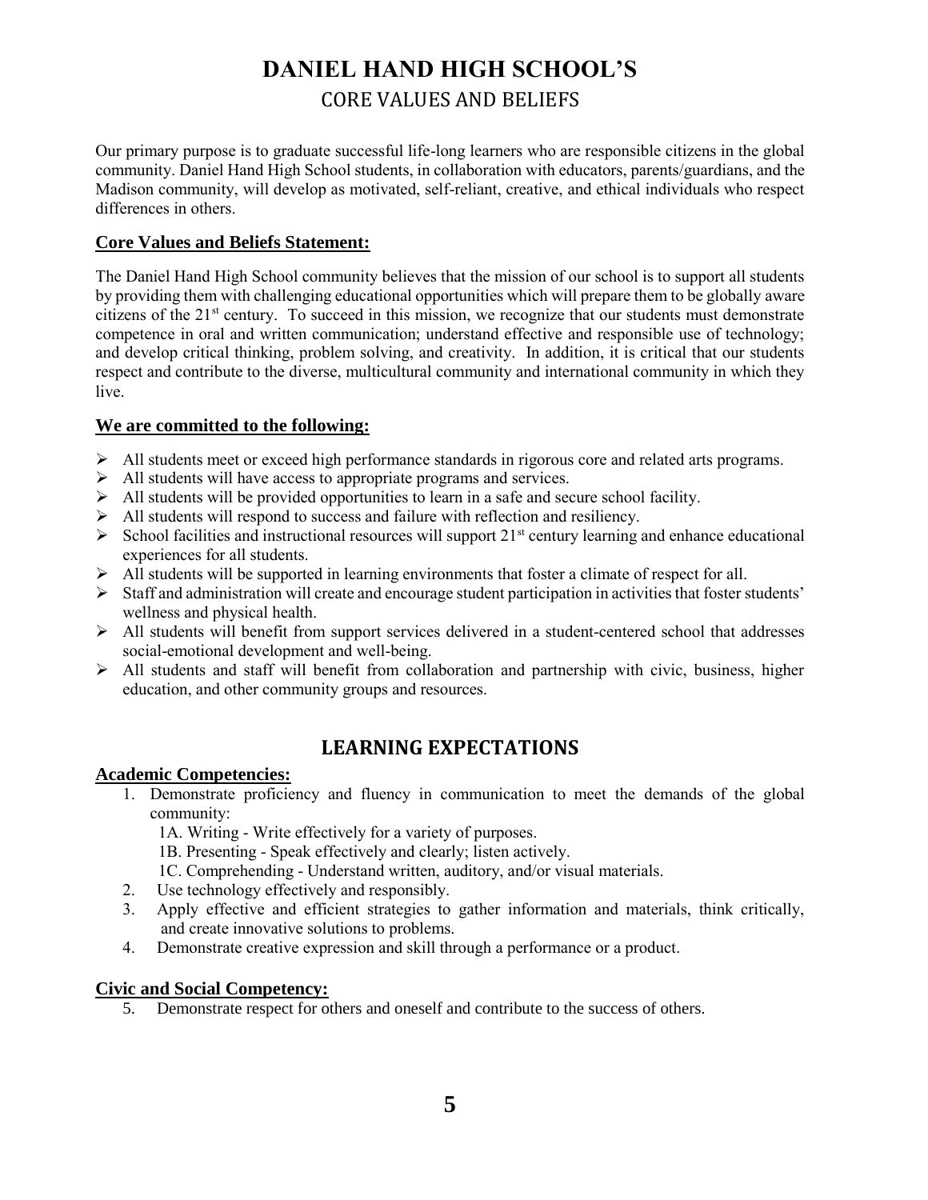# DANIEL HAND HIGH SCHOOL'S

## CORE VALUES AND BELIEFS

Our primary purpose is to graduate successful life-long learners who are responsible citizens in the global community. Daniel Hand High School students, in collaboration with educators, parents/guardians, and the Madison community, will develop as motivated, self-reliant, creative, and ethical individuals who respect differences in others.

### Core Values and Beliefs Statement:

The Daniel Hand High School community believes that the mission of our school is to support all students by providing them with challenging educational opportunities which will prepare them to be globally aware citizens of the 21st century. To succeed in this mission, we recognize that our students must demonstrate competence in oral and written communication; understand effective and responsible use of technology; and develop critical thinking, problem solving, and creativity. In addition, it is critical that our students respect and contribute to the diverse, multicultural community and international community in which they live.

### We are committed to the following:

- All students meet or exceed high performance standards in rigorous core and related arts programs.
- All students will have access to appropriate programs and services.
- All students will be provided opportunities to learn in a safe and secure school facility.
- All students will respond to success and failure with reflection and resiliency.
- School facilities and instructional resources will support 21st century learning and enhance educational experiences for all students.
- All students will be supported in learning environments that foster a climate of respect for all.
- Staff and administration will create and encourage student participation in activities that foster students' wellness and physical health.
- All students will benefit from support services delivered in a student-centered school that addresses social-emotional development and well-being.
- All students and staff will benefit from collaboration and partnership with civic, business, higher education, and other community groups and resources.

## LEARNING EXPECTATIONS

### Academic Competencies:

1. Demonstrate proficiency and fluency in communication to meet the demands of the global community:
   - 1A. Writing - Write effectively for a variety of purposes.
   - 1B. Presenting - Speak effectively and clearly; listen actively.
   - 1C. Comprehending - Understand written, auditory, and/or visual materials.
2. Use technology effectively and responsibly.
3. Apply effective and efficient strategies to gather information and materials, think critically, and create innovative solutions to problems.
4. Demonstrate creative expression and skill through a performance or a product.

### Civic and Social Competency:

5. Demonstrate respect for others and oneself and contribute to the success of others.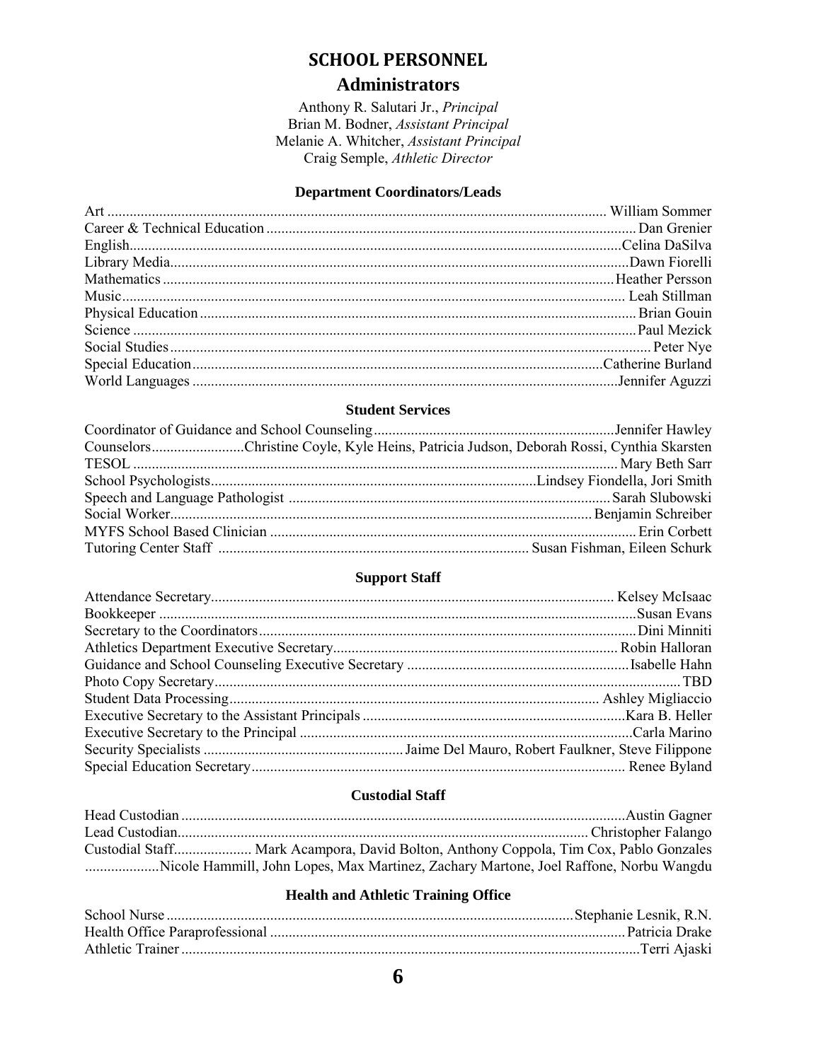# SCHOOL PERSONNEL

## Administrators

Anthony R. Salutari Jr., *Principal*
Brian M. Bodner, *Assistant Principal*
Melanie A. Whitcher, *Assistant Principal*
Craig Semple, *Athletic Director*

### Department Coordinators/Leads

Art ........ William Sommer
Career & Technical Education ........ Dan Grenier
English........ Celina DaSilva
Library Media........ Dawn Fiorelli
Mathematics ........ Heather Persson
Music........ Leah Stillman
Physical Education ........ Brian Gouin
Science ........ Paul Mezick
Social Studies ........ Peter Nye
Special Education........ Catherine Burland
World Languages ........ Jennifer Aguzzi

### Student Services

Coordinator of Guidance and School Counseling........ Jennifer Hawley
Counselors........ Christine Coyle, Kyle Heins, Patricia Judson, Deborah Rossi, Cynthia Skarsten
TESOL ........ Mary Beth Sarr
School Psychologists........ Lindsey Fiondella, Jori Smith
Speech and Language Pathologist ........ Sarah Slubowski
Social Worker........ Benjamin Schreiber
MYFS School Based Clinician ........ Erin Corbett
Tutoring Center Staff ........ Susan Fishman, Eileen Schurk

### Support Staff

Attendance Secretary........ Kelsey McIsaac
Bookkeeper ........ Susan Evans
Secretary to the Coordinators........ Dini Minniti
Athletics Department Executive Secretary........ Robin Halloran
Guidance and School Counseling Executive Secretary ........ Isabelle Hahn
Photo Copy Secretary........ TBD
Student Data Processing........ Ashley Migliaccio
Executive Secretary to the Assistant Principals ........ Kara B. Heller
Executive Secretary to the Principal ........ Carla Marino
Security Specialists ........ Jaime Del Mauro, Robert Faulkner, Steve Filippone
Special Education Secretary........ Renee Byland

### Custodial Staff

Head Custodian ........ Austin Gagner
Lead Custodian........ Christopher Falango
Custodial Staff........ Mark Acampora, David Bolton, Anthony Coppola, Tim Cox, Pablo Gonzales
........ Nicole Hammill, John Lopes, Max Martinez, Zachary Martone, Joel Raffone, Norbu Wangdu

### Health and Athletic Training Office

School Nurse ........ Stephanie Lesnik, R.N.
Health Office Paraprofessional ........ Patricia Drake
Athletic Trainer ........ Terri Ajaski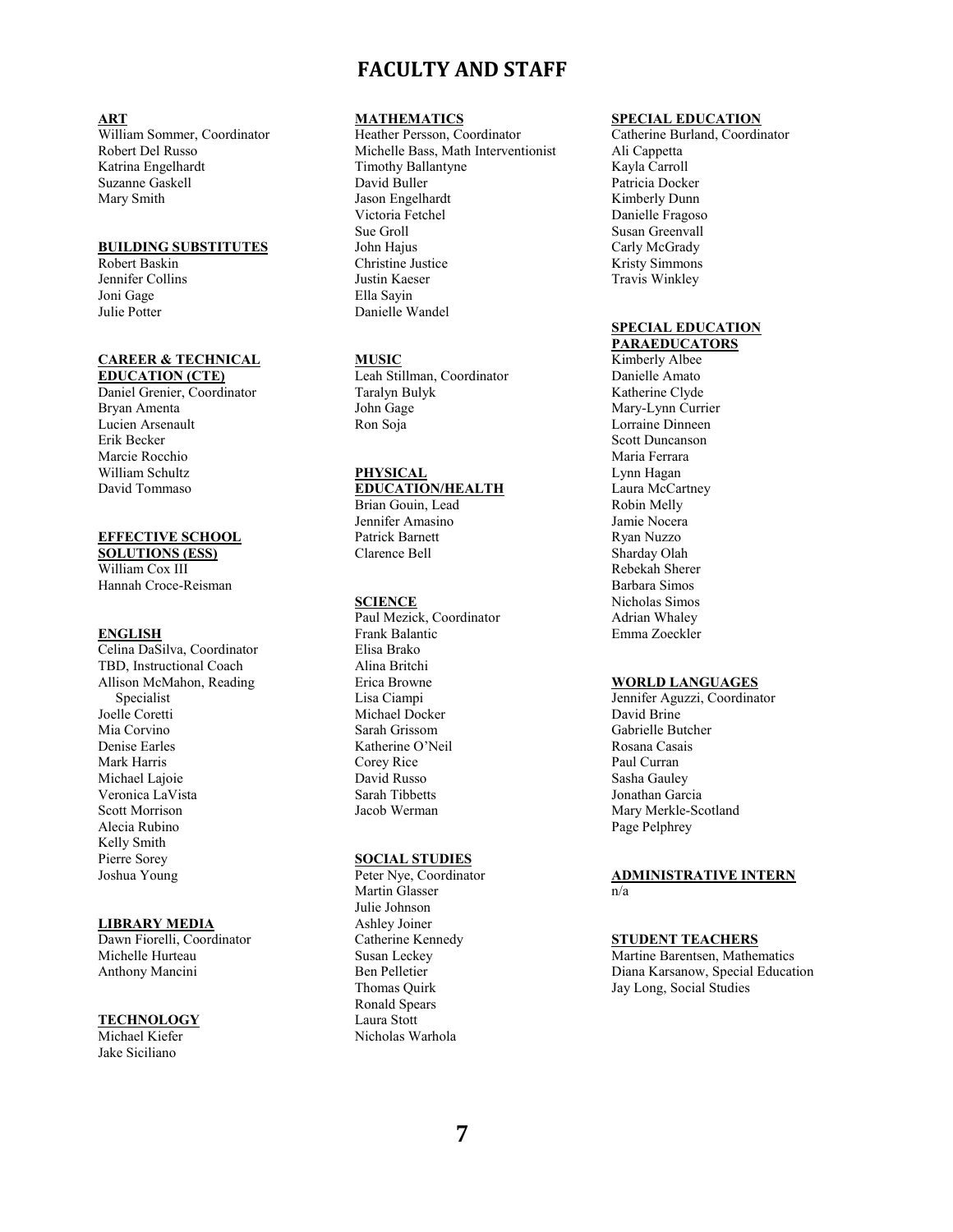# FACULTY AND STAFF

**ART**

William Sommer, Coordinator
Robert Del Russo
Katrina Engelhardt
Suzanne Gaskell
Mary Smith

**BUILDING SUBSTITUTES**

Robert Baskin
Jennifer Collins
Joni Gage
Julie Potter

**CAREER & TECHNICAL EDUCATION (CTE)**

Daniel Grenier, Coordinator
Bryan Amenta
Lucien Arsenault
Erik Becker
Marcie Rocchio
William Schultz
David Tommaso

**EFFECTIVE SCHOOL SOLUTIONS (ESS)**

William Cox III
Hannah Croce-Reisman

**ENGLISH**

Celina DaSilva, Coordinator
TBD, Instructional Coach
Allison McMahon, Reading Specialist
Joelle Coretti
Mia Corvino
Denise Earles
Mark Harris
Michael Lajoie
Veronica LaVista
Scott Morrison
Alecia Rubino
Kelly Smith
Pierre Sorey
Joshua Young

**LIBRARY MEDIA**

Dawn Fiorelli, Coordinator
Michelle Hurteau
Anthony Mancini

**TECHNOLOGY**

Michael Kiefer
Jake Siciliano

**MATHEMATICS**

Heather Persson, Coordinator
Michelle Bass, Math Interventionist
Timothy Ballantyne
David Buller
Jason Engelhardt
Victoria Fetchel
Sue Groll
John Hajus
Christine Justice
Justin Kaeser
Ella Sayin
Danielle Wandel

**MUSIC**

Leah Stillman, Coordinator
Taralyn Bulyk
John Gage
Ron Soja

**PHYSICAL EDUCATION/HEALTH**

Brian Gouin, Lead
Jennifer Amasino
Patrick Barnett
Clarence Bell

**SCIENCE**

Paul Mezick, Coordinator
Frank Balantic
Elisa Brako
Alina Britchi
Erica Browne
Lisa Ciampi
Michael Docker
Sarah Grissom
Katherine O'Neil
Corey Rice
David Russo
Sarah Tibbetts
Jacob Werman

**SOCIAL STUDIES**

Peter Nye, Coordinator
Martin Glasser
Julie Johnson
Ashley Joiner
Catherine Kennedy
Susan Leckey
Ben Pelletier
Thomas Quirk
Ronald Spears
Laura Stott
Nicholas Warhola

**SPECIAL EDUCATION**

Catherine Burland, Coordinator
Ali Cappetta
Kayla Carroll
Patricia Docker
Kimberly Dunn
Danielle Fragoso
Susan Greenvall
Carly McGrady
Kristy Simmons
Travis Winkley

**SPECIAL EDUCATION PARAEDUCATORS**

Kimberly Albee
Danielle Amato
Katherine Clyde
Mary-Lynn Currier
Lorraine Dinneen
Scott Duncanson
Maria Ferrara
Lynn Hagan
Laura McCartney
Robin Melly
Jamie Nocera
Ryan Nuzzo
Sharday Olah
Rebekah Sherer
Barbara Simos
Nicholas Simos
Adrian Whaley
Emma Zoeckler

**WORLD LANGUAGES**

Jennifer Aguzzi, Coordinator
David Brine
Gabrielle Butcher
Rosana Casais
Paul Curran
Sasha Gauley
Jonathan Garcia
Mary Merkle-Scotland
Page Pelphrey

**ADMINISTRATIVE INTERN**

n/a

**STUDENT TEACHERS**

Martine Barentsen, Mathematics
Diana Karsanow, Special Education
Jay Long, Social Studies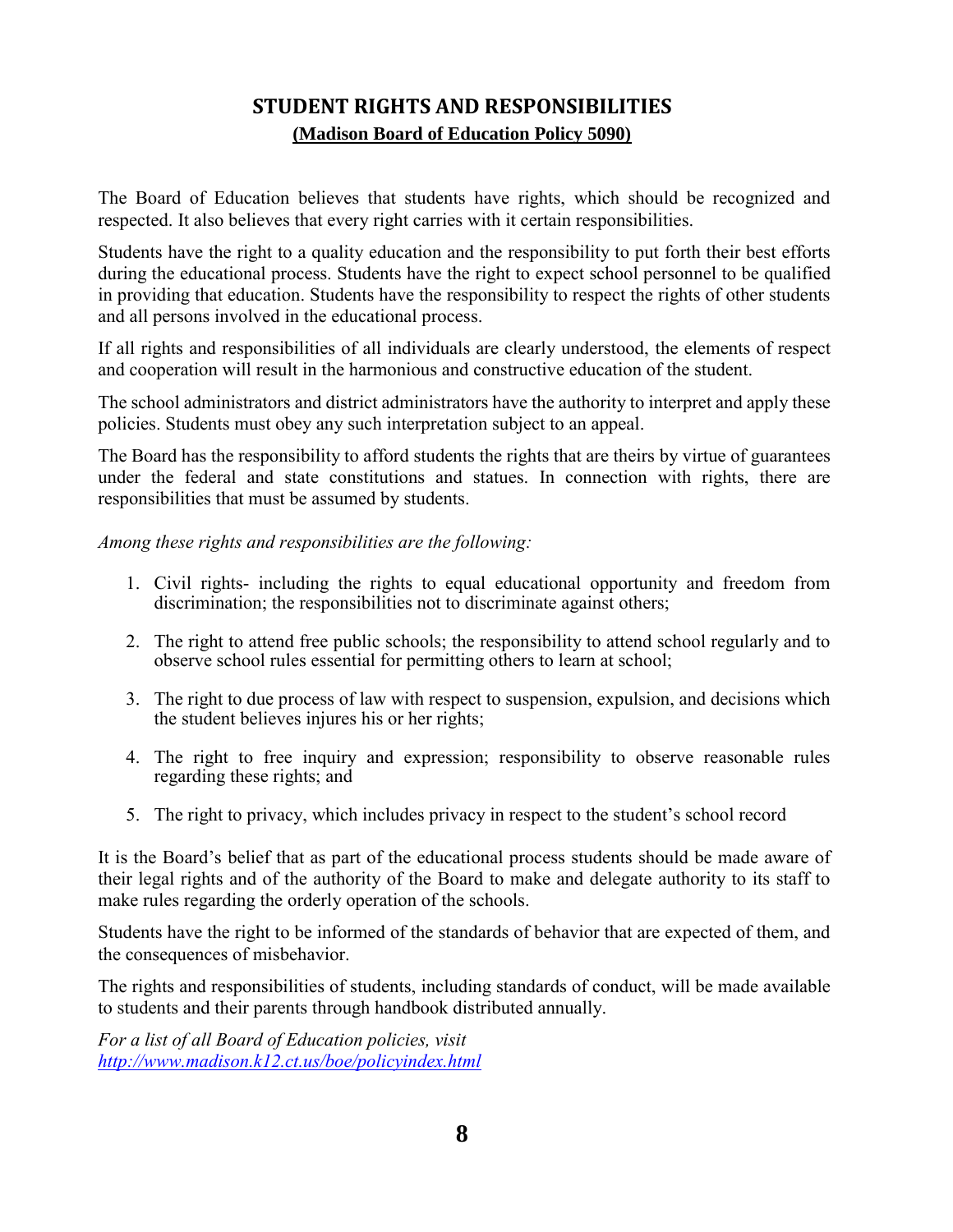# STUDENT RIGHTS AND RESPONSIBILITIES

**(Madison Board of Education Policy 5090)**

The Board of Education believes that students have rights, which should be recognized and respected. It also believes that every right carries with it certain responsibilities.

Students have the right to a quality education and the responsibility to put forth their best efforts during the educational process. Students have the right to expect school personnel to be qualified in providing that education. Students have the responsibility to respect the rights of other students and all persons involved in the educational process.

If all rights and responsibilities of all individuals are clearly understood, the elements of respect and cooperation will result in the harmonious and constructive education of the student.

The school administrators and district administrators have the authority to interpret and apply these policies. Students must obey any such interpretation subject to an appeal.

The Board has the responsibility to afford students the rights that are theirs by virtue of guarantees under the federal and state constitutions and statues. In connection with rights, there are responsibilities that must be assumed by students.

*Among these rights and responsibilities are the following:*

1. Civil rights- including the rights to equal educational opportunity and freedom from discrimination; the responsibilities not to discriminate against others;
2. The right to attend free public schools; the responsibility to attend school regularly and to observe school rules essential for permitting others to learn at school;
3. The right to due process of law with respect to suspension, expulsion, and decisions which the student believes injures his or her rights;
4. The right to free inquiry and expression; responsibility to observe reasonable rules regarding these rights; and
5. The right to privacy, which includes privacy in respect to the student's school record

It is the Board's belief that as part of the educational process students should be made aware of their legal rights and of the authority of the Board to make and delegate authority to its staff to make rules regarding the orderly operation of the schools.

Students have the right to be informed of the standards of behavior that are expected of them, and the consequences of misbehavior.

The rights and responsibilities of students, including standards of conduct, will be made available to students and their parents through handbook distributed annually.

*For a list of all Board of Education policies, visit [http://www.madison.k12.ct.us/boe/policyindex.html](http://www.madison.k12.ct.us/boe/policyindex.html)*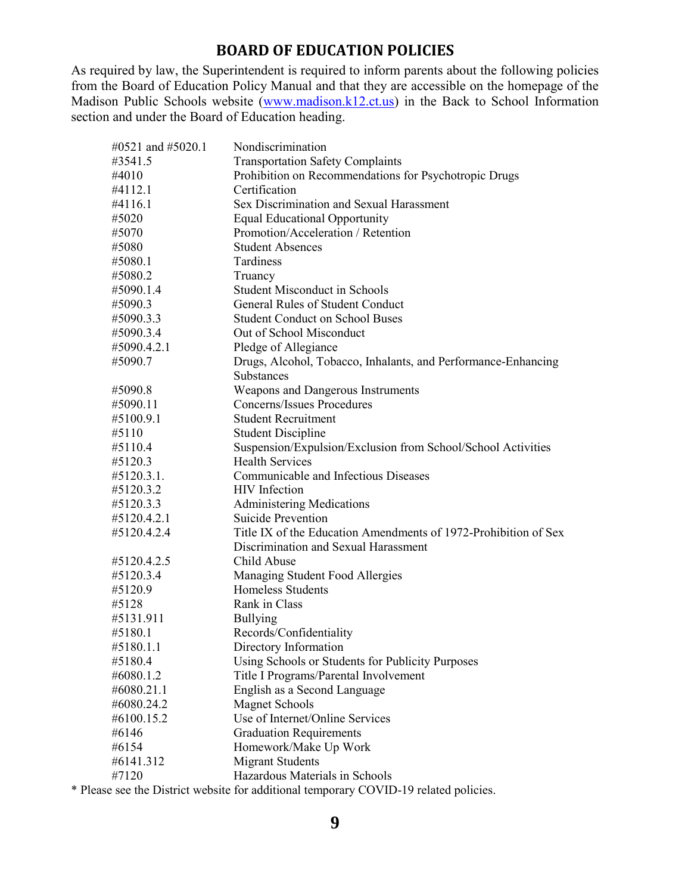# BOARD OF EDUCATION POLICIES

As required by law, the Superintendent is required to inform parents about the following policies from the Board of Education Policy Manual and that they are accessible on the homepage of the Madison Public Schools website (www.madison.k12.ct.us) in the Back to School Information section and under the Board of Education heading.

| | |
|---|---|
| #0521 and #5020.1 | Nondiscrimination |
| #3541.5 | Transportation Safety Complaints |
| #4010 | Prohibition on Recommendations for Psychotropic Drugs |
| #4112.1 | Certification |
| #4116.1 | Sex Discrimination and Sexual Harassment |
| #5020 | Equal Educational Opportunity |
| #5070 | Promotion/Acceleration / Retention |
| #5080 | Student Absences |
| #5080.1 | Tardiness |
| #5080.2 | Truancy |
| #5090.1.4 | Student Misconduct in Schools |
| #5090.3 | General Rules of Student Conduct |
| #5090.3.3 | Student Conduct on School Buses |
| #5090.3.4 | Out of School Misconduct |
| #5090.4.2.1 | Pledge of Allegiance |
| #5090.7 | Drugs, Alcohol, Tobacco, Inhalants, and Performance-Enhancing Substances |
| #5090.8 | Weapons and Dangerous Instruments |
| #5090.11 | Concerns/Issues Procedures |
| #5100.9.1 | Student Recruitment |
| #5110 | Student Discipline |
| #5110.4 | Suspension/Expulsion/Exclusion from School/School Activities |
| #5120.3 | Health Services |
| #5120.3.1. | Communicable and Infectious Diseases |
| #5120.3.2 | HIV Infection |
| #5120.3.3 | Administering Medications |
| #5120.4.2.1 | Suicide Prevention |
| #5120.4.2.4 | Title IX of the Education Amendments of 1972-Prohibition of Sex Discrimination and Sexual Harassment |
| #5120.4.2.5 | Child Abuse |
| #5120.3.4 | Managing Student Food Allergies |
| #5120.9 | Homeless Students |
| #5128 | Rank in Class |
| #5131.911 | Bullying |
| #5180.1 | Records/Confidentiality |
| #5180.1.1 | Directory Information |
| #5180.4 | Using Schools or Students for Publicity Purposes |
| #6080.1.2 | Title I Programs/Parental Involvement |
| #6080.21.1 | English as a Second Language |
| #6080.24.2 | Magnet Schools |
| #6100.15.2 | Use of Internet/Online Services |
| #6146 | Graduation Requirements |
| #6154 | Homework/Make Up Work |
| #6141.312 | Migrant Students |
| #7120 | Hazardous Materials in Schools |

* Please see the District website for additional temporary COVID-19 related policies.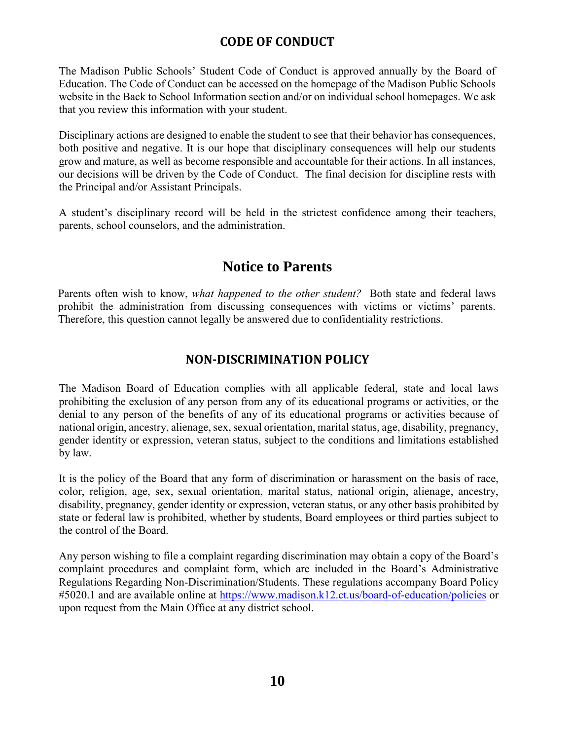## CODE OF CONDUCT

The Madison Public Schools' Student Code of Conduct is approved annually by the Board of Education. The Code of Conduct can be accessed on the homepage of the Madison Public Schools website in the Back to School Information section and/or on individual school homepages. We ask that you review this information with your student.

Disciplinary actions are designed to enable the student to see that their behavior has consequences, both positive and negative. It is our hope that disciplinary consequences will help our students grow and mature, as well as become responsible and accountable for their actions. In all instances, our decisions will be driven by the Code of Conduct. The final decision for discipline rests with the Principal and/or Assistant Principals.

A student's disciplinary record will be held in the strictest confidence among their teachers, parents, school counselors, and the administration.

## Notice to Parents

Parents often wish to know, *what happened to the other student?* Both state and federal laws prohibit the administration from discussing consequences with victims or victims' parents. Therefore, this question cannot legally be answered due to confidentiality restrictions.

## NON-DISCRIMINATION POLICY

The Madison Board of Education complies with all applicable federal, state and local laws prohibiting the exclusion of any person from any of its educational programs or activities, or the denial to any person of the benefits of any of its educational programs or activities because of national origin, ancestry, alienage, sex, sexual orientation, marital status, age, disability, pregnancy, gender identity or expression, veteran status, subject to the conditions and limitations established by law.

It is the policy of the Board that any form of discrimination or harassment on the basis of race, color, religion, age, sex, sexual orientation, marital status, national origin, alienage, ancestry, disability, pregnancy, gender identity or expression, veteran status, or any other basis prohibited by state or federal law is prohibited, whether by students, Board employees or third parties subject to the control of the Board.

Any person wishing to file a complaint regarding discrimination may obtain a copy of the Board's complaint procedures and complaint form, which are included in the Board's Administrative Regulations Regarding Non-Discrimination/Students. These regulations accompany Board Policy #5020.1 and are available online at https://www.madison.k12.ct.us/board-of-education/policies or upon request from the Main Office at any district school.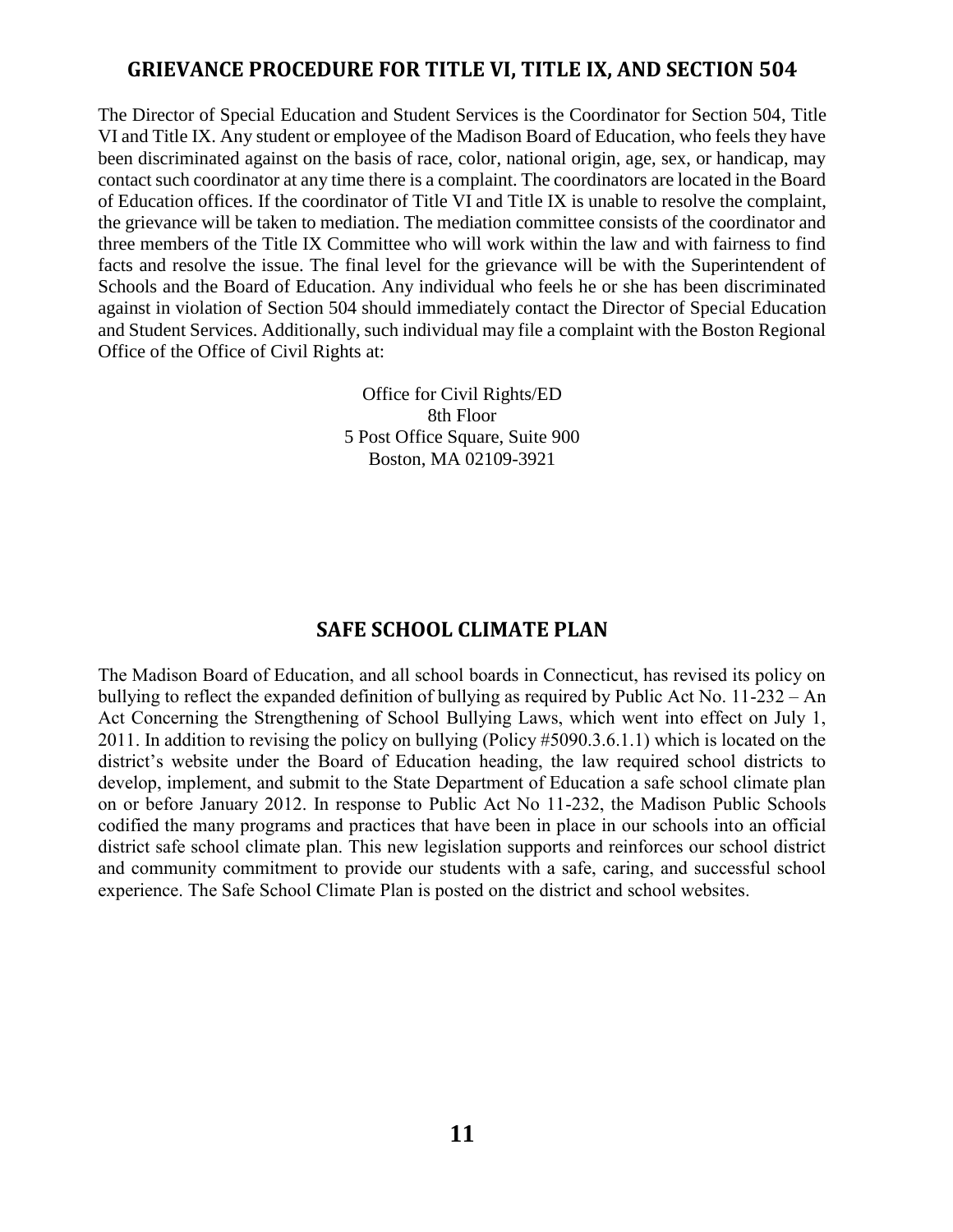## GRIEVANCE PROCEDURE FOR TITLE VI, TITLE IX, AND SECTION 504

The Director of Special Education and Student Services is the Coordinator for Section 504, Title VI and Title IX. Any student or employee of the Madison Board of Education, who feels they have been discriminated against on the basis of race, color, national origin, age, sex, or handicap, may contact such coordinator at any time there is a complaint. The coordinators are located in the Board of Education offices. If the coordinator of Title VI and Title IX is unable to resolve the complaint, the grievance will be taken to mediation. The mediation committee consists of the coordinator and three members of the Title IX Committee who will work within the law and with fairness to find facts and resolve the issue. The final level for the grievance will be with the Superintendent of Schools and the Board of Education. Any individual who feels he or she has been discriminated against in violation of Section 504 should immediately contact the Director of Special Education and Student Services. Additionally, such individual may file a complaint with the Boston Regional Office of the Office of Civil Rights at:

Office for Civil Rights/ED
8th Floor
5 Post Office Square, Suite 900
Boston, MA 02109-3921

## SAFE SCHOOL CLIMATE PLAN

The Madison Board of Education, and all school boards in Connecticut, has revised its policy on bullying to reflect the expanded definition of bullying as required by Public Act No. 11-232 – An Act Concerning the Strengthening of School Bullying Laws, which went into effect on July 1, 2011. In addition to revising the policy on bullying (Policy #5090.3.6.1.1) which is located on the district's website under the Board of Education heading, the law required school districts to develop, implement, and submit to the State Department of Education a safe school climate plan on or before January 2012. In response to Public Act No 11-232, the Madison Public Schools codified the many programs and practices that have been in place in our schools into an official district safe school climate plan. This new legislation supports and reinforces our school district and community commitment to provide our students with a safe, caring, and successful school experience. The Safe School Climate Plan is posted on the district and school websites.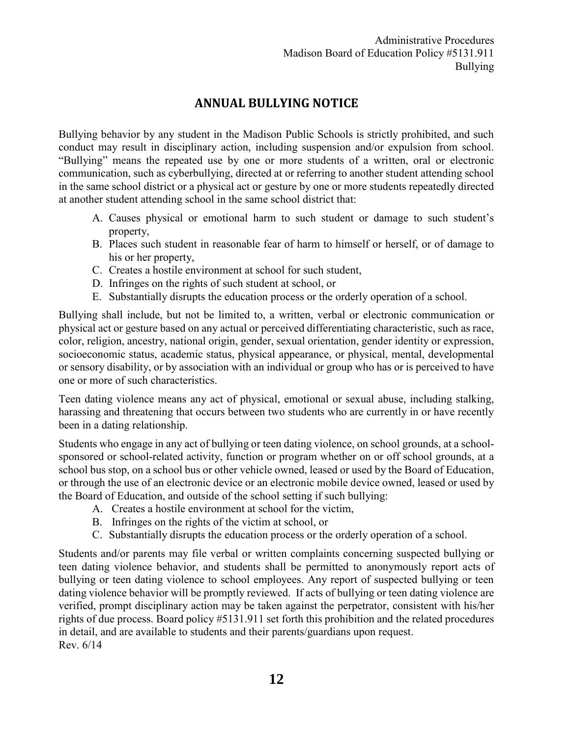Administrative Procedures
Madison Board of Education Policy #5131.911
Bullying

## ANNUAL BULLYING NOTICE

Bullying behavior by any student in the Madison Public Schools is strictly prohibited, and such conduct may result in disciplinary action, including suspension and/or expulsion from school. "Bullying" means the repeated use by one or more students of a written, oral or electronic communication, such as cyberbullying, directed at or referring to another student attending school in the same school district or a physical act or gesture by one or more students repeatedly directed at another student attending school in the same school district that:

A. Causes physical or emotional harm to such student or damage to such student's property,
B. Places such student in reasonable fear of harm to himself or herself, or of damage to his or her property,
C. Creates a hostile environment at school for such student,
D. Infringes on the rights of such student at school, or
E. Substantially disrupts the education process or the orderly operation of a school.

Bullying shall include, but not be limited to, a written, verbal or electronic communication or physical act or gesture based on any actual or perceived differentiating characteristic, such as race, color, religion, ancestry, national origin, gender, sexual orientation, gender identity or expression, socioeconomic status, academic status, physical appearance, or physical, mental, developmental or sensory disability, or by association with an individual or group who has or is perceived to have one or more of such characteristics.

Teen dating violence means any act of physical, emotional or sexual abuse, including stalking, harassing and threatening that occurs between two students who are currently in or have recently been in a dating relationship.

Students who engage in any act of bullying or teen dating violence, on school grounds, at a school-sponsored or school-related activity, function or program whether on or off school grounds, at a school bus stop, on a school bus or other vehicle owned, leased or used by the Board of Education, or through the use of an electronic device or an electronic mobile device owned, leased or used by the Board of Education, and outside of the school setting if such bullying:

A. Creates a hostile environment at school for the victim,
B. Infringes on the rights of the victim at school, or
C. Substantially disrupts the education process or the orderly operation of a school.

Students and/or parents may file verbal or written complaints concerning suspected bullying or teen dating violence behavior, and students shall be permitted to anonymously report acts of bullying or teen dating violence to school employees. Any report of suspected bullying or teen dating violence behavior will be promptly reviewed. If acts of bullying or teen dating violence are verified, prompt disciplinary action may be taken against the perpetrator, consistent with his/her rights of due process. Board policy #5131.911 set forth this prohibition and the related procedures in detail, and are available to students and their parents/guardians upon request.

Rev. 6/14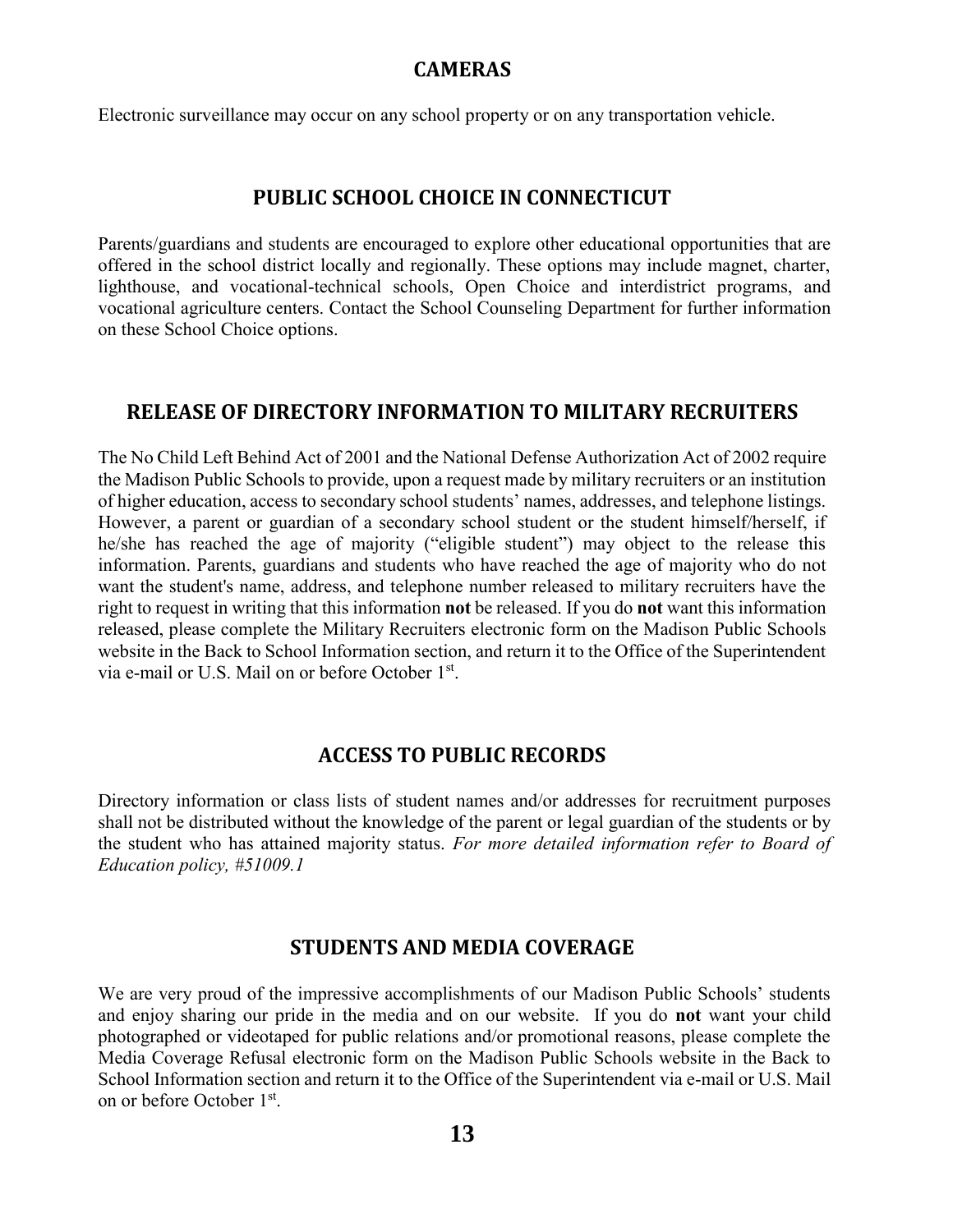## CAMERAS

Electronic surveillance may occur on any school property or on any transportation vehicle.

## PUBLIC SCHOOL CHOICE IN CONNECTICUT

Parents/guardians and students are encouraged to explore other educational opportunities that are offered in the school district locally and regionally. These options may include magnet, charter, lighthouse, and vocational-technical schools, Open Choice and interdistrict programs, and vocational agriculture centers. Contact the School Counseling Department for further information on these School Choice options.

## RELEASE OF DIRECTORY INFORMATION TO MILITARY RECRUITERS

The No Child Left Behind Act of 2001 and the National Defense Authorization Act of 2002 require the Madison Public Schools to provide, upon a request made by military recruiters or an institution of higher education, access to secondary school students' names, addresses, and telephone listings. However, a parent or guardian of a secondary school student or the student himself/herself, if he/she has reached the age of majority ("eligible student") may object to the release this information. Parents, guardians and students who have reached the age of majority who do not want the student's name, address, and telephone number released to military recruiters have the right to request in writing that this information **not** be released. If you do **not** want this information released, please complete the Military Recruiters electronic form on the Madison Public Schools website in the Back to School Information section, and return it to the Office of the Superintendent via e-mail or U.S. Mail on or before October 1st.

## ACCESS TO PUBLIC RECORDS

Directory information or class lists of student names and/or addresses for recruitment purposes shall not be distributed without the knowledge of the parent or legal guardian of the students or by the student who has attained majority status. *For more detailed information refer to Board of Education policy, #51009.1*

## STUDENTS AND MEDIA COVERAGE

We are very proud of the impressive accomplishments of our Madison Public Schools' students and enjoy sharing our pride in the media and on our website. If you do **not** want your child photographed or videotaped for public relations and/or promotional reasons, please complete the Media Coverage Refusal electronic form on the Madison Public Schools website in the Back to School Information section and return it to the Office of the Superintendent via e-mail or U.S. Mail on or before October 1st.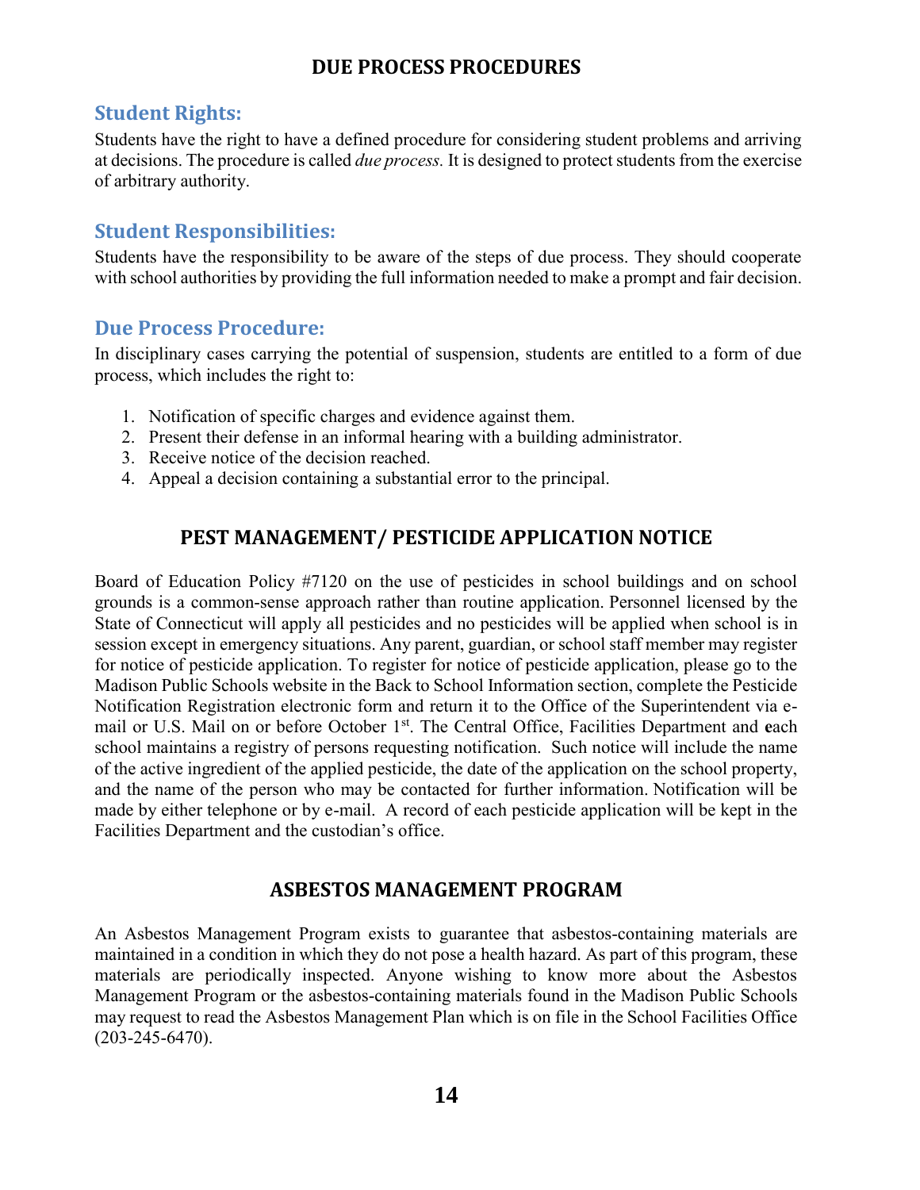## DUE PROCESS PROCEDURES

### Student Rights:

Students have the right to have a defined procedure for considering student problems and arriving at decisions. The procedure is called *due process.* It is designed to protect students from the exercise of arbitrary authority.

### Student Responsibilities:

Students have the responsibility to be aware of the steps of due process. They should cooperate with school authorities by providing the full information needed to make a prompt and fair decision.

### Due Process Procedure:

In disciplinary cases carrying the potential of suspension, students are entitled to a form of due process, which includes the right to:

1. Notification of specific charges and evidence against them.
2. Present their defense in an informal hearing with a building administrator.
3. Receive notice of the decision reached.
4. Appeal a decision containing a substantial error to the principal.

## PEST MANAGEMENT/ PESTICIDE APPLICATION NOTICE

Board of Education Policy #7120 on the use of pesticides in school buildings and on school grounds is a common-sense approach rather than routine application. Personnel licensed by the State of Connecticut will apply all pesticides and no pesticides will be applied when school is in session except in emergency situations. Any parent, guardian, or school staff member may register for notice of pesticide application. To register for notice of pesticide application, please go to the Madison Public Schools website in the Back to School Information section, complete the Pesticide Notification Registration electronic form and return it to the Office of the Superintendent via e-mail or U.S. Mail on or before October 1st. The Central Office, Facilities Department and each school maintains a registry of persons requesting notification. Such notice will include the name of the active ingredient of the applied pesticide, the date of the application on the school property, and the name of the person who may be contacted for further information. Notification will be made by either telephone or by e-mail. A record of each pesticide application will be kept in the Facilities Department and the custodian's office.

## ASBESTOS MANAGEMENT PROGRAM

An Asbestos Management Program exists to guarantee that asbestos-containing materials are maintained in a condition in which they do not pose a health hazard. As part of this program, these materials are periodically inspected. Anyone wishing to know more about the Asbestos Management Program or the asbestos-containing materials found in the Madison Public Schools may request to read the Asbestos Management Plan which is on file in the School Facilities Office (203-245-6470).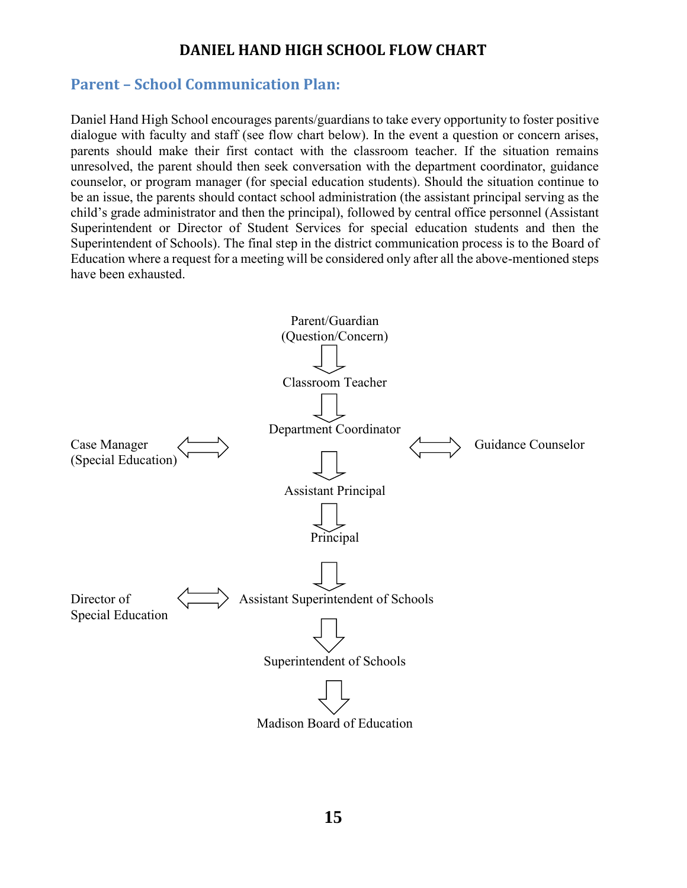# DANIEL HAND HIGH SCHOOL FLOW CHART

## Parent – School Communication Plan:

Daniel Hand High School encourages parents/guardians to take every opportunity to foster positive dialogue with faculty and staff (see flow chart below). In the event a question or concern arises, parents should make their first contact with the classroom teacher. If the situation remains unresolved, the parent should then seek conversation with the department coordinator, guidance counselor, or program manager (for special education students). Should the situation continue to be an issue, the parents should contact school administration (the assistant principal serving as the child's grade administrator and then the principal), followed by central office personnel (Assistant Superintendent or Director of Student Services for special education students and then the Superintendent of Schools). The final step in the district communication process is to the Board of Education where a request for a meeting will be considered only after all the above-mentioned steps have been exhausted.

Parent/Guardian (Question/Concern)

⇩

Classroom Teacher

⇩

Case Manager (Special Education) ⇔ Department Coordinator ⇔ Guidance Counselor

⇩

Assistant Principal

⇩

Principal

⇩

Director of Special Education ⇔ Assistant Superintendent of Schools

⇩

Superintendent of Schools

⇩

Madison Board of Education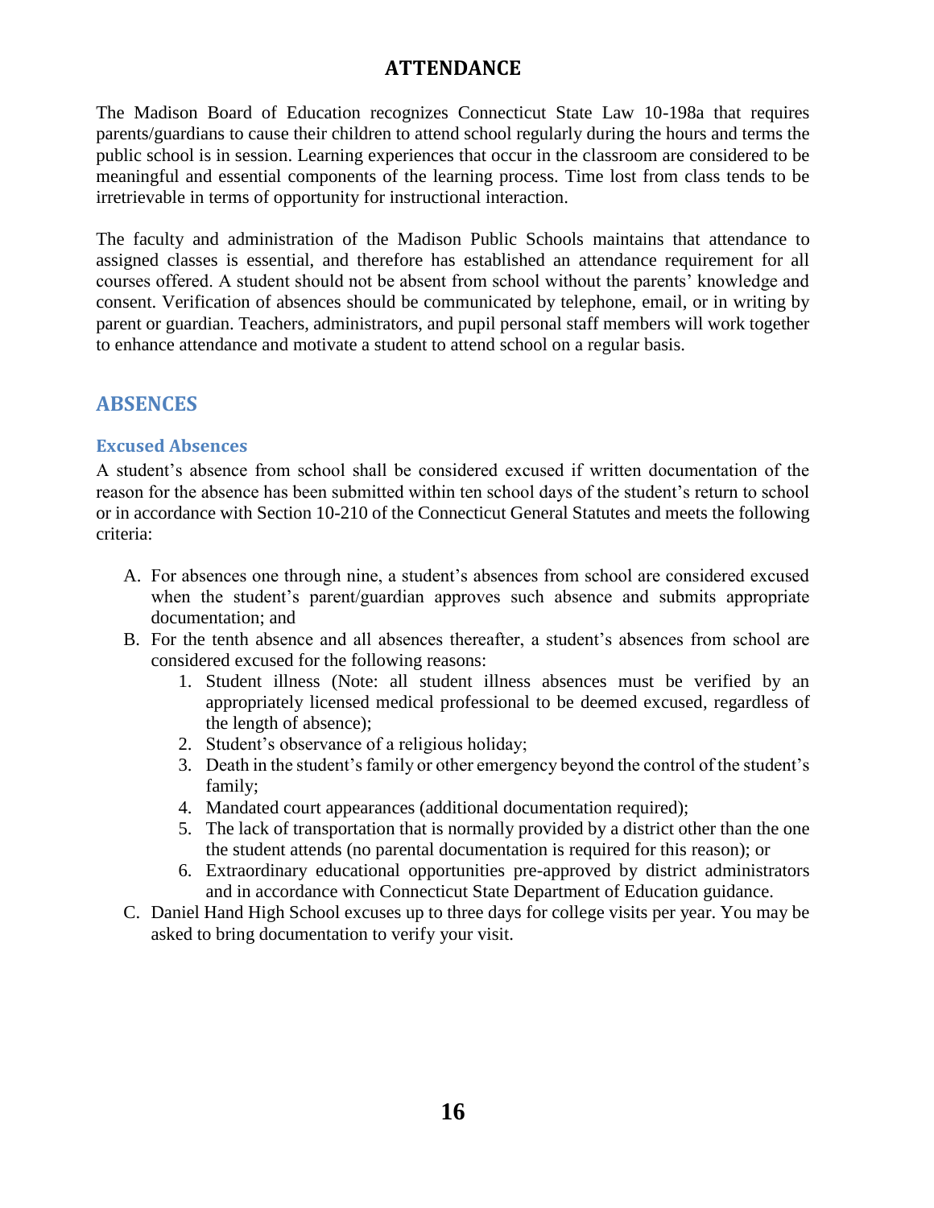# ATTENDANCE

The Madison Board of Education recognizes Connecticut State Law 10-198a that requires parents/guardians to cause their children to attend school regularly during the hours and terms the public school is in session. Learning experiences that occur in the classroom are considered to be meaningful and essential components of the learning process. Time lost from class tends to be irretrievable in terms of opportunity for instructional interaction.

The faculty and administration of the Madison Public Schools maintains that attendance to assigned classes is essential, and therefore has established an attendance requirement for all courses offered. A student should not be absent from school without the parents' knowledge and consent. Verification of absences should be communicated by telephone, email, or in writing by parent or guardian. Teachers, administrators, and pupil personal staff members will work together to enhance attendance and motivate a student to attend school on a regular basis.

## ABSENCES

### Excused Absences

A student's absence from school shall be considered excused if written documentation of the reason for the absence has been submitted within ten school days of the student's return to school or in accordance with Section 10-210 of the Connecticut General Statutes and meets the following criteria:

A. For absences one through nine, a student's absences from school are considered excused when the student's parent/guardian approves such absence and submits appropriate documentation; and

B. For the tenth absence and all absences thereafter, a student's absences from school are considered excused for the following reasons:
   1. Student illness (Note: all student illness absences must be verified by an appropriately licensed medical professional to be deemed excused, regardless of the length of absence);
   2. Student's observance of a religious holiday;
   3. Death in the student's family or other emergency beyond the control of the student's family;
   4. Mandated court appearances (additional documentation required);
   5. The lack of transportation that is normally provided by a district other than the one the student attends (no parental documentation is required for this reason); or
   6. Extraordinary educational opportunities pre-approved by district administrators and in accordance with Connecticut State Department of Education guidance.

C. Daniel Hand High School excuses up to three days for college visits per year. You may be asked to bring documentation to verify your visit.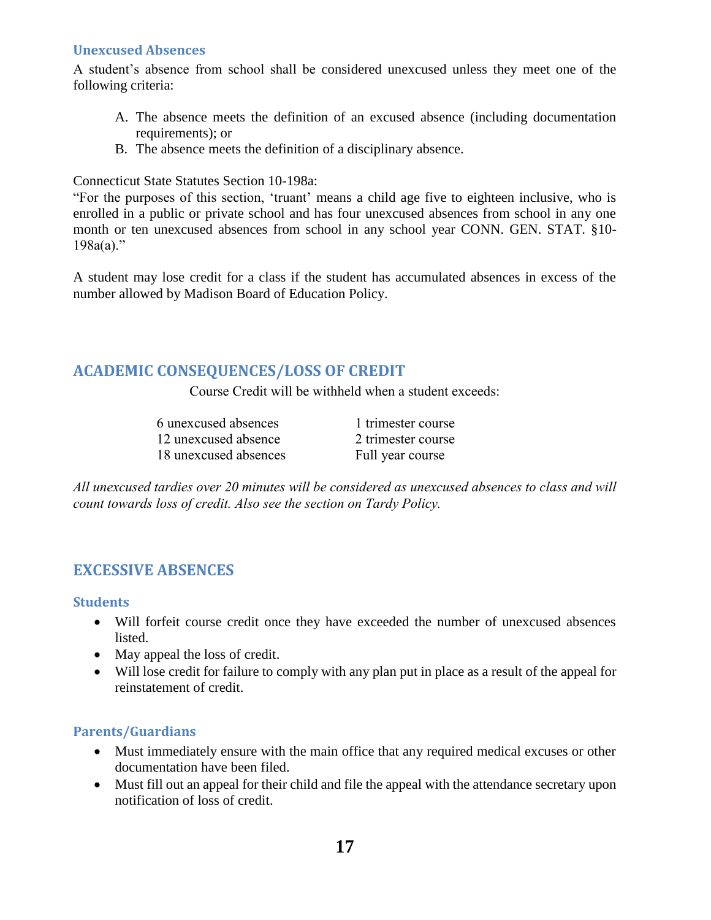### Unexcused Absences

A student's absence from school shall be considered unexcused unless they meet one of the following criteria:

A. The absence meets the definition of an excused absence (including documentation requirements); or
B. The absence meets the definition of a disciplinary absence.

Connecticut State Statutes Section 10-198a:
"For the purposes of this section, 'truant' means a child age five to eighteen inclusive, who is enrolled in a public or private school and has four unexcused absences from school in any one month or ten unexcused absences from school in any school year CONN. GEN. STAT. §10-198a(a)."

A student may lose credit for a class if the student has accumulated absences in excess of the number allowed by Madison Board of Education Policy.

## ACADEMIC CONSEQUENCES/LOSS OF CREDIT

Course Credit will be withheld when a student exceeds:

| | |
|---|---|
| 6 unexcused absences | 1 trimester course |
| 12 unexcused absence | 2 trimester course |
| 18 unexcused absences | Full year course |

*All unexcused tardies over 20 minutes will be considered as unexcused absences to class and will count towards loss of credit. Also see the section on Tardy Policy.*

## EXCESSIVE ABSENCES

### Students

- Will forfeit course credit once they have exceeded the number of unexcused absences listed.
- May appeal the loss of credit.
- Will lose credit for failure to comply with any plan put in place as a result of the appeal for reinstatement of credit.

### Parents/Guardians

- Must immediately ensure with the main office that any required medical excuses or other documentation have been filed.
- Must fill out an appeal for their child and file the appeal with the attendance secretary upon notification of loss of credit.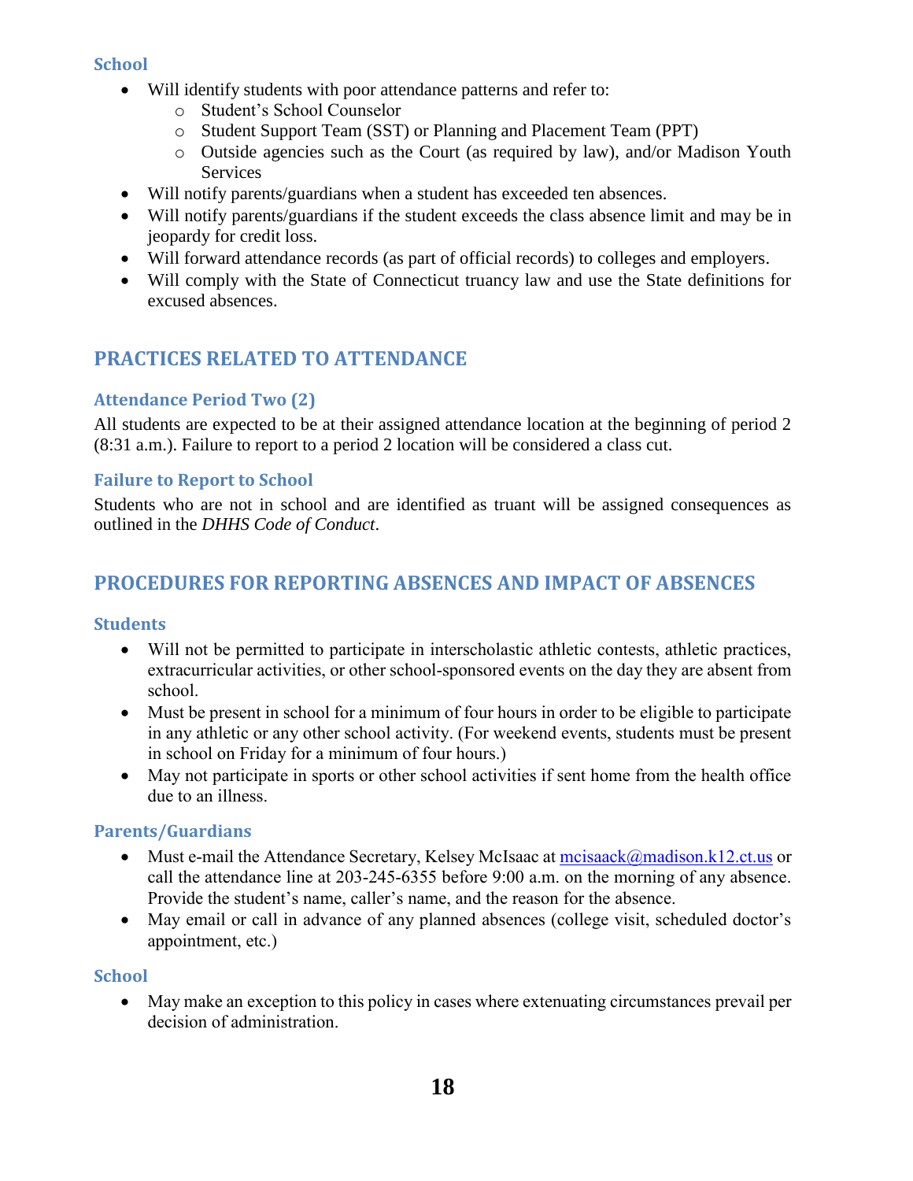### School

- Will identify students with poor attendance patterns and refer to:
    - Student's School Counselor
    - Student Support Team (SST) or Planning and Placement Team (PPT)
    - Outside agencies such as the Court (as required by law), and/or Madison Youth Services
- Will notify parents/guardians when a student has exceeded ten absences.
- Will notify parents/guardians if the student exceeds the class absence limit and may be in jeopardy for credit loss.
- Will forward attendance records (as part of official records) to colleges and employers.
- Will comply with the State of Connecticut truancy law and use the State definitions for excused absences.

## PRACTICES RELATED TO ATTENDANCE

### Attendance Period Two (2)

All students are expected to be at their assigned attendance location at the beginning of period 2 (8:31 a.m.). Failure to report to a period 2 location will be considered a class cut.

### Failure to Report to School

Students who are not in school and are identified as truant will be assigned consequences as outlined in the *DHHS Code of Conduct*.

## PROCEDURES FOR REPORTING ABSENCES AND IMPACT OF ABSENCES

### Students

- Will not be permitted to participate in interscholastic athletic contests, athletic practices, extracurricular activities, or other school-sponsored events on the day they are absent from school.
- Must be present in school for a minimum of four hours in order to be eligible to participate in any athletic or any other school activity. (For weekend events, students must be present in school on Friday for a minimum of four hours.)
- May not participate in sports or other school activities if sent home from the health office due to an illness.

### Parents/Guardians

- Must e-mail the Attendance Secretary, Kelsey McIsaac at mcisaack@madison.k12.ct.us or call the attendance line at 203-245-6355 before 9:00 a.m. on the morning of any absence. Provide the student's name, caller's name, and the reason for the absence.
- May email or call in advance of any planned absences (college visit, scheduled doctor's appointment, etc.)

### School

- May make an exception to this policy in cases where extenuating circumstances prevail per decision of administration.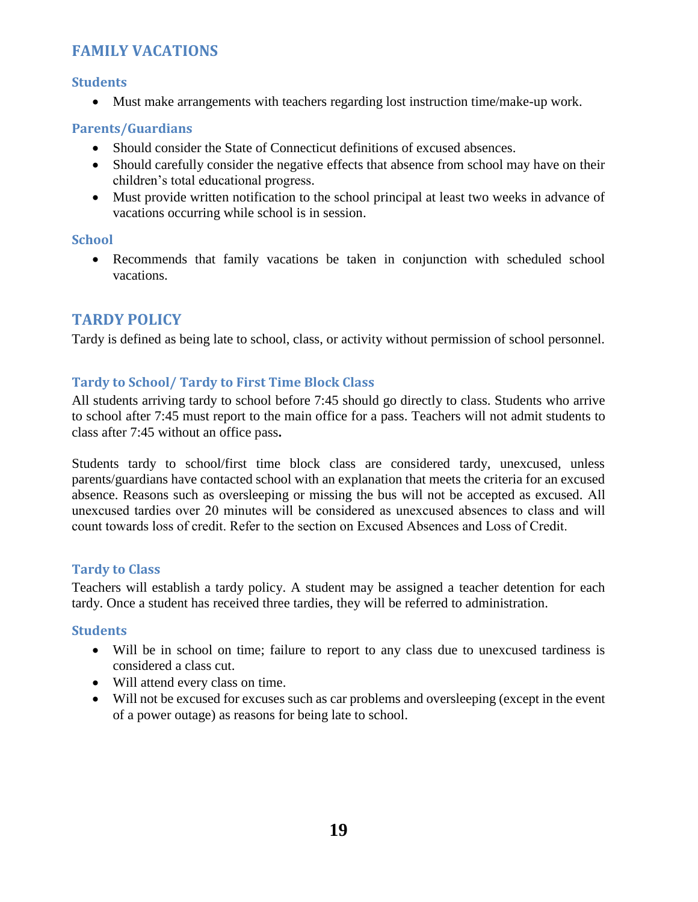## FAMILY VACATIONS

### Students

- Must make arrangements with teachers regarding lost instruction time/make-up work.

### Parents/Guardians

- Should consider the State of Connecticut definitions of excused absences.
- Should carefully consider the negative effects that absence from school may have on their children's total educational progress.
- Must provide written notification to the school principal at least two weeks in advance of vacations occurring while school is in session.

### School

- Recommends that family vacations be taken in conjunction with scheduled school vacations.

## TARDY POLICY

Tardy is defined as being late to school, class, or activity without permission of school personnel.

### Tardy to School/ Tardy to First Time Block Class

All students arriving tardy to school before 7:45 should go directly to class. Students who arrive to school after 7:45 must report to the main office for a pass. Teachers will not admit students to class after 7:45 without an office pass**.**

Students tardy to school/first time block class are considered tardy, unexcused, unless parents/guardians have contacted school with an explanation that meets the criteria for an excused absence. Reasons such as oversleeping or missing the bus will not be accepted as excused. All unexcused tardies over 20 minutes will be considered as unexcused absences to class and will count towards loss of credit. Refer to the section on Excused Absences and Loss of Credit.

### Tardy to Class

Teachers will establish a tardy policy. A student may be assigned a teacher detention for each tardy. Once a student has received three tardies, they will be referred to administration.

### Students

- Will be in school on time; failure to report to any class due to unexcused tardiness is considered a class cut.
- Will attend every class on time.
- Will not be excused for excuses such as car problems and oversleeping (except in the event of a power outage) as reasons for being late to school.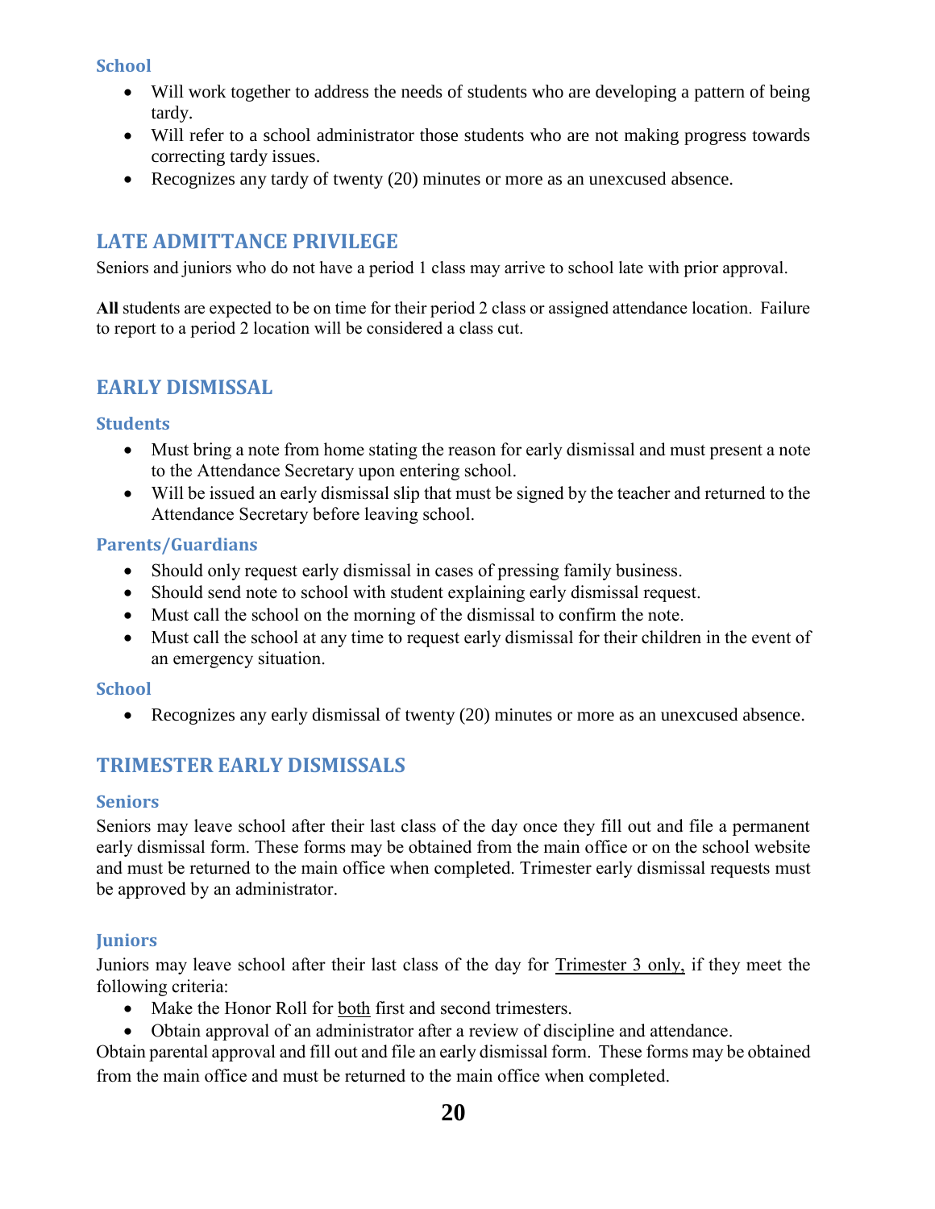### School

- Will work together to address the needs of students who are developing a pattern of being tardy.
- Will refer to a school administrator those students who are not making progress towards correcting tardy issues.
- Recognizes any tardy of twenty (20) minutes or more as an unexcused absence.

## LATE ADMITTANCE PRIVILEGE

Seniors and juniors who do not have a period 1 class may arrive to school late with prior approval.

**All** students are expected to be on time for their period 2 class or assigned attendance location. Failure to report to a period 2 location will be considered a class cut.

## EARLY DISMISSAL

### Students

- Must bring a note from home stating the reason for early dismissal and must present a note to the Attendance Secretary upon entering school.
- Will be issued an early dismissal slip that must be signed by the teacher and returned to the Attendance Secretary before leaving school.

### Parents/Guardians

- Should only request early dismissal in cases of pressing family business.
- Should send note to school with student explaining early dismissal request.
- Must call the school on the morning of the dismissal to confirm the note.
- Must call the school at any time to request early dismissal for their children in the event of an emergency situation.

### School

- Recognizes any early dismissal of twenty (20) minutes or more as an unexcused absence.

## TRIMESTER EARLY DISMISSALS

### Seniors

Seniors may leave school after their last class of the day once they fill out and file a permanent early dismissal form. These forms may be obtained from the main office or on the school website and must be returned to the main office when completed. Trimester early dismissal requests must be approved by an administrator.

### Juniors

Juniors may leave school after their last class of the day for <u>Trimester 3 only,</u> if they meet the following criteria:

- Make the Honor Roll for <u>both</u> first and second trimesters.
- Obtain approval of an administrator after a review of discipline and attendance.

Obtain parental approval and fill out and file an early dismissal form. These forms may be obtained from the main office and must be returned to the main office when completed.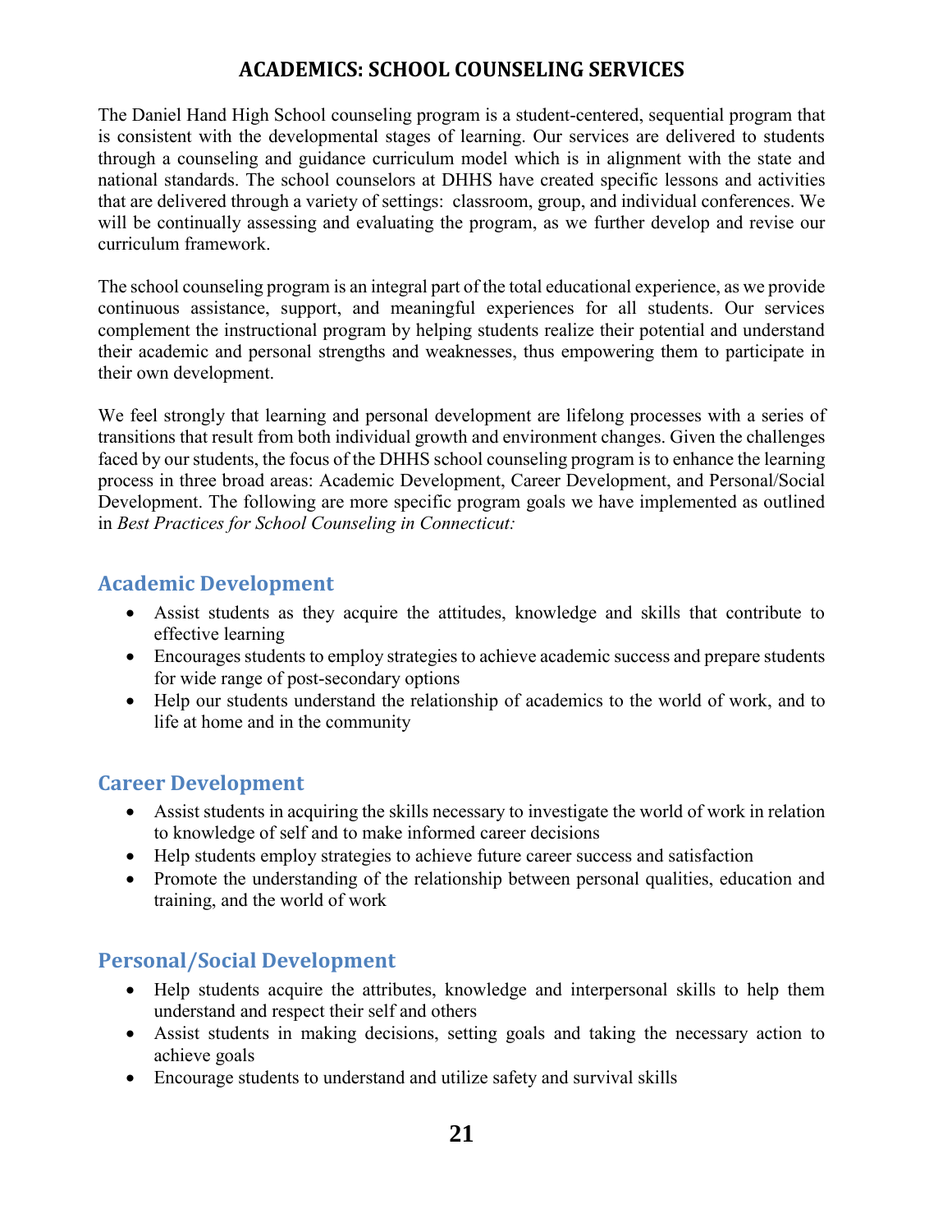# ACADEMICS: SCHOOL COUNSELING SERVICES

The Daniel Hand High School counseling program is a student-centered, sequential program that is consistent with the developmental stages of learning. Our services are delivered to students through a counseling and guidance curriculum model which is in alignment with the state and national standards. The school counselors at DHHS have created specific lessons and activities that are delivered through a variety of settings: classroom, group, and individual conferences. We will be continually assessing and evaluating the program, as we further develop and revise our curriculum framework.

The school counseling program is an integral part of the total educational experience, as we provide continuous assistance, support, and meaningful experiences for all students. Our services complement the instructional program by helping students realize their potential and understand their academic and personal strengths and weaknesses, thus empowering them to participate in their own development.

We feel strongly that learning and personal development are lifelong processes with a series of transitions that result from both individual growth and environment changes. Given the challenges faced by our students, the focus of the DHHS school counseling program is to enhance the learning process in three broad areas: Academic Development, Career Development, and Personal/Social Development. The following are more specific program goals we have implemented as outlined in *Best Practices for School Counseling in Connecticut:*

## Academic Development

- Assist students as they acquire the attitudes, knowledge and skills that contribute to effective learning
- Encourages students to employ strategies to achieve academic success and prepare students for wide range of post-secondary options
- Help our students understand the relationship of academics to the world of work, and to life at home and in the community

## Career Development

- Assist students in acquiring the skills necessary to investigate the world of work in relation to knowledge of self and to make informed career decisions
- Help students employ strategies to achieve future career success and satisfaction
- Promote the understanding of the relationship between personal qualities, education and training, and the world of work

## Personal/Social Development

- Help students acquire the attributes, knowledge and interpersonal skills to help them understand and respect their self and others
- Assist students in making decisions, setting goals and taking the necessary action to achieve goals
- Encourage students to understand and utilize safety and survival skills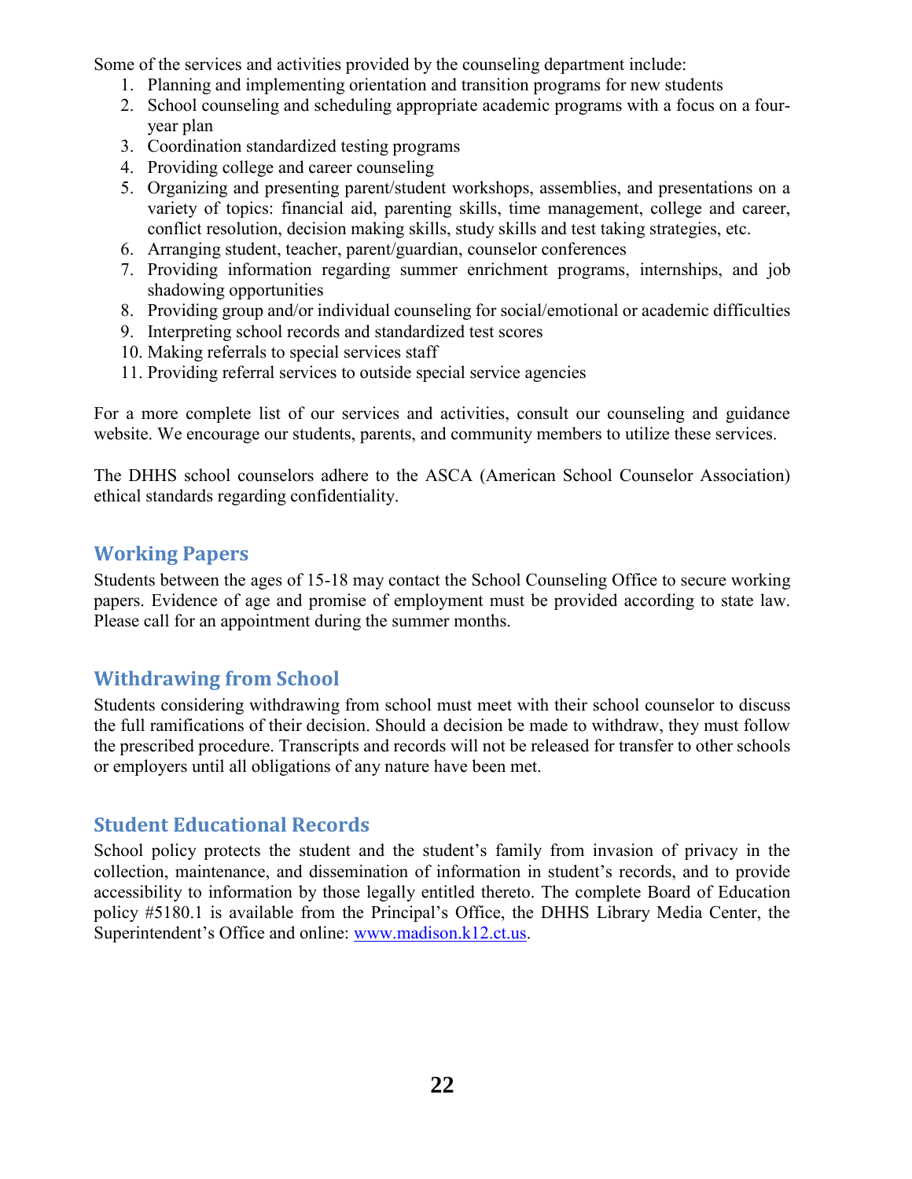Some of the services and activities provided by the counseling department include:

1. Planning and implementing orientation and transition programs for new students
2. School counseling and scheduling appropriate academic programs with a focus on a four-year plan
3. Coordination standardized testing programs
4. Providing college and career counseling
5. Organizing and presenting parent/student workshops, assemblies, and presentations on a variety of topics: financial aid, parenting skills, time management, college and career, conflict resolution, decision making skills, study skills and test taking strategies, etc.
6. Arranging student, teacher, parent/guardian, counselor conferences
7. Providing information regarding summer enrichment programs, internships, and job shadowing opportunities
8. Providing group and/or individual counseling for social/emotional or academic difficulties
9. Interpreting school records and standardized test scores
10. Making referrals to special services staff
11. Providing referral services to outside special service agencies

For a more complete list of our services and activities, consult our counseling and guidance website. We encourage our students, parents, and community members to utilize these services.

The DHHS school counselors adhere to the ASCA (American School Counselor Association) ethical standards regarding confidentiality.

## Working Papers

Students between the ages of 15-18 may contact the School Counseling Office to secure working papers. Evidence of age and promise of employment must be provided according to state law. Please call for an appointment during the summer months.

## Withdrawing from School

Students considering withdrawing from school must meet with their school counselor to discuss the full ramifications of their decision. Should a decision be made to withdraw, they must follow the prescribed procedure. Transcripts and records will not be released for transfer to other schools or employers until all obligations of any nature have been met.

## Student Educational Records

School policy protects the student and the student's family from invasion of privacy in the collection, maintenance, and dissemination of information in student's records, and to provide accessibility to information by those legally entitled thereto. The complete Board of Education policy #5180.1 is available from the Principal's Office, the DHHS Library Media Center, the Superintendent's Office and online: [www.madison.k12.ct.us](http://www.madison.k12.ct.us).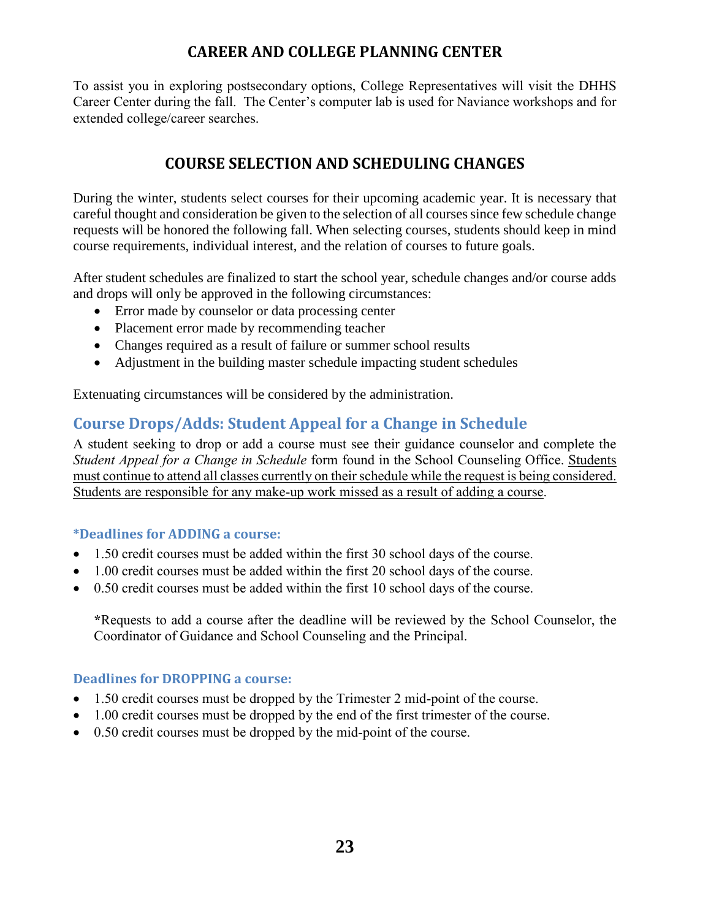## CAREER AND COLLEGE PLANNING CENTER

To assist you in exploring postsecondary options, College Representatives will visit the DHHS Career Center during the fall. The Center's computer lab is used for Naviance workshops and for extended college/career searches.

## COURSE SELECTION AND SCHEDULING CHANGES

During the winter, students select courses for their upcoming academic year. It is necessary that careful thought and consideration be given to the selection of all courses since few schedule change requests will be honored the following fall. When selecting courses, students should keep in mind course requirements, individual interest, and the relation of courses to future goals.

After student schedules are finalized to start the school year, schedule changes and/or course adds and drops will only be approved in the following circumstances:

- Error made by counselor or data processing center
- Placement error made by recommending teacher
- Changes required as a result of failure or summer school results
- Adjustment in the building master schedule impacting student schedules

Extenuating circumstances will be considered by the administration.

### Course Drops/Adds: Student Appeal for a Change in Schedule

A student seeking to drop or add a course must see their guidance counselor and complete the *Student Appeal for a Change in Schedule* form found in the School Counseling Office. Students must continue to attend all classes currently on their schedule while the request is being considered. Students are responsible for any make-up work missed as a result of adding a course.

#### *Deadlines for ADDING a course:

- 1.50 credit courses must be added within the first 30 school days of the course.
- 1.00 credit courses must be added within the first 20 school days of the course.
- 0.50 credit courses must be added within the first 10 school days of the course.

**\***Requests to add a course after the deadline will be reviewed by the School Counselor, the Coordinator of Guidance and School Counseling and the Principal.

#### Deadlines for DROPPING a course:

- 1.50 credit courses must be dropped by the Trimester 2 mid-point of the course.
- 1.00 credit courses must be dropped by the end of the first trimester of the course.
- 0.50 credit courses must be dropped by the mid-point of the course.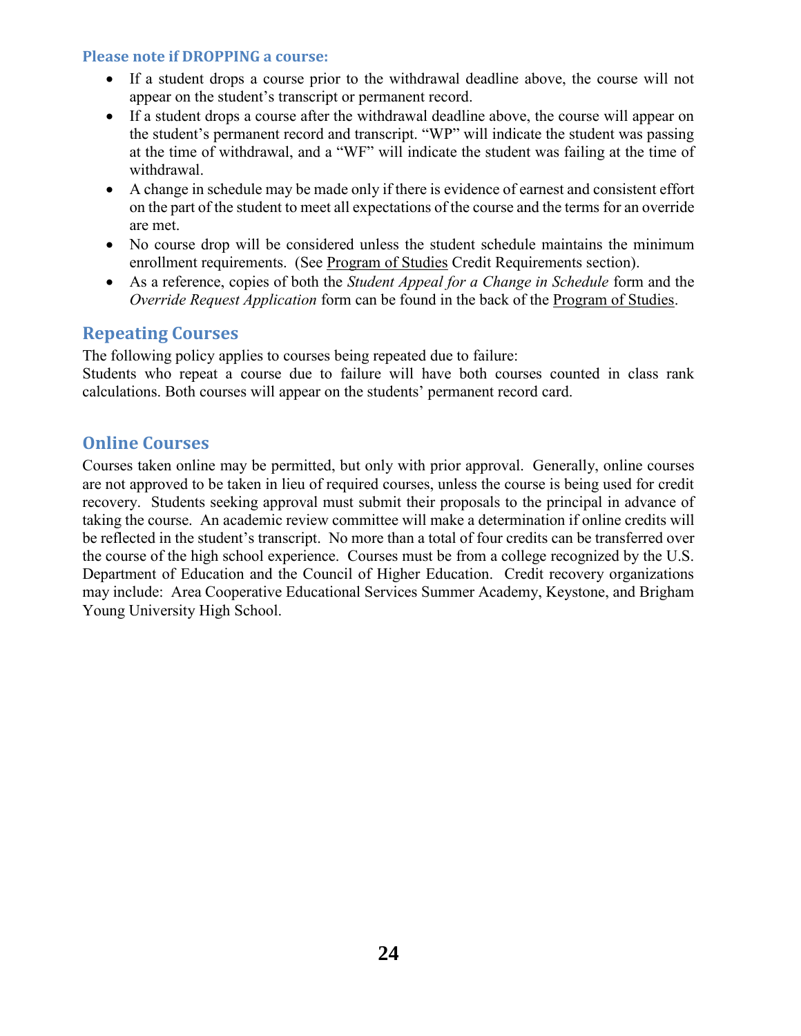**Please note if DROPPING a course:**

- If a student drops a course prior to the withdrawal deadline above, the course will not appear on the student's transcript or permanent record.
- If a student drops a course after the withdrawal deadline above, the course will appear on the student's permanent record and transcript. "WP" will indicate the student was passing at the time of withdrawal, and a "WF" will indicate the student was failing at the time of withdrawal.
- A change in schedule may be made only if there is evidence of earnest and consistent effort on the part of the student to meet all expectations of the course and the terms for an override are met.
- No course drop will be considered unless the student schedule maintains the minimum enrollment requirements. (See Program of Studies Credit Requirements section).
- As a reference, copies of both the *Student Appeal for a Change in Schedule* form and the *Override Request Application* form can be found in the back of the Program of Studies.

## Repeating Courses

The following policy applies to courses being repeated due to failure:
Students who repeat a course due to failure will have both courses counted in class rank calculations. Both courses will appear on the students' permanent record card.

## Online Courses

Courses taken online may be permitted, but only with prior approval. Generally, online courses are not approved to be taken in lieu of required courses, unless the course is being used for credit recovery. Students seeking approval must submit their proposals to the principal in advance of taking the course. An academic review committee will make a determination if online credits will be reflected in the student's transcript. No more than a total of four credits can be transferred over the course of the high school experience. Courses must be from a college recognized by the U.S. Department of Education and the Council of Higher Education. Credit recovery organizations may include: Area Cooperative Educational Services Summer Academy, Keystone, and Brigham Young University High School.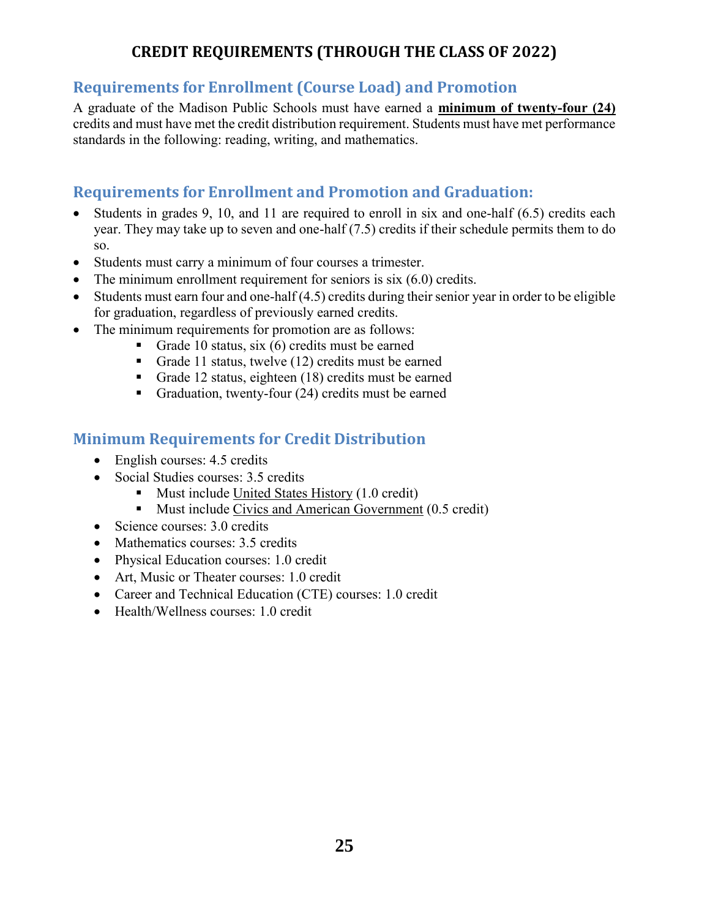# CREDIT REQUIREMENTS (THROUGH THE CLASS OF 2022)

## Requirements for Enrollment (Course Load) and Promotion

A graduate of the Madison Public Schools must have earned a **minimum of twenty-four (24)** credits and must have met the credit distribution requirement. Students must have met performance standards in the following: reading, writing, and mathematics.

## Requirements for Enrollment and Promotion and Graduation:

- Students in grades 9, 10, and 11 are required to enroll in six and one-half (6.5) credits each year. They may take up to seven and one-half (7.5) credits if their schedule permits them to do so.
- Students must carry a minimum of four courses a trimester.
- The minimum enrollment requirement for seniors is six (6.0) credits.
- Students must earn four and one-half (4.5) credits during their senior year in order to be eligible for graduation, regardless of previously earned credits.
- The minimum requirements for promotion are as follows:
  - Grade 10 status, six (6) credits must be earned
  - Grade 11 status, twelve (12) credits must be earned
  - Grade 12 status, eighteen (18) credits must be earned
  - Graduation, twenty-four (24) credits must be earned

## Minimum Requirements for Credit Distribution

- English courses: 4.5 credits
- Social Studies courses: 3.5 credits
  - Must include United States History (1.0 credit)
  - Must include Civics and American Government (0.5 credit)
- Science courses: 3.0 credits
- Mathematics courses: 3.5 credits
- Physical Education courses: 1.0 credit
- Art, Music or Theater courses: 1.0 credit
- Career and Technical Education (CTE) courses: 1.0 credit
- Health/Wellness courses: 1.0 credit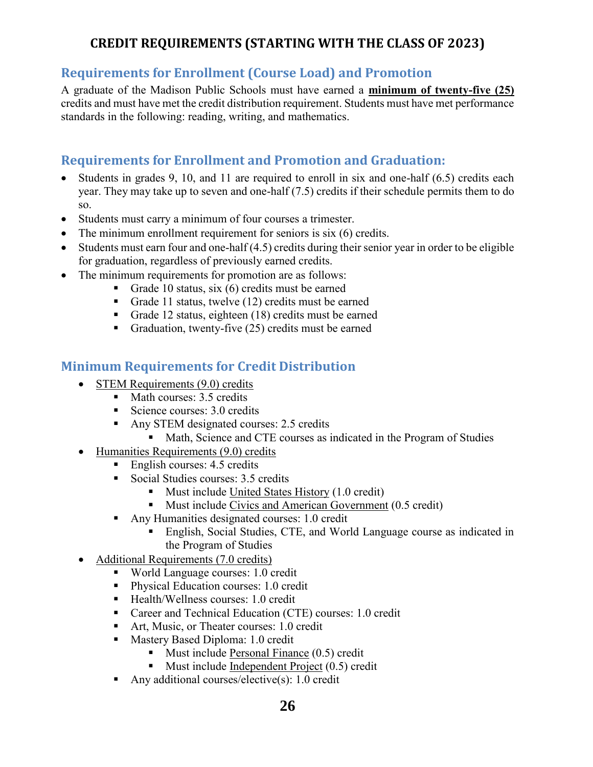# CREDIT REQUIREMENTS (STARTING WITH THE CLASS OF 2023)

## Requirements for Enrollment (Course Load) and Promotion

A graduate of the Madison Public Schools must have earned a **minimum of twenty-five (25)** credits and must have met the credit distribution requirement. Students must have met performance standards in the following: reading, writing, and mathematics.

## Requirements for Enrollment and Promotion and Graduation:

- Students in grades 9, 10, and 11 are required to enroll in six and one-half (6.5) credits each year. They may take up to seven and one-half (7.5) credits if their schedule permits them to do so.
- Students must carry a minimum of four courses a trimester.
- The minimum enrollment requirement for seniors is six (6) credits.
- Students must earn four and one-half (4.5) credits during their senior year in order to be eligible for graduation, regardless of previously earned credits.
- The minimum requirements for promotion are as follows:
  - Grade 10 status, six (6) credits must be earned
  - Grade 11 status, twelve (12) credits must be earned
  - Grade 12 status, eighteen (18) credits must be earned
  - Graduation, twenty-five (25) credits must be earned

## Minimum Requirements for Credit Distribution

- STEM Requirements (9.0) credits
  - Math courses: 3.5 credits
  - Science courses: 3.0 credits
  - Any STEM designated courses: 2.5 credits
    - Math, Science and CTE courses as indicated in the Program of Studies
- Humanities Requirements (9.0) credits
  - English courses: 4.5 credits
  - Social Studies courses: 3.5 credits
    - Must include United States History (1.0 credit)
    - Must include Civics and American Government (0.5 credit)
  - Any Humanities designated courses: 1.0 credit
    - English, Social Studies, CTE, and World Language course as indicated in the Program of Studies
- Additional Requirements (7.0 credits)
  - World Language courses: 1.0 credit
  - Physical Education courses: 1.0 credit
  - Health/Wellness courses: 1.0 credit
  - Career and Technical Education (CTE) courses: 1.0 credit
  - Art, Music, or Theater courses: 1.0 credit
  - Mastery Based Diploma: 1.0 credit
    - Must include Personal Finance (0.5) credit
    - Must include Independent Project (0.5) credit
  - Any additional courses/elective(s): 1.0 credit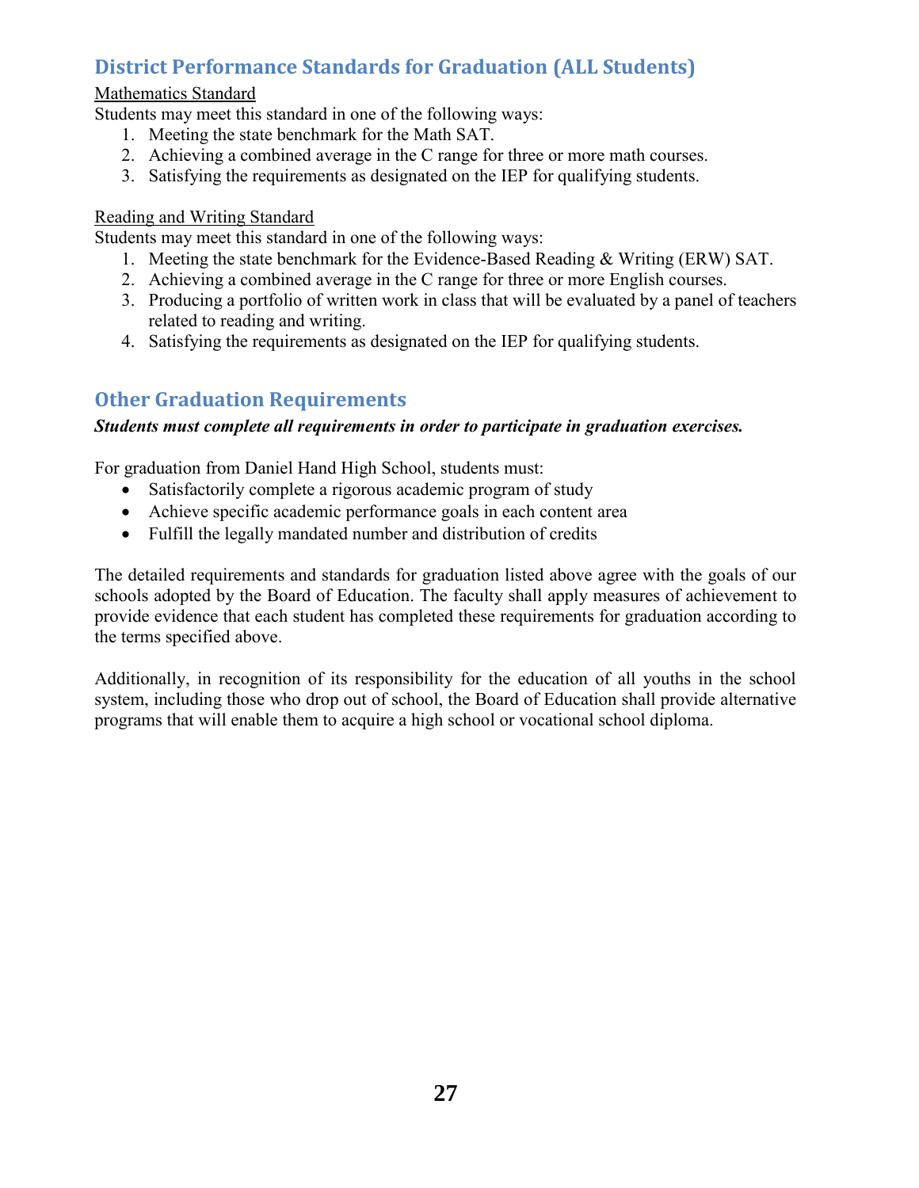## District Performance Standards for Graduation (ALL Students)

Mathematics Standard

Students may meet this standard in one of the following ways:

1. Meeting the state benchmark for the Math SAT.
2. Achieving a combined average in the C range for three or more math courses.
3. Satisfying the requirements as designated on the IEP for qualifying students.

Reading and Writing Standard

Students may meet this standard in one of the following ways:

1. Meeting the state benchmark for the Evidence-Based Reading & Writing (ERW) SAT.
2. Achieving a combined average in the C range for three or more English courses.
3. Producing a portfolio of written work in class that will be evaluated by a panel of teachers related to reading and writing.
4. Satisfying the requirements as designated on the IEP for qualifying students.

## Other Graduation Requirements

***Students must complete all requirements in order to participate in graduation exercises.***

For graduation from Daniel Hand High School, students must:

- Satisfactorily complete a rigorous academic program of study
- Achieve specific academic performance goals in each content area
- Fulfill the legally mandated number and distribution of credits

The detailed requirements and standards for graduation listed above agree with the goals of our schools adopted by the Board of Education. The faculty shall apply measures of achievement to provide evidence that each student has completed these requirements for graduation according to the terms specified above.

Additionally, in recognition of its responsibility for the education of all youths in the school system, including those who drop out of school, the Board of Education shall provide alternative programs that will enable them to acquire a high school or vocational school diploma.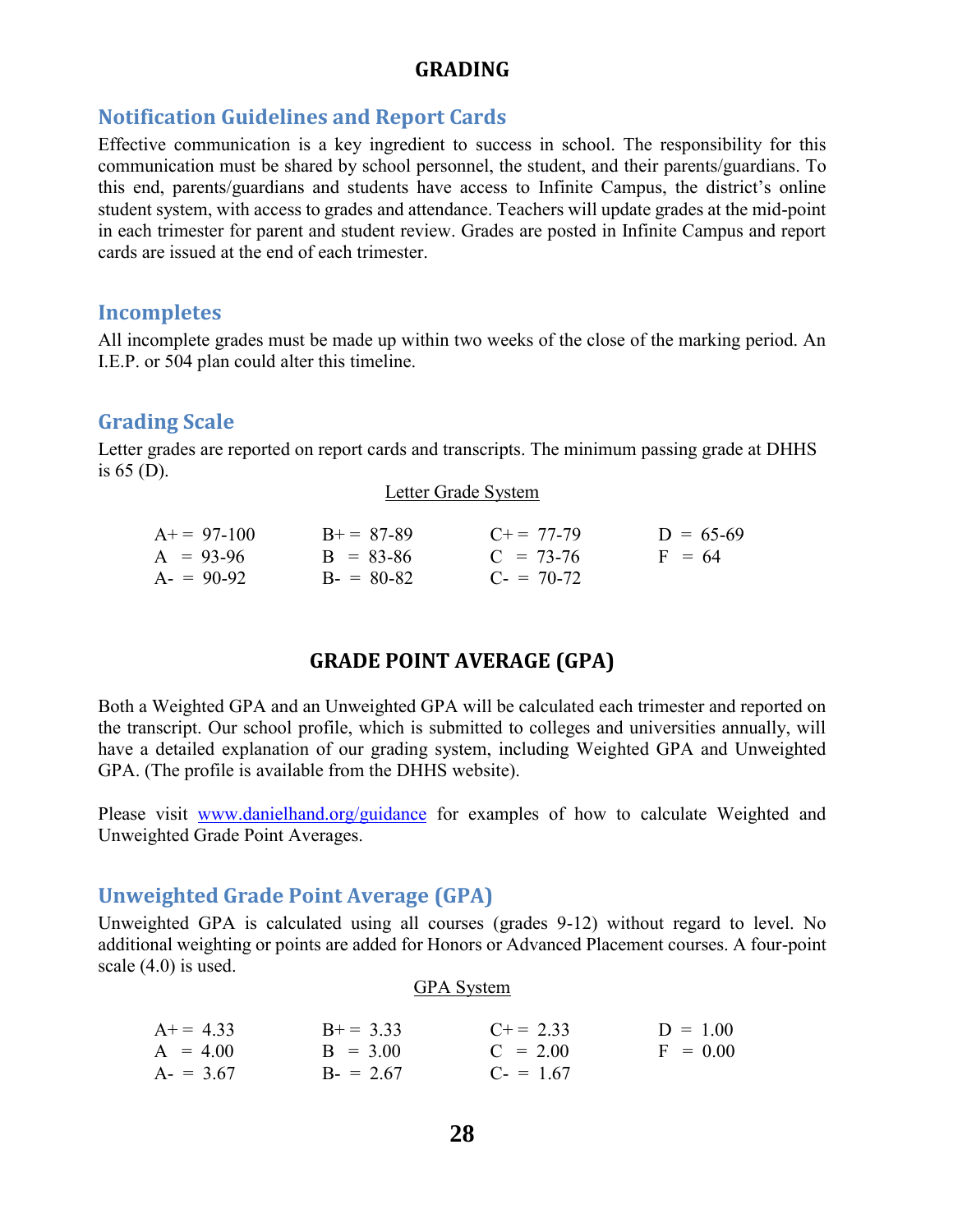# GRADING

## Notification Guidelines and Report Cards

Effective communication is a key ingredient to success in school. The responsibility for this communication must be shared by school personnel, the student, and their parents/guardians. To this end, parents/guardians and students have access to Infinite Campus, the district's online student system, with access to grades and attendance. Teachers will update grades at the mid-point in each trimester for parent and student review. Grades are posted in Infinite Campus and report cards are issued at the end of each trimester.

## Incompletes

All incomplete grades must be made up within two weeks of the close of the marking period. An I.E.P. or 504 plan could alter this timeline.

## Grading Scale

Letter grades are reported on report cards and transcripts. The minimum passing grade at DHHS is 65 (D).

Letter Grade System

| | | | |
|---|---|---|---|
| A+ = 97-100 | B+ = 87-89 | C+ = 77-79 | D = 65-69 |
| A = 93-96 | B = 83-86 | C = 73-76 | F = 64 |
| A- = 90-92 | B- = 80-82 | C- = 70-72 | |

# GRADE POINT AVERAGE (GPA)

Both a Weighted GPA and an Unweighted GPA will be calculated each trimester and reported on the transcript. Our school profile, which is submitted to colleges and universities annually, will have a detailed explanation of our grading system, including Weighted GPA and Unweighted GPA. (The profile is available from the DHHS website).

Please visit www.danielhand.org/guidance for examples of how to calculate Weighted and Unweighted Grade Point Averages.

## Unweighted Grade Point Average (GPA)

Unweighted GPA is calculated using all courses (grades 9-12) without regard to level. No additional weighting or points are added for Honors or Advanced Placement courses. A four-point scale (4.0) is used.

GPA System

| | | | |
|---|---|---|---|
| A+ = 4.33 | B+ = 3.33 | C+ = 2.33 | D = 1.00 |
| A = 4.00 | B = 3.00 | C = 2.00 | F = 0.00 |
| A- = 3.67 | B- = 2.67 | C- = 1.67 | |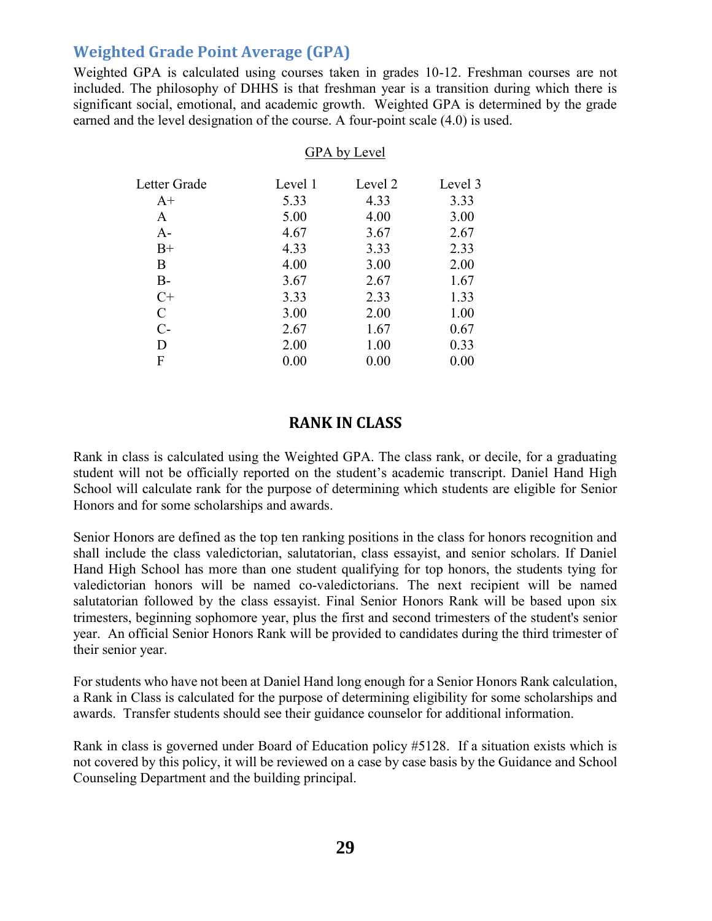## Weighted Grade Point Average (GPA)

Weighted GPA is calculated using courses taken in grades 10-12. Freshman courses are not included. The philosophy of DHHS is that freshman year is a transition during which there is significant social, emotional, and academic growth. Weighted GPA is determined by the grade earned and the level designation of the course. A four-point scale (4.0) is used.

GPA by Level

| Letter Grade | Level 1 | Level 2 | Level 3 |
|---|---|---|---|
| A+ | 5.33 | 4.33 | 3.33 |
| A | 5.00 | 4.00 | 3.00 |
| A- | 4.67 | 3.67 | 2.67 |
| B+ | 4.33 | 3.33 | 2.33 |
| B | 4.00 | 3.00 | 2.00 |
| B- | 3.67 | 2.67 | 1.67 |
| C+ | 3.33 | 2.33 | 1.33 |
| C | 3.00 | 2.00 | 1.00 |
| C- | 2.67 | 1.67 | 0.67 |
| D | 2.00 | 1.00 | 0.33 |
| F | 0.00 | 0.00 | 0.00 |

## RANK IN CLASS

Rank in class is calculated using the Weighted GPA. The class rank, or decile, for a graduating student will not be officially reported on the student's academic transcript. Daniel Hand High School will calculate rank for the purpose of determining which students are eligible for Senior Honors and for some scholarships and awards.

Senior Honors are defined as the top ten ranking positions in the class for honors recognition and shall include the class valedictorian, salutatorian, class essayist, and senior scholars. If Daniel Hand High School has more than one student qualifying for top honors, the students tying for valedictorian honors will be named co-valedictorians. The next recipient will be named salutatorian followed by the class essayist. Final Senior Honors Rank will be based upon six trimesters, beginning sophomore year, plus the first and second trimesters of the student's senior year. An official Senior Honors Rank will be provided to candidates during the third trimester of their senior year.

For students who have not been at Daniel Hand long enough for a Senior Honors Rank calculation, a Rank in Class is calculated for the purpose of determining eligibility for some scholarships and awards. Transfer students should see their guidance counselor for additional information.

Rank in class is governed under Board of Education policy #5128. If a situation exists which is not covered by this policy, it will be reviewed on a case by case basis by the Guidance and School Counseling Department and the building principal.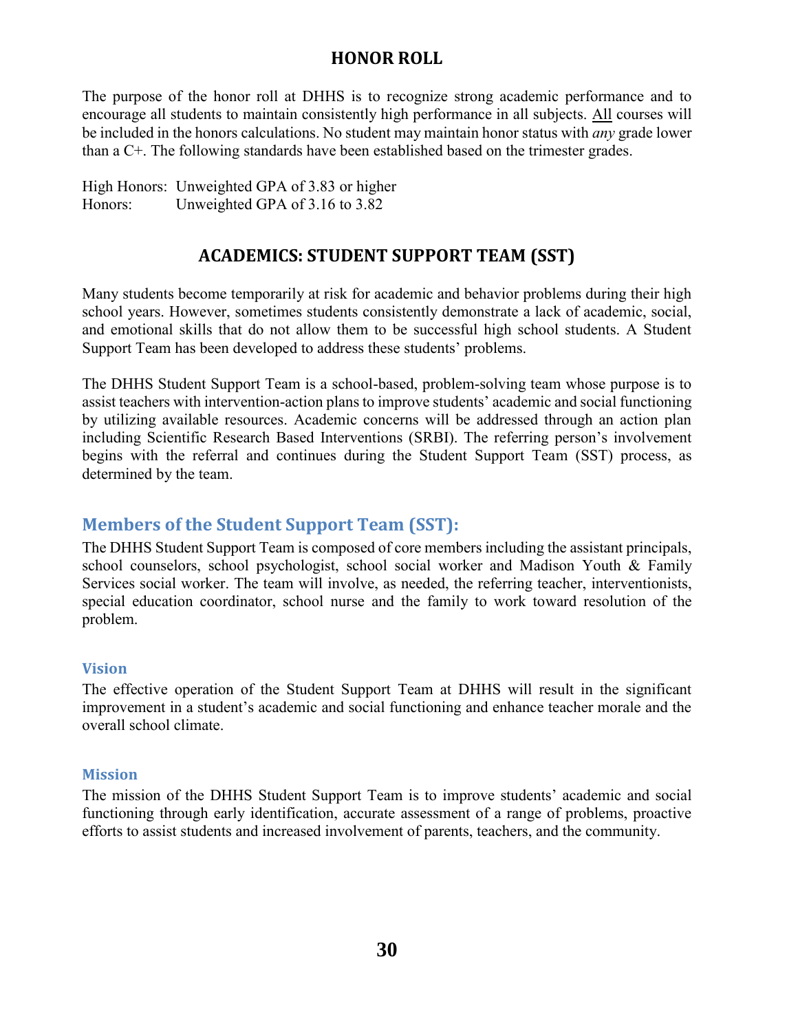## HONOR ROLL

The purpose of the honor roll at DHHS is to recognize strong academic performance and to encourage all students to maintain consistently high performance in all subjects. <u>All</u> courses will be included in the honors calculations. No student may maintain honor status with *any* grade lower than a C+. The following standards have been established based on the trimester grades.

High Honors: Unweighted GPA of 3.83 or higher
Honors: Unweighted GPA of 3.16 to 3.82

## ACADEMICS: STUDENT SUPPORT TEAM (SST)

Many students become temporarily at risk for academic and behavior problems during their high school years. However, sometimes students consistently demonstrate a lack of academic, social, and emotional skills that do not allow them to be successful high school students. A Student Support Team has been developed to address these students' problems.

The DHHS Student Support Team is a school-based, problem-solving team whose purpose is to assist teachers with intervention-action plans to improve students' academic and social functioning by utilizing available resources. Academic concerns will be addressed through an action plan including Scientific Research Based Interventions (SRBI). The referring person's involvement begins with the referral and continues during the Student Support Team (SST) process, as determined by the team.

### Members of the Student Support Team (SST):

The DHHS Student Support Team is composed of core members including the assistant principals, school counselors, school psychologist, school social worker and Madison Youth & Family Services social worker. The team will involve, as needed, the referring teacher, interventionists, special education coordinator, school nurse and the family to work toward resolution of the problem.

#### Vision

The effective operation of the Student Support Team at DHHS will result in the significant improvement in a student's academic and social functioning and enhance teacher morale and the overall school climate.

#### Mission

The mission of the DHHS Student Support Team is to improve students' academic and social functioning through early identification, accurate assessment of a range of problems, proactive efforts to assist students and increased involvement of parents, teachers, and the community.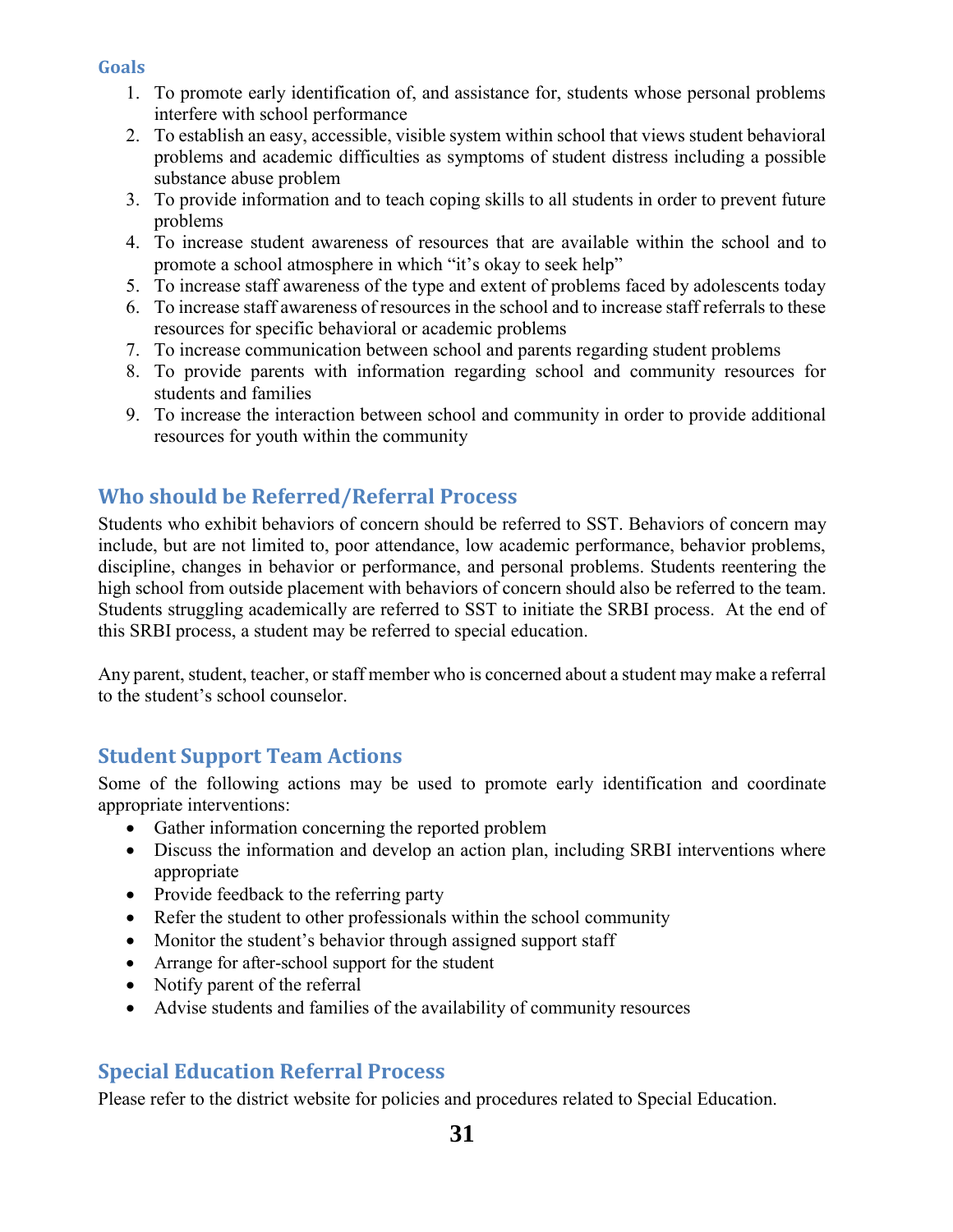### Goals

1. To promote early identification of, and assistance for, students whose personal problems interfere with school performance
2. To establish an easy, accessible, visible system within school that views student behavioral problems and academic difficulties as symptoms of student distress including a possible substance abuse problem
3. To provide information and to teach coping skills to all students in order to prevent future problems
4. To increase student awareness of resources that are available within the school and to promote a school atmosphere in which "it's okay to seek help"
5. To increase staff awareness of the type and extent of problems faced by adolescents today
6. To increase staff awareness of resources in the school and to increase staff referrals to these resources for specific behavioral or academic problems
7. To increase communication between school and parents regarding student problems
8. To provide parents with information regarding school and community resources for students and families
9. To increase the interaction between school and community in order to provide additional resources for youth within the community

## Who should be Referred/Referral Process

Students who exhibit behaviors of concern should be referred to SST. Behaviors of concern may include, but are not limited to, poor attendance, low academic performance, behavior problems, discipline, changes in behavior or performance, and personal problems. Students reentering the high school from outside placement with behaviors of concern should also be referred to the team. Students struggling academically are referred to SST to initiate the SRBI process. At the end of this SRBI process, a student may be referred to special education.

Any parent, student, teacher, or staff member who is concerned about a student may make a referral to the student's school counselor.

## Student Support Team Actions

Some of the following actions may be used to promote early identification and coordinate appropriate interventions:

- Gather information concerning the reported problem
- Discuss the information and develop an action plan, including SRBI interventions where appropriate
- Provide feedback to the referring party
- Refer the student to other professionals within the school community
- Monitor the student's behavior through assigned support staff
- Arrange for after-school support for the student
- Notify parent of the referral
- Advise students and families of the availability of community resources

## Special Education Referral Process

Please refer to the district website for policies and procedures related to Special Education.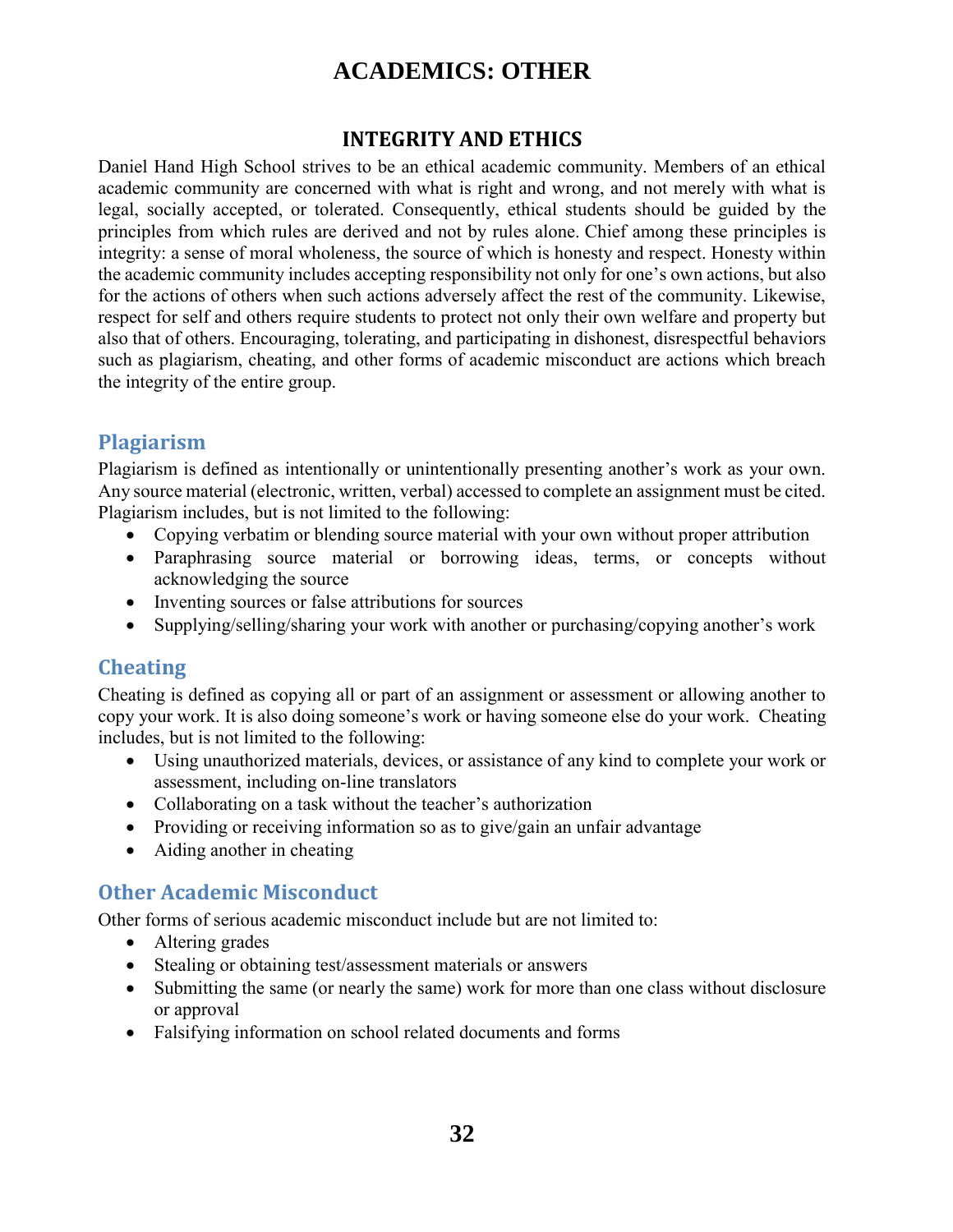# ACADEMICS: OTHER

## INTEGRITY AND ETHICS

Daniel Hand High School strives to be an ethical academic community. Members of an ethical academic community are concerned with what is right and wrong, and not merely with what is legal, socially accepted, or tolerated. Consequently, ethical students should be guided by the principles from which rules are derived and not by rules alone. Chief among these principles is integrity: a sense of moral wholeness, the source of which is honesty and respect. Honesty within the academic community includes accepting responsibility not only for one's own actions, but also for the actions of others when such actions adversely affect the rest of the community. Likewise, respect for self and others require students to protect not only their own welfare and property but also that of others. Encouraging, tolerating, and participating in dishonest, disrespectful behaviors such as plagiarism, cheating, and other forms of academic misconduct are actions which breach the integrity of the entire group.

### Plagiarism

Plagiarism is defined as intentionally or unintentionally presenting another's work as your own. Any source material (electronic, written, verbal) accessed to complete an assignment must be cited. Plagiarism includes, but is not limited to the following:

- Copying verbatim or blending source material with your own without proper attribution
- Paraphrasing source material or borrowing ideas, terms, or concepts without acknowledging the source
- Inventing sources or false attributions for sources
- Supplying/selling/sharing your work with another or purchasing/copying another's work

### Cheating

Cheating is defined as copying all or part of an assignment or assessment or allowing another to copy your work. It is also doing someone's work or having someone else do your work. Cheating includes, but is not limited to the following:

- Using unauthorized materials, devices, or assistance of any kind to complete your work or assessment, including on-line translators
- Collaborating on a task without the teacher's authorization
- Providing or receiving information so as to give/gain an unfair advantage
- Aiding another in cheating

### Other Academic Misconduct

Other forms of serious academic misconduct include but are not limited to:

- Altering grades
- Stealing or obtaining test/assessment materials or answers
- Submitting the same (or nearly the same) work for more than one class without disclosure or approval
- Falsifying information on school related documents and forms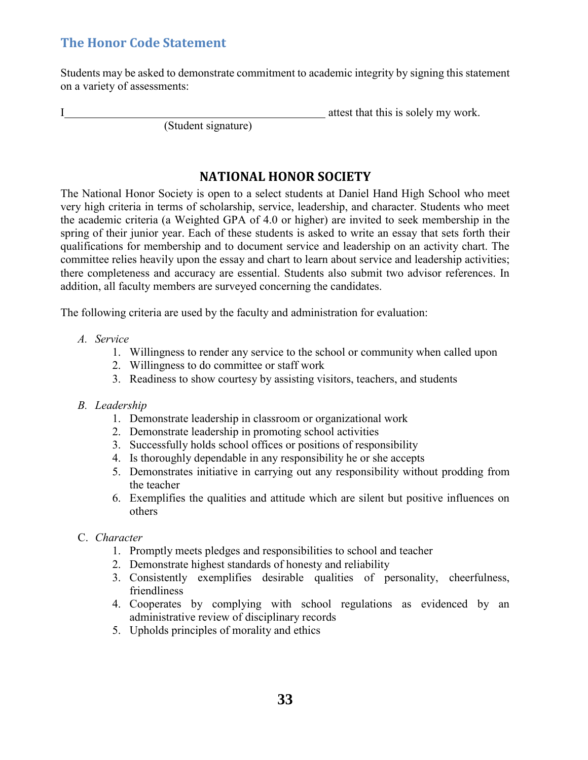## The Honor Code Statement

Students may be asked to demonstrate commitment to academic integrity by signing this statement on a variety of assessments:

I_____________________________________________ attest that this is solely my work.
(Student signature)

## NATIONAL HONOR SOCIETY

The National Honor Society is open to a select students at Daniel Hand High School who meet very high criteria in terms of scholarship, service, leadership, and character. Students who meet the academic criteria (a Weighted GPA of 4.0 or higher) are invited to seek membership in the spring of their junior year. Each of these students is asked to write an essay that sets forth their qualifications for membership and to document service and leadership on an activity chart. The committee relies heavily upon the essay and chart to learn about service and leadership activities; there completeness and accuracy are essential. Students also submit two advisor references. In addition, all faculty members are surveyed concerning the candidates.

The following criteria are used by the faculty and administration for evaluation:

A. *Service*
   1. Willingness to render any service to the school or community when called upon
   2. Willingness to do committee or staff work
   3. Readiness to show courtesy by assisting visitors, teachers, and students

B. *Leadership*
   1. Demonstrate leadership in classroom or organizational work
   2. Demonstrate leadership in promoting school activities
   3. Successfully holds school offices or positions of responsibility
   4. Is thoroughly dependable in any responsibility he or she accepts
   5. Demonstrates initiative in carrying out any responsibility without prodding from the teacher
   6. Exemplifies the qualities and attitude which are silent but positive influences on others

C. *Character*
   1. Promptly meets pledges and responsibilities to school and teacher
   2. Demonstrate highest standards of honesty and reliability
   3. Consistently exemplifies desirable qualities of personality, cheerfulness, friendliness
   4. Cooperates by complying with school regulations as evidenced by an administrative review of disciplinary records
   5. Upholds principles of morality and ethics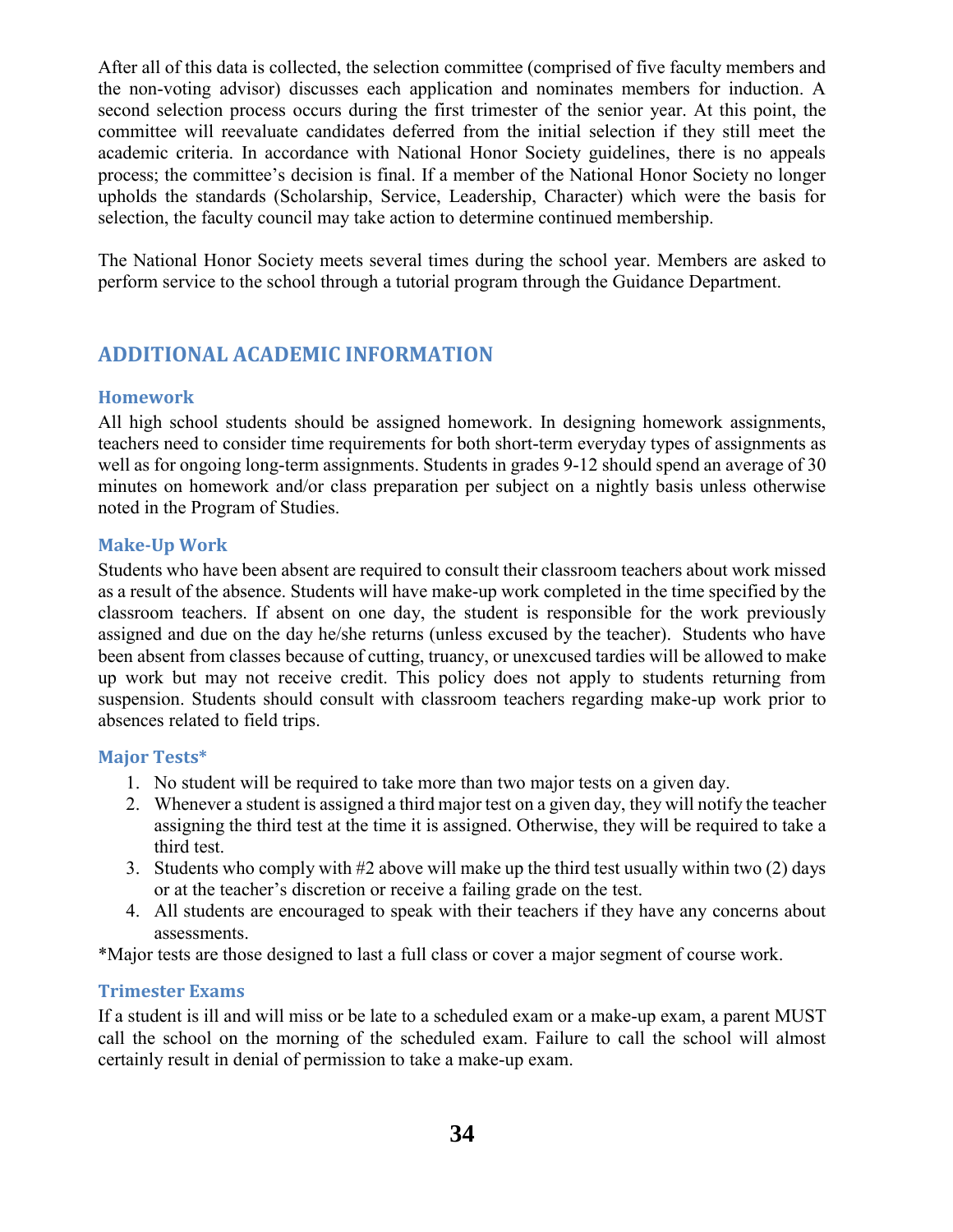After all of this data is collected, the selection committee (comprised of five faculty members and the non-voting advisor) discusses each application and nominates members for induction. A second selection process occurs during the first trimester of the senior year. At this point, the committee will reevaluate candidates deferred from the initial selection if they still meet the academic criteria. In accordance with National Honor Society guidelines, there is no appeals process; the committee's decision is final. If a member of the National Honor Society no longer upholds the standards (Scholarship, Service, Leadership, Character) which were the basis for selection, the faculty council may take action to determine continued membership.

The National Honor Society meets several times during the school year. Members are asked to perform service to the school through a tutorial program through the Guidance Department.

## ADDITIONAL ACADEMIC INFORMATION

### Homework

All high school students should be assigned homework. In designing homework assignments, teachers need to consider time requirements for both short-term everyday types of assignments as well as for ongoing long-term assignments. Students in grades 9-12 should spend an average of 30 minutes on homework and/or class preparation per subject on a nightly basis unless otherwise noted in the Program of Studies.

### Make-Up Work

Students who have been absent are required to consult their classroom teachers about work missed as a result of the absence. Students will have make-up work completed in the time specified by the classroom teachers. If absent on one day, the student is responsible for the work previously assigned and due on the day he/she returns (unless excused by the teacher). Students who have been absent from classes because of cutting, truancy, or unexcused tardies will be allowed to make up work but may not receive credit. This policy does not apply to students returning from suspension. Students should consult with classroom teachers regarding make-up work prior to absences related to field trips.

### Major Tests*

1. No student will be required to take more than two major tests on a given day.
2. Whenever a student is assigned a third major test on a given day, they will notify the teacher assigning the third test at the time it is assigned. Otherwise, they will be required to take a third test.
3. Students who comply with #2 above will make up the third test usually within two (2) days or at the teacher's discretion or receive a failing grade on the test.
4. All students are encouraged to speak with their teachers if they have any concerns about assessments.

*Major tests are those designed to last a full class or cover a major segment of course work.

### Trimester Exams

If a student is ill and will miss or be late to a scheduled exam or a make-up exam, a parent MUST call the school on the morning of the scheduled exam. Failure to call the school will almost certainly result in denial of permission to take a make-up exam.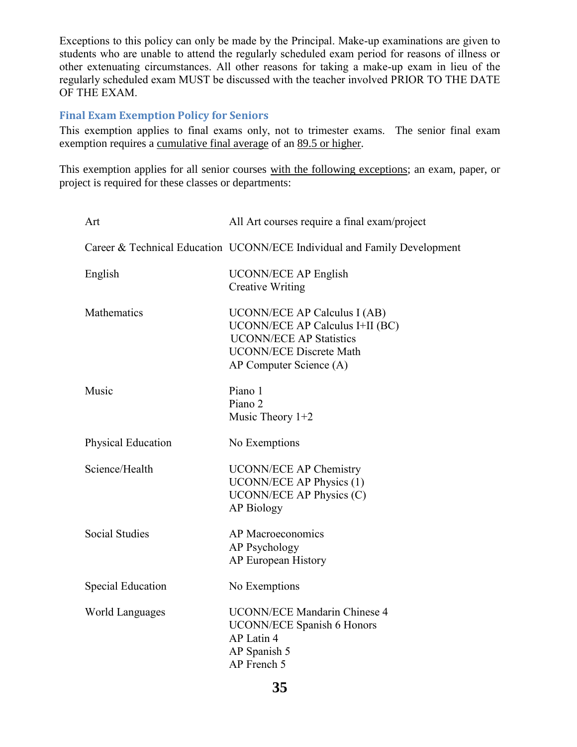Exceptions to this policy can only be made by the Principal. Make-up examinations are given to students who are unable to attend the regularly scheduled exam period for reasons of illness or other extenuating circumstances. All other reasons for taking a make-up exam in lieu of the regularly scheduled exam MUST be discussed with the teacher involved PRIOR TO THE DATE OF THE EXAM.

### Final Exam Exemption Policy for Seniors

This exemption applies to final exams only, not to trimester exams. The senior final exam exemption requires a cumulative final average of an 89.5 or higher.

This exemption applies for all senior courses with the following exceptions; an exam, paper, or project is required for these classes or departments:

| Department | Courses |
|---|---|
| Art | All Art courses require a final exam/project |
| Career & Technical Education | UCONN/ECE Individual and Family Development |
| English | UCONN/ECE AP English<br>Creative Writing |
| Mathematics | UCONN/ECE AP Calculus I (AB)<br>UCONN/ECE AP Calculus I+II (BC)<br>UCONN/ECE AP Statistics<br>UCONN/ECE Discrete Math<br>AP Computer Science (A) |
| Music | Piano 1<br>Piano 2<br>Music Theory 1+2 |
| Physical Education | No Exemptions |
| Science/Health | UCONN/ECE AP Chemistry<br>UCONN/ECE AP Physics (1)<br>UCONN/ECE AP Physics (C)<br>AP Biology |
| Social Studies | AP Macroeconomics<br>AP Psychology<br>AP European History |
| Special Education | No Exemptions |
| World Languages | UCONN/ECE Mandarin Chinese 4<br>UCONN/ECE Spanish 6 Honors<br>AP Latin 4<br>AP Spanish 5<br>AP French 5 |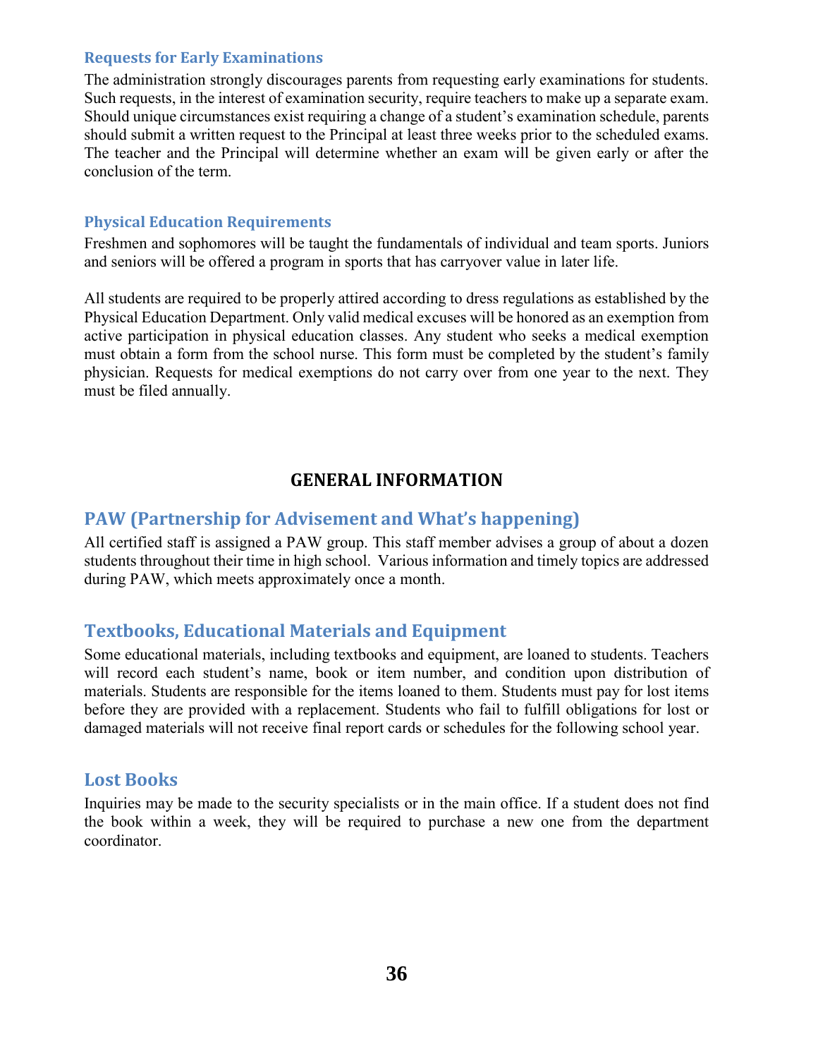### Requests for Early Examinations

The administration strongly discourages parents from requesting early examinations for students. Such requests, in the interest of examination security, require teachers to make up a separate exam. Should unique circumstances exist requiring a change of a student's examination schedule, parents should submit a written request to the Principal at least three weeks prior to the scheduled exams. The teacher and the Principal will determine whether an exam will be given early or after the conclusion of the term.

### Physical Education Requirements

Freshmen and sophomores will be taught the fundamentals of individual and team sports. Juniors and seniors will be offered a program in sports that has carryover value in later life.

All students are required to be properly attired according to dress regulations as established by the Physical Education Department. Only valid medical excuses will be honored as an exemption from active participation in physical education classes. Any student who seeks a medical exemption must obtain a form from the school nurse. This form must be completed by the student's family physician. Requests for medical exemptions do not carry over from one year to the next. They must be filed annually.

# GENERAL INFORMATION

## PAW (Partnership for Advisement and What's happening)

All certified staff is assigned a PAW group. This staff member advises a group of about a dozen students throughout their time in high school. Various information and timely topics are addressed during PAW, which meets approximately once a month.

## Textbooks, Educational Materials and Equipment

Some educational materials, including textbooks and equipment, are loaned to students. Teachers will record each student's name, book or item number, and condition upon distribution of materials. Students are responsible for the items loaned to them. Students must pay for lost items before they are provided with a replacement. Students who fail to fulfill obligations for lost or damaged materials will not receive final report cards or schedules for the following school year.

## Lost Books

Inquiries may be made to the security specialists or in the main office. If a student does not find the book within a week, they will be required to purchase a new one from the department coordinator.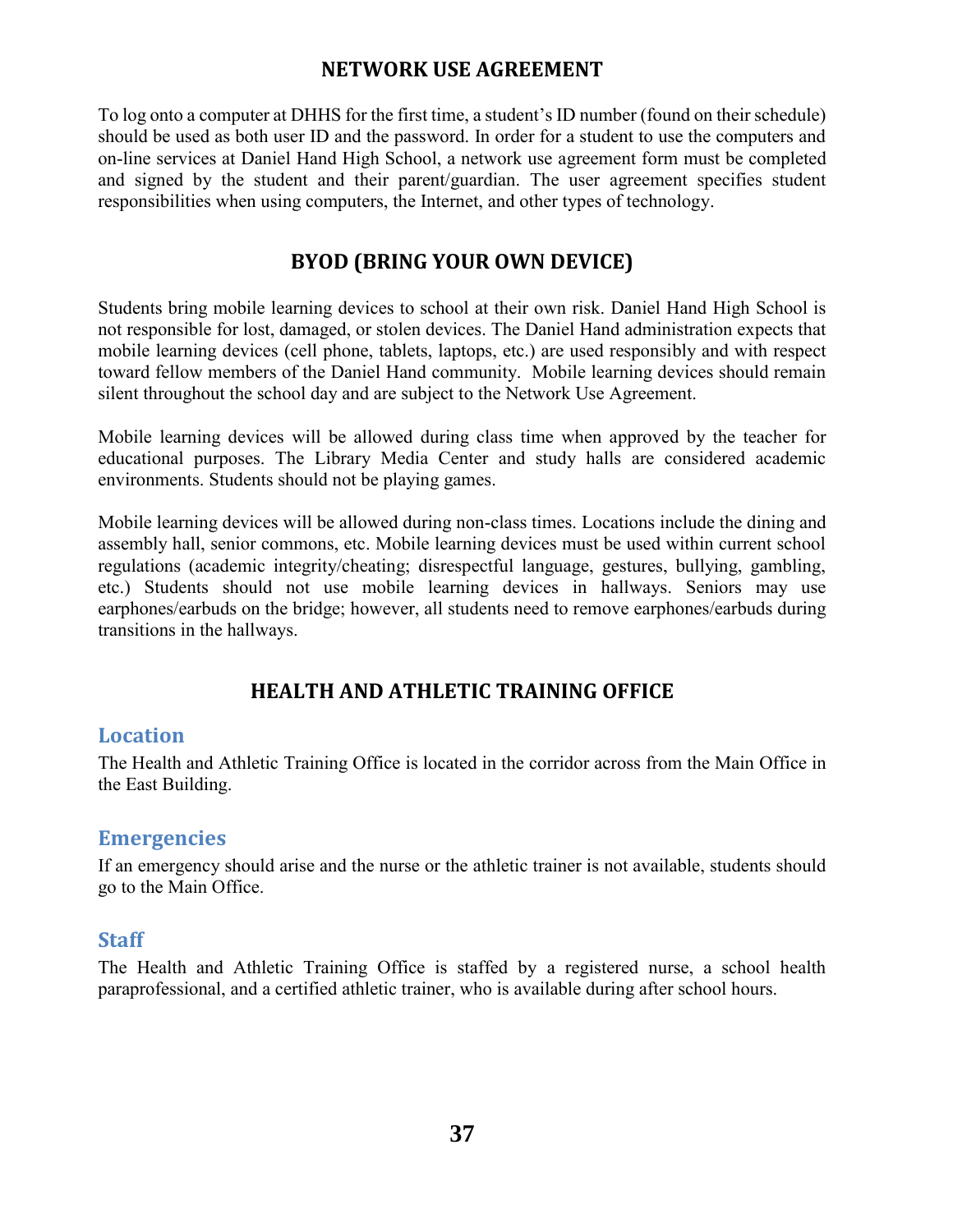## NETWORK USE AGREEMENT

To log onto a computer at DHHS for the first time, a student's ID number (found on their schedule) should be used as both user ID and the password. In order for a student to use the computers and on-line services at Daniel Hand High School, a network use agreement form must be completed and signed by the student and their parent/guardian. The user agreement specifies student responsibilities when using computers, the Internet, and other types of technology.

## BYOD (BRING YOUR OWN DEVICE)

Students bring mobile learning devices to school at their own risk. Daniel Hand High School is not responsible for lost, damaged, or stolen devices. The Daniel Hand administration expects that mobile learning devices (cell phone, tablets, laptops, etc.) are used responsibly and with respect toward fellow members of the Daniel Hand community. Mobile learning devices should remain silent throughout the school day and are subject to the Network Use Agreement.

Mobile learning devices will be allowed during class time when approved by the teacher for educational purposes. The Library Media Center and study halls are considered academic environments. Students should not be playing games.

Mobile learning devices will be allowed during non-class times. Locations include the dining and assembly hall, senior commons, etc. Mobile learning devices must be used within current school regulations (academic integrity/cheating; disrespectful language, gestures, bullying, gambling, etc.) Students should not use mobile learning devices in hallways. Seniors may use earphones/earbuds on the bridge; however, all students need to remove earphones/earbuds during transitions in the hallways.

## HEALTH AND ATHLETIC TRAINING OFFICE

### Location

The Health and Athletic Training Office is located in the corridor across from the Main Office in the East Building.

### Emergencies

If an emergency should arise and the nurse or the athletic trainer is not available, students should go to the Main Office.

### Staff

The Health and Athletic Training Office is staffed by a registered nurse, a school health paraprofessional, and a certified athletic trainer, who is available during after school hours.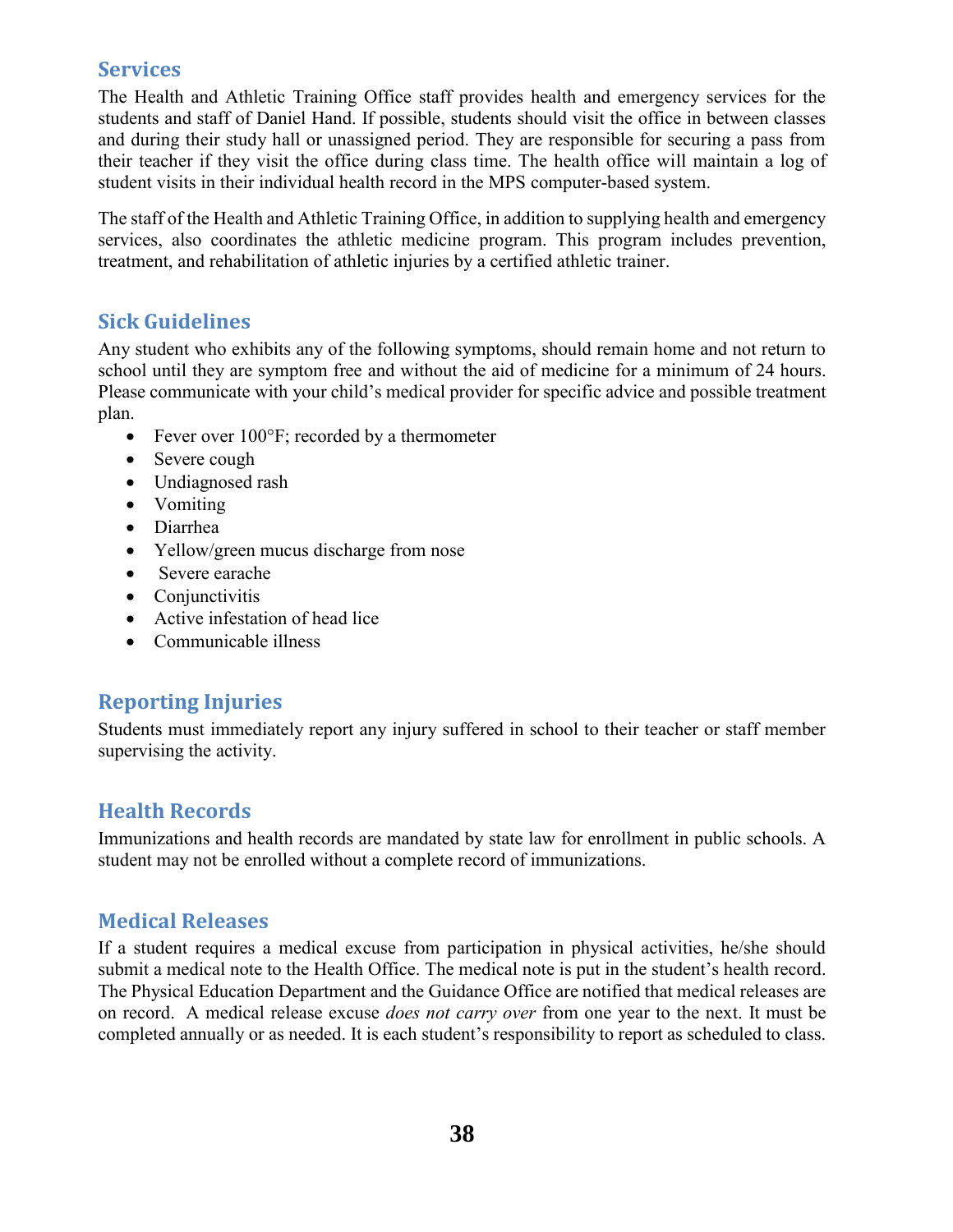## Services

The Health and Athletic Training Office staff provides health and emergency services for the students and staff of Daniel Hand. If possible, students should visit the office in between classes and during their study hall or unassigned period. They are responsible for securing a pass from their teacher if they visit the office during class time. The health office will maintain a log of student visits in their individual health record in the MPS computer-based system.

The staff of the Health and Athletic Training Office, in addition to supplying health and emergency services, also coordinates the athletic medicine program. This program includes prevention, treatment, and rehabilitation of athletic injuries by a certified athletic trainer.

## Sick Guidelines

Any student who exhibits any of the following symptoms, should remain home and not return to school until they are symptom free and without the aid of medicine for a minimum of 24 hours. Please communicate with your child's medical provider for specific advice and possible treatment plan.

- Fever over 100°F; recorded by a thermometer
- Severe cough
- Undiagnosed rash
- Vomiting
- Diarrhea
- Yellow/green mucus discharge from nose
- Severe earache
- Conjunctivitis
- Active infestation of head lice
- Communicable illness

## Reporting Injuries

Students must immediately report any injury suffered in school to their teacher or staff member supervising the activity.

## Health Records

Immunizations and health records are mandated by state law for enrollment in public schools. A student may not be enrolled without a complete record of immunizations.

## Medical Releases

If a student requires a medical excuse from participation in physical activities, he/she should submit a medical note to the Health Office. The medical note is put in the student's health record. The Physical Education Department and the Guidance Office are notified that medical releases are on record. A medical release excuse *does not carry over* from one year to the next. It must be completed annually or as needed. It is each student's responsibility to report as scheduled to class.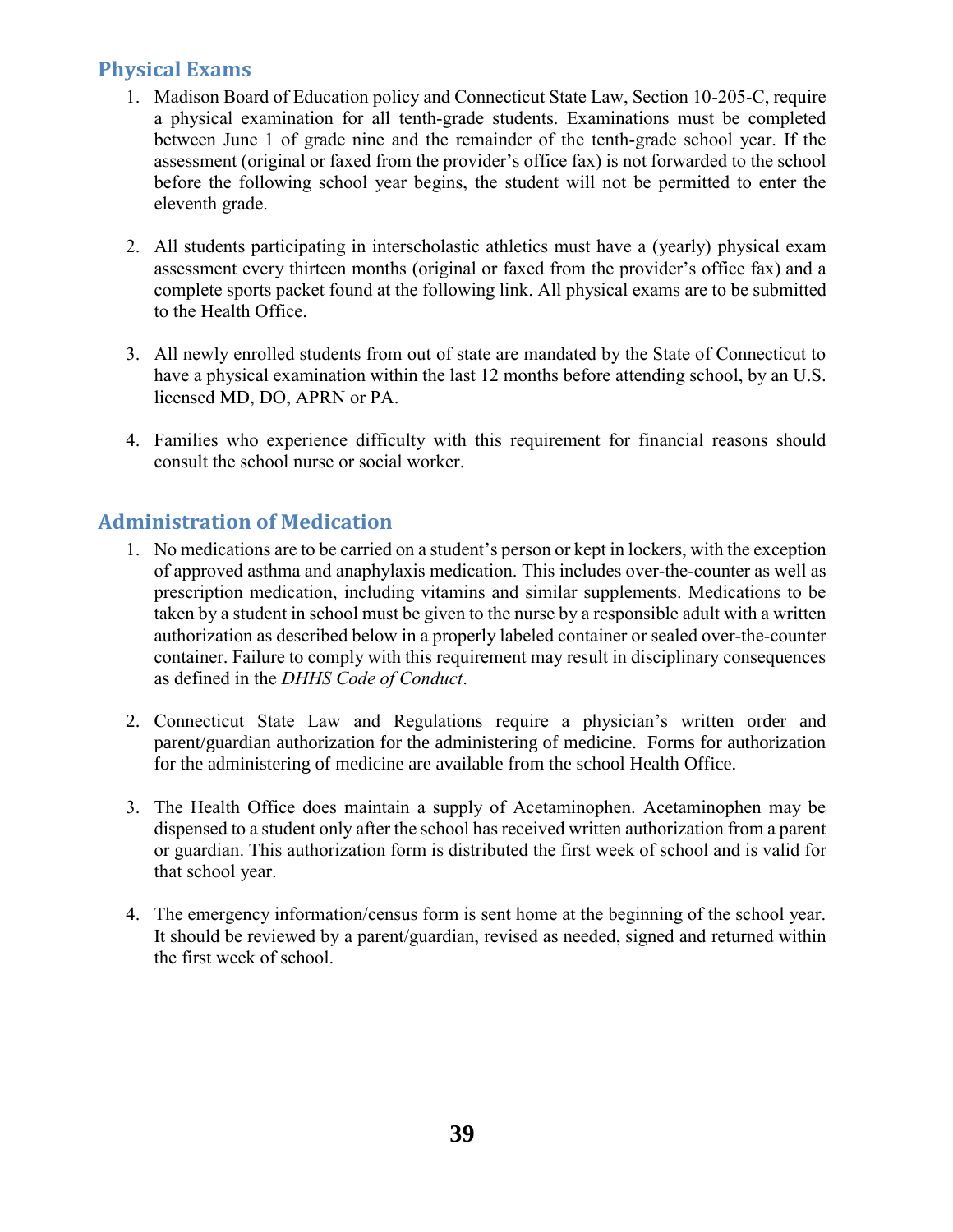## Physical Exams

1. Madison Board of Education policy and Connecticut State Law, Section 10-205-C, require a physical examination for all tenth-grade students. Examinations must be completed between June 1 of grade nine and the remainder of the tenth-grade school year. If the assessment (original or faxed from the provider's office fax) is not forwarded to the school before the following school year begins, the student will not be permitted to enter the eleventh grade.

2. All students participating in interscholastic athletics must have a (yearly) physical exam assessment every thirteen months (original or faxed from the provider's office fax) and a complete sports packet found at the following link. All physical exams are to be submitted to the Health Office.

3. All newly enrolled students from out of state are mandated by the State of Connecticut to have a physical examination within the last 12 months before attending school, by an U.S. licensed MD, DO, APRN or PA.

4. Families who experience difficulty with this requirement for financial reasons should consult the school nurse or social worker.

## Administration of Medication

1. No medications are to be carried on a student's person or kept in lockers, with the exception of approved asthma and anaphylaxis medication. This includes over-the-counter as well as prescription medication, including vitamins and similar supplements. Medications to be taken by a student in school must be given to the nurse by a responsible adult with a written authorization as described below in a properly labeled container or sealed over-the-counter container. Failure to comply with this requirement may result in disciplinary consequences as defined in the *DHHS Code of Conduct*.

2. Connecticut State Law and Regulations require a physician's written order and parent/guardian authorization for the administering of medicine. Forms for authorization for the administering of medicine are available from the school Health Office.

3. The Health Office does maintain a supply of Acetaminophen. Acetaminophen may be dispensed to a student only after the school has received written authorization from a parent or guardian. This authorization form is distributed the first week of school and is valid for that school year.

4. The emergency information/census form is sent home at the beginning of the school year. It should be reviewed by a parent/guardian, revised as needed, signed and returned within the first week of school.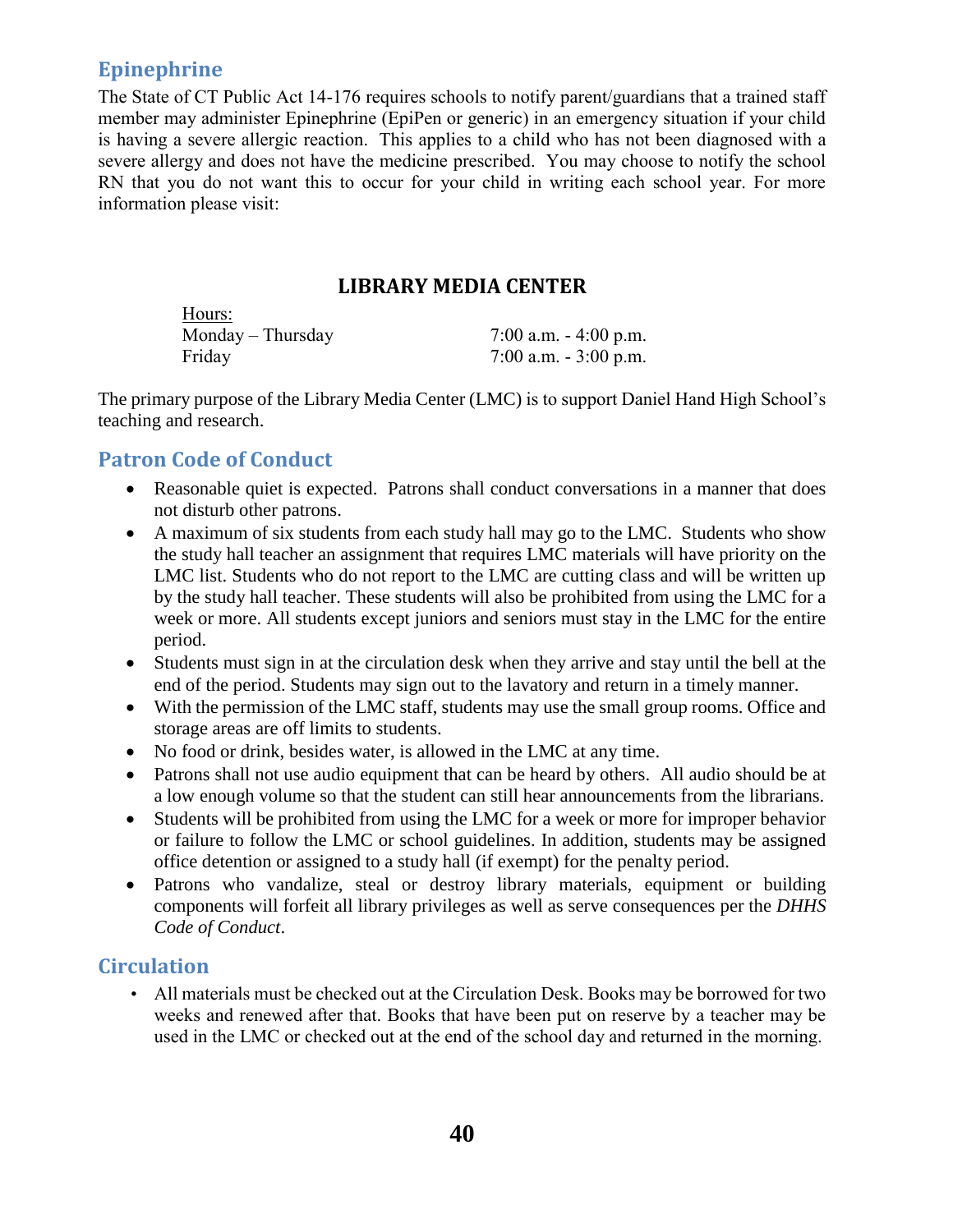## Epinephrine

The State of CT Public Act 14-176 requires schools to notify parent/guardians that a trained staff member may administer Epinephrine (EpiPen or generic) in an emergency situation if your child is having a severe allergic reaction. This applies to a child who has not been diagnosed with a severe allergy and does not have the medicine prescribed. You may choose to notify the school RN that you do not want this to occur for your child in writing each school year. For more information please visit:

# LIBRARY MEDIA CENTER

| Hours: | |
|---|---|
| Monday – Thursday | 7:00 a.m. - 4:00 p.m. |
| Friday | 7:00 a.m. - 3:00 p.m. |

The primary purpose of the Library Media Center (LMC) is to support Daniel Hand High School's teaching and research.

## Patron Code of Conduct

- Reasonable quiet is expected. Patrons shall conduct conversations in a manner that does not disturb other patrons.
- A maximum of six students from each study hall may go to the LMC. Students who show the study hall teacher an assignment that requires LMC materials will have priority on the LMC list. Students who do not report to the LMC are cutting class and will be written up by the study hall teacher. These students will also be prohibited from using the LMC for a week or more. All students except juniors and seniors must stay in the LMC for the entire period.
- Students must sign in at the circulation desk when they arrive and stay until the bell at the end of the period. Students may sign out to the lavatory and return in a timely manner.
- With the permission of the LMC staff, students may use the small group rooms. Office and storage areas are off limits to students.
- No food or drink, besides water, is allowed in the LMC at any time.
- Patrons shall not use audio equipment that can be heard by others. All audio should be at a low enough volume so that the student can still hear announcements from the librarians.
- Students will be prohibited from using the LMC for a week or more for improper behavior or failure to follow the LMC or school guidelines. In addition, students may be assigned office detention or assigned to a study hall (if exempt) for the penalty period.
- Patrons who vandalize, steal or destroy library materials, equipment or building components will forfeit all library privileges as well as serve consequences per the *DHHS Code of Conduct*.

## Circulation

- All materials must be checked out at the Circulation Desk. Books may be borrowed for two weeks and renewed after that. Books that have been put on reserve by a teacher may be used in the LMC or checked out at the end of the school day and returned in the morning.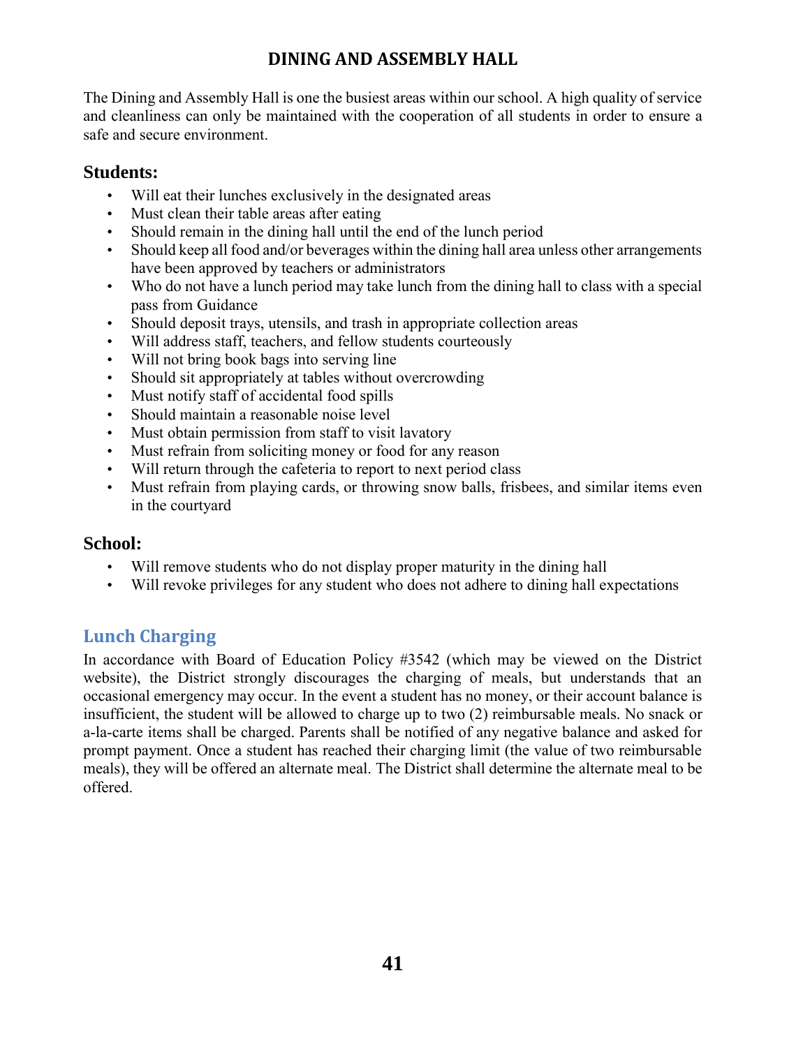# DINING AND ASSEMBLY HALL

The Dining and Assembly Hall is one the busiest areas within our school. A high quality of service and cleanliness can only be maintained with the cooperation of all students in order to ensure a safe and secure environment.

### Students:

- Will eat their lunches exclusively in the designated areas
- Must clean their table areas after eating
- Should remain in the dining hall until the end of the lunch period
- Should keep all food and/or beverages within the dining hall area unless other arrangements have been approved by teachers or administrators
- Who do not have a lunch period may take lunch from the dining hall to class with a special pass from Guidance
- Should deposit trays, utensils, and trash in appropriate collection areas
- Will address staff, teachers, and fellow students courteously
- Will not bring book bags into serving line
- Should sit appropriately at tables without overcrowding
- Must notify staff of accidental food spills
- Should maintain a reasonable noise level
- Must obtain permission from staff to visit lavatory
- Must refrain from soliciting money or food for any reason
- Will return through the cafeteria to report to next period class
- Must refrain from playing cards, or throwing snow balls, frisbees, and similar items even in the courtyard

### School:

- Will remove students who do not display proper maturity in the dining hall
- Will revoke privileges for any student who does not adhere to dining hall expectations

## Lunch Charging

In accordance with Board of Education Policy #3542 (which may be viewed on the District website), the District strongly discourages the charging of meals, but understands that an occasional emergency may occur. In the event a student has no money, or their account balance is insufficient, the student will be allowed to charge up to two (2) reimbursable meals. No snack or a-la-carte items shall be charged. Parents shall be notified of any negative balance and asked for prompt payment. Once a student has reached their charging limit (the value of two reimbursable meals), they will be offered an alternate meal. The District shall determine the alternate meal to be offered.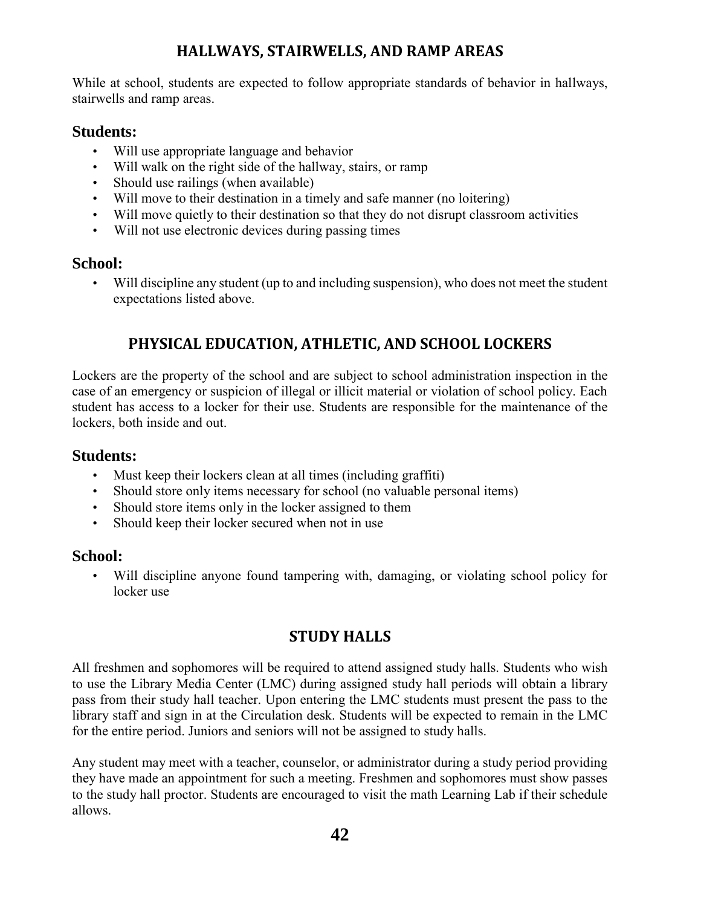## HALLWAYS, STAIRWELLS, AND RAMP AREAS

While at school, students are expected to follow appropriate standards of behavior in hallways, stairwells and ramp areas.

### Students:

- Will use appropriate language and behavior
- Will walk on the right side of the hallway, stairs, or ramp
- Should use railings (when available)
- Will move to their destination in a timely and safe manner (no loitering)
- Will move quietly to their destination so that they do not disrupt classroom activities
- Will not use electronic devices during passing times

### School:

- Will discipline any student (up to and including suspension), who does not meet the student expectations listed above.

## PHYSICAL EDUCATION, ATHLETIC, AND SCHOOL LOCKERS

Lockers are the property of the school and are subject to school administration inspection in the case of an emergency or suspicion of illegal or illicit material or violation of school policy. Each student has access to a locker for their use. Students are responsible for the maintenance of the lockers, both inside and out.

### Students:

- Must keep their lockers clean at all times (including graffiti)
- Should store only items necessary for school (no valuable personal items)
- Should store items only in the locker assigned to them
- Should keep their locker secured when not in use

### School:

- Will discipline anyone found tampering with, damaging, or violating school policy for locker use

## STUDY HALLS

All freshmen and sophomores will be required to attend assigned study halls. Students who wish to use the Library Media Center (LMC) during assigned study hall periods will obtain a library pass from their study hall teacher. Upon entering the LMC students must present the pass to the library staff and sign in at the Circulation desk. Students will be expected to remain in the LMC for the entire period. Juniors and seniors will not be assigned to study halls.

Any student may meet with a teacher, counselor, or administrator during a study period providing they have made an appointment for such a meeting. Freshmen and sophomores must show passes to the study hall proctor. Students are encouraged to visit the math Learning Lab if their schedule allows.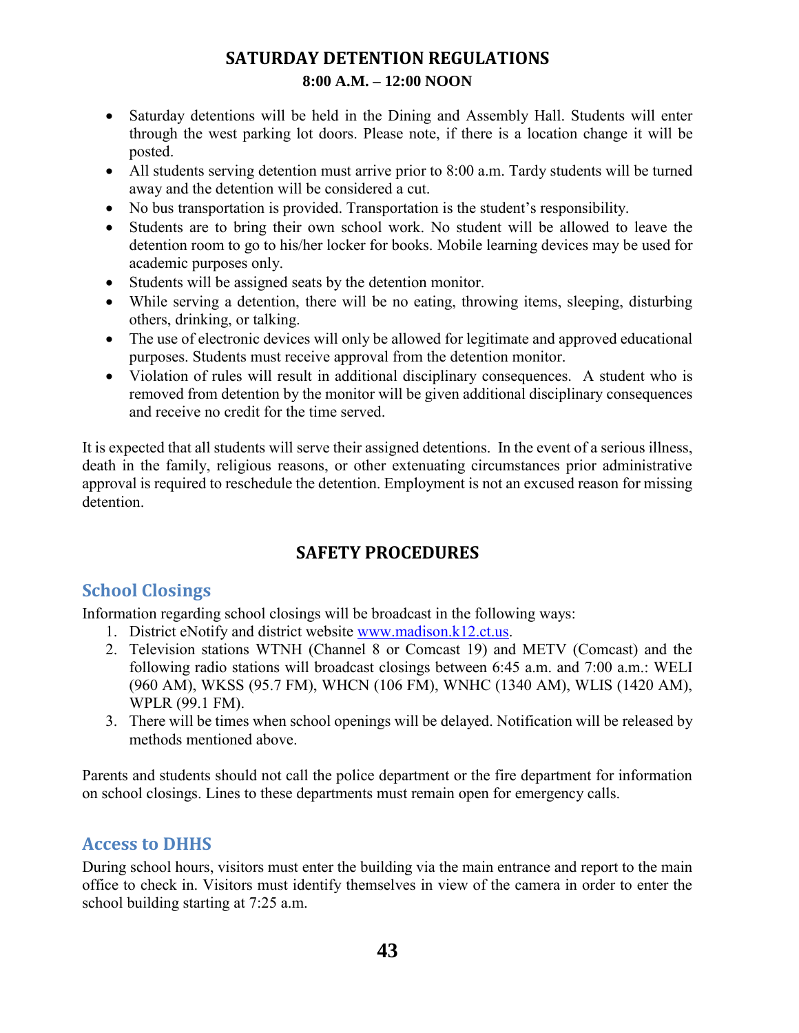## SATURDAY DETENTION REGULATIONS

**8:00 A.M. – 12:00 NOON**

- Saturday detentions will be held in the Dining and Assembly Hall. Students will enter through the west parking lot doors. Please note, if there is a location change it will be posted.
- All students serving detention must arrive prior to 8:00 a.m. Tardy students will be turned away and the detention will be considered a cut.
- No bus transportation is provided. Transportation is the student's responsibility.
- Students are to bring their own school work. No student will be allowed to leave the detention room to go to his/her locker for books. Mobile learning devices may be used for academic purposes only.
- Students will be assigned seats by the detention monitor.
- While serving a detention, there will be no eating, throwing items, sleeping, disturbing others, drinking, or talking.
- The use of electronic devices will only be allowed for legitimate and approved educational purposes. Students must receive approval from the detention monitor.
- Violation of rules will result in additional disciplinary consequences. A student who is removed from detention by the monitor will be given additional disciplinary consequences and receive no credit for the time served.

It is expected that all students will serve their assigned detentions. In the event of a serious illness, death in the family, religious reasons, or other extenuating circumstances prior administrative approval is required to reschedule the detention. Employment is not an excused reason for missing detention.

## SAFETY PROCEDURES

### School Closings

Information regarding school closings will be broadcast in the following ways:

1. District eNotify and district website www.madison.k12.ct.us.
2. Television stations WTNH (Channel 8 or Comcast 19) and METV (Comcast) and the following radio stations will broadcast closings between 6:45 a.m. and 7:00 a.m.: WELI (960 AM), WKSS (95.7 FM), WHCN (106 FM), WNHC (1340 AM), WLIS (1420 AM), WPLR (99.1 FM).
3. There will be times when school openings will be delayed. Notification will be released by methods mentioned above.

Parents and students should not call the police department or the fire department for information on school closings. Lines to these departments must remain open for emergency calls.

### Access to DHHS

During school hours, visitors must enter the building via the main entrance and report to the main office to check in. Visitors must identify themselves in view of the camera in order to enter the school building starting at 7:25 a.m.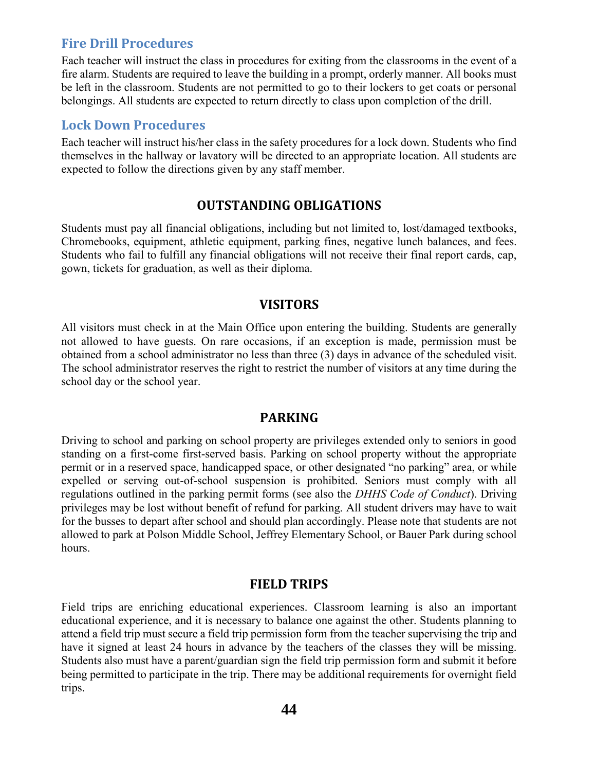### Fire Drill Procedures

Each teacher will instruct the class in procedures for exiting from the classrooms in the event of a fire alarm. Students are required to leave the building in a prompt, orderly manner. All books must be left in the classroom. Students are not permitted to go to their lockers to get coats or personal belongings. All students are expected to return directly to class upon completion of the drill.

### Lock Down Procedures

Each teacher will instruct his/her class in the safety procedures for a lock down. Students who find themselves in the hallway or lavatory will be directed to an appropriate location. All students are expected to follow the directions given by any staff member.

## OUTSTANDING OBLIGATIONS

Students must pay all financial obligations, including but not limited to, lost/damaged textbooks, Chromebooks, equipment, athletic equipment, parking fines, negative lunch balances, and fees. Students who fail to fulfill any financial obligations will not receive their final report cards, cap, gown, tickets for graduation, as well as their diploma.

## VISITORS

All visitors must check in at the Main Office upon entering the building. Students are generally not allowed to have guests. On rare occasions, if an exception is made, permission must be obtained from a school administrator no less than three (3) days in advance of the scheduled visit. The school administrator reserves the right to restrict the number of visitors at any time during the school day or the school year.

## PARKING

Driving to school and parking on school property are privileges extended only to seniors in good standing on a first-come first-served basis. Parking on school property without the appropriate permit or in a reserved space, handicapped space, or other designated "no parking" area, or while expelled or serving out-of-school suspension is prohibited. Seniors must comply with all regulations outlined in the parking permit forms (see also the *DHHS Code of Conduct*). Driving privileges may be lost without benefit of refund for parking. All student drivers may have to wait for the busses to depart after school and should plan accordingly. Please note that students are not allowed to park at Polson Middle School, Jeffrey Elementary School, or Bauer Park during school hours.

## FIELD TRIPS

Field trips are enriching educational experiences. Classroom learning is also an important educational experience, and it is necessary to balance one against the other. Students planning to attend a field trip must secure a field trip permission form from the teacher supervising the trip and have it signed at least 24 hours in advance by the teachers of the classes they will be missing. Students also must have a parent/guardian sign the field trip permission form and submit it before being permitted to participate in the trip. There may be additional requirements for overnight field trips.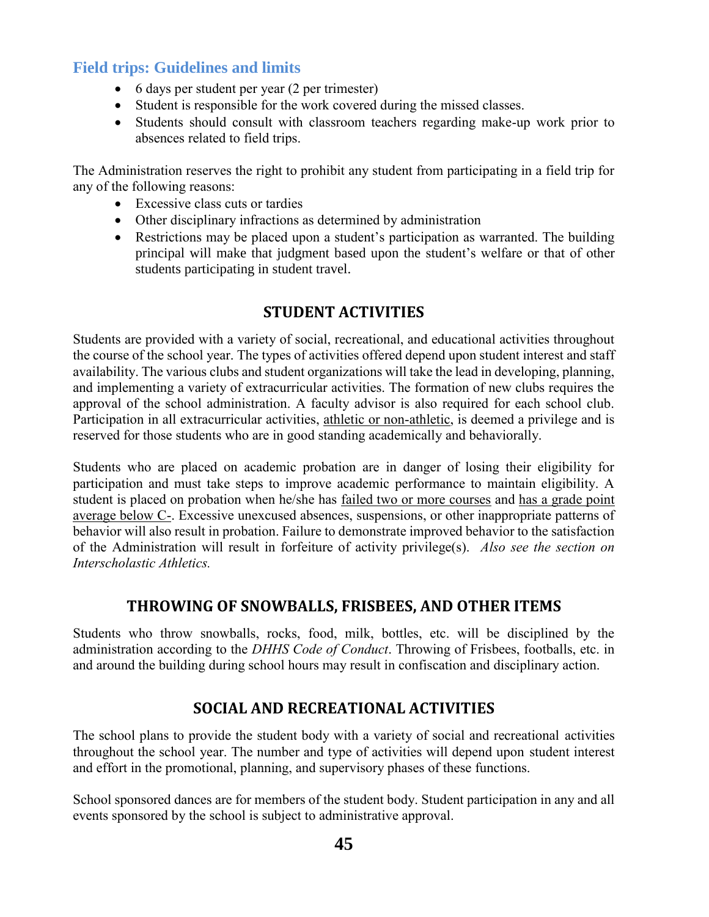### Field trips: Guidelines and limits

- 6 days per student per year (2 per trimester)
- Student is responsible for the work covered during the missed classes.
- Students should consult with classroom teachers regarding make-up work prior to absences related to field trips.

The Administration reserves the right to prohibit any student from participating in a field trip for any of the following reasons:

- Excessive class cuts or tardies
- Other disciplinary infractions as determined by administration
- Restrictions may be placed upon a student's participation as warranted. The building principal will make that judgment based upon the student's welfare or that of other students participating in student travel.

## STUDENT ACTIVITIES

Students are provided with a variety of social, recreational, and educational activities throughout the course of the school year. The types of activities offered depend upon student interest and staff availability. The various clubs and student organizations will take the lead in developing, planning, and implementing a variety of extracurricular activities. The formation of new clubs requires the approval of the school administration. A faculty advisor is also required for each school club. Participation in all extracurricular activities, <u>athletic or non-athletic</u>, is deemed a privilege and is reserved for those students who are in good standing academically and behaviorally.

Students who are placed on academic probation are in danger of losing their eligibility for participation and must take steps to improve academic performance to maintain eligibility. A student is placed on probation when he/she has <u>failed two or more courses</u> and <u>has a grade point average below C-</u>. Excessive unexcused absences, suspensions, or other inappropriate patterns of behavior will also result in probation. Failure to demonstrate improved behavior to the satisfaction of the Administration will result in forfeiture of activity privilege(s). *Also see the section on Interscholastic Athletics.*

## THROWING OF SNOWBALLS, FRISBEES, AND OTHER ITEMS

Students who throw snowballs, rocks, food, milk, bottles, etc. will be disciplined by the administration according to the *DHHS Code of Conduct*. Throwing of Frisbees, footballs, etc. in and around the building during school hours may result in confiscation and disciplinary action.

## SOCIAL AND RECREATIONAL ACTIVITIES

The school plans to provide the student body with a variety of social and recreational activities throughout the school year. The number and type of activities will depend upon student interest and effort in the promotional, planning, and supervisory phases of these functions.

School sponsored dances are for members of the student body. Student participation in any and all events sponsored by the school is subject to administrative approval.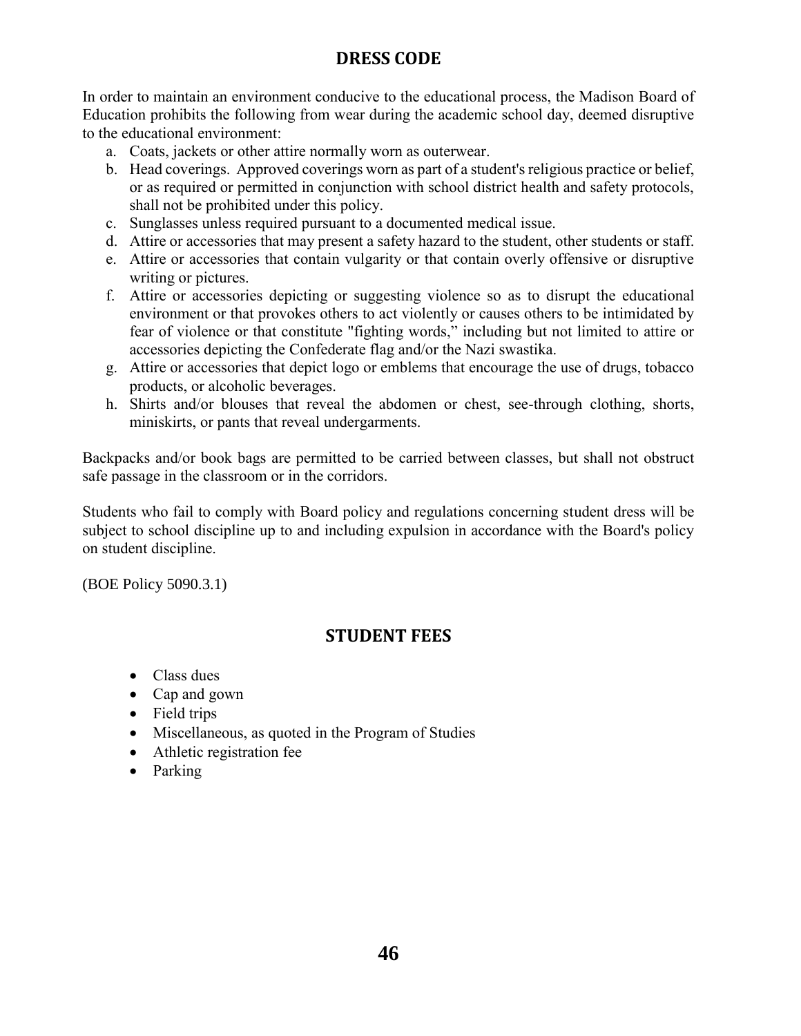## DRESS CODE

In order to maintain an environment conducive to the educational process, the Madison Board of Education prohibits the following from wear during the academic school day, deemed disruptive to the educational environment:

a. Coats, jackets or other attire normally worn as outerwear.
b. Head coverings. Approved coverings worn as part of a student's religious practice or belief, or as required or permitted in conjunction with school district health and safety protocols, shall not be prohibited under this policy.
c. Sunglasses unless required pursuant to a documented medical issue.
d. Attire or accessories that may present a safety hazard to the student, other students or staff.
e. Attire or accessories that contain vulgarity or that contain overly offensive or disruptive writing or pictures.
f. Attire or accessories depicting or suggesting violence so as to disrupt the educational environment or that provokes others to act violently or causes others to be intimidated by fear of violence or that constitute "fighting words," including but not limited to attire or accessories depicting the Confederate flag and/or the Nazi swastika.
g. Attire or accessories that depict logo or emblems that encourage the use of drugs, tobacco products, or alcoholic beverages.
h. Shirts and/or blouses that reveal the abdomen or chest, see-through clothing, shorts, miniskirts, or pants that reveal undergarments.

Backpacks and/or book bags are permitted to be carried between classes, but shall not obstruct safe passage in the classroom or in the corridors.

Students who fail to comply with Board policy and regulations concerning student dress will be subject to school discipline up to and including expulsion in accordance with the Board's policy on student discipline.

(BOE Policy 5090.3.1)

## STUDENT FEES

- Class dues
- Cap and gown
- Field trips
- Miscellaneous, as quoted in the Program of Studies
- Athletic registration fee
- Parking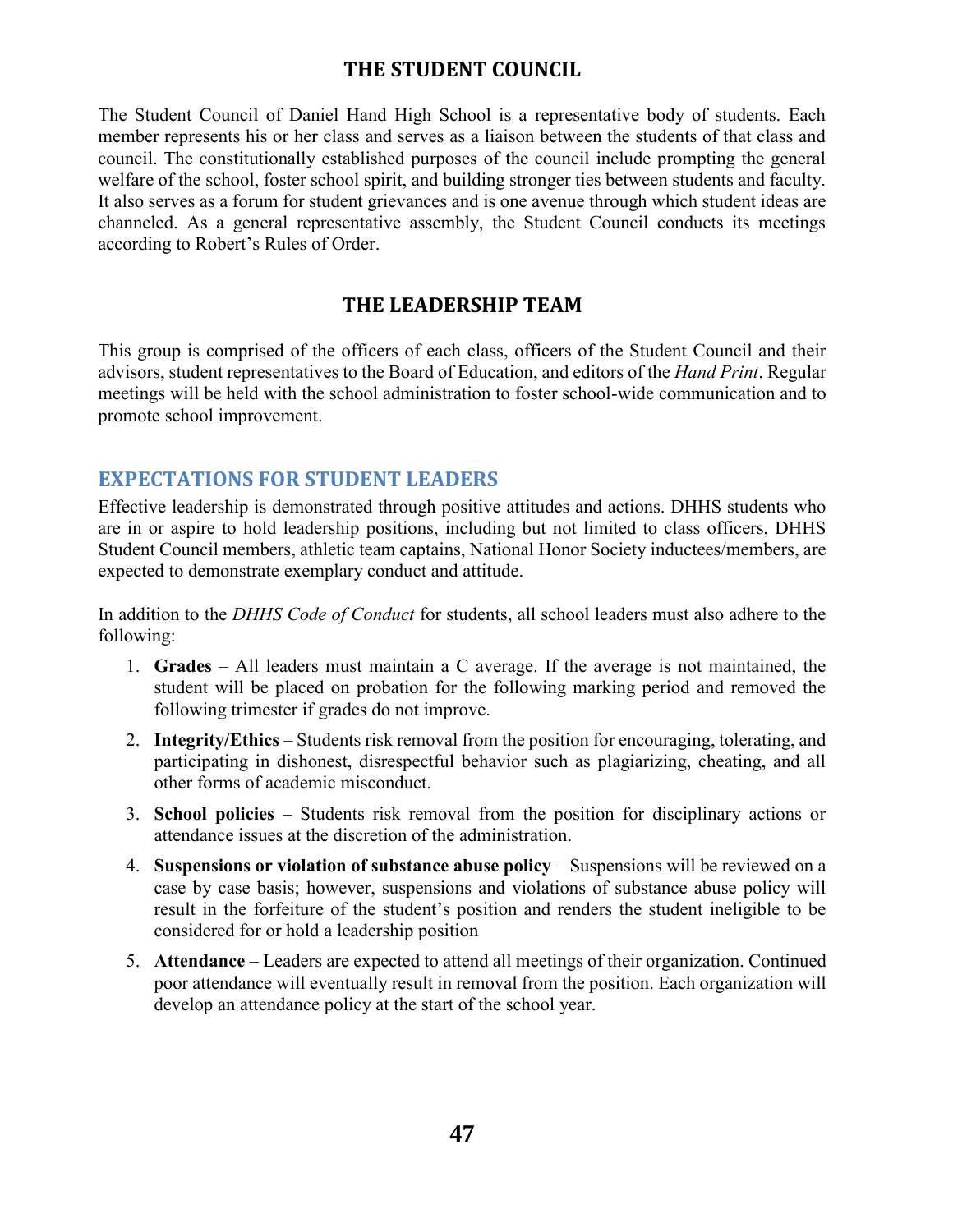## THE STUDENT COUNCIL

The Student Council of Daniel Hand High School is a representative body of students. Each member represents his or her class and serves as a liaison between the students of that class and council. The constitutionally established purposes of the council include prompting the general welfare of the school, foster school spirit, and building stronger ties between students and faculty. It also serves as a forum for student grievances and is one avenue through which student ideas are channeled. As a general representative assembly, the Student Council conducts its meetings according to Robert's Rules of Order.

## THE LEADERSHIP TEAM

This group is comprised of the officers of each class, officers of the Student Council and their advisors, student representatives to the Board of Education, and editors of the *Hand Print*. Regular meetings will be held with the school administration to foster school-wide communication and to promote school improvement.

### EXPECTATIONS FOR STUDENT LEADERS

Effective leadership is demonstrated through positive attitudes and actions. DHHS students who are in or aspire to hold leadership positions, including but not limited to class officers, DHHS Student Council members, athletic team captains, National Honor Society inductees/members, are expected to demonstrate exemplary conduct and attitude.

In addition to the *DHHS Code of Conduct* for students, all school leaders must also adhere to the following:

1. **Grades** – All leaders must maintain a C average. If the average is not maintained, the student will be placed on probation for the following marking period and removed the following trimester if grades do not improve.
2. **Integrity/Ethics** – Students risk removal from the position for encouraging, tolerating, and participating in dishonest, disrespectful behavior such as plagiarizing, cheating, and all other forms of academic misconduct.
3. **School policies** – Students risk removal from the position for disciplinary actions or attendance issues at the discretion of the administration.
4. **Suspensions or violation of substance abuse policy** – Suspensions will be reviewed on a case by case basis; however, suspensions and violations of substance abuse policy will result in the forfeiture of the student's position and renders the student ineligible to be considered for or hold a leadership position
5. **Attendance** – Leaders are expected to attend all meetings of their organization. Continued poor attendance will eventually result in removal from the position. Each organization will develop an attendance policy at the start of the school year.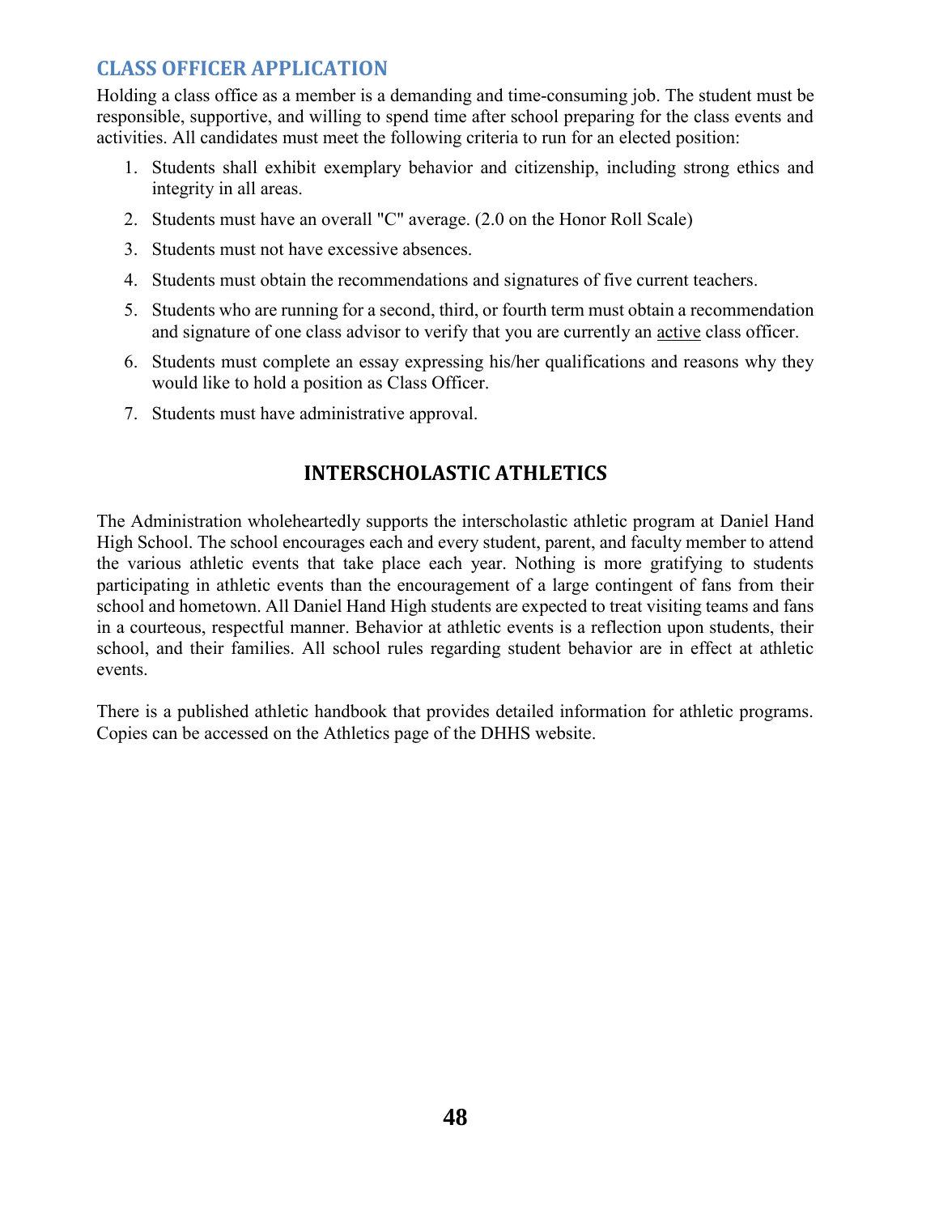## CLASS OFFICER APPLICATION

Holding a class office as a member is a demanding and time-consuming job. The student must be responsible, supportive, and willing to spend time after school preparing for the class events and activities. All candidates must meet the following criteria to run for an elected position:

1. Students shall exhibit exemplary behavior and citizenship, including strong ethics and integrity in all areas.
2. Students must have an overall "C" average. (2.0 on the Honor Roll Scale)
3. Students must not have excessive absences.
4. Students must obtain the recommendations and signatures of five current teachers.
5. Students who are running for a second, third, or fourth term must obtain a recommendation and signature of one class advisor to verify that you are currently an <u>active</u> class officer.
6. Students must complete an essay expressing his/her qualifications and reasons why they would like to hold a position as Class Officer.
7. Students must have administrative approval.

## INTERSCHOLASTIC ATHLETICS

The Administration wholeheartedly supports the interscholastic athletic program at Daniel Hand High School. The school encourages each and every student, parent, and faculty member to attend the various athletic events that take place each year. Nothing is more gratifying to students participating in athletic events than the encouragement of a large contingent of fans from their school and hometown. All Daniel Hand High students are expected to treat visiting teams and fans in a courteous, respectful manner. Behavior at athletic events is a reflection upon students, their school, and their families. All school rules regarding student behavior are in effect at athletic events.

There is a published athletic handbook that provides detailed information for athletic programs. Copies can be accessed on the Athletics page of the DHHS website.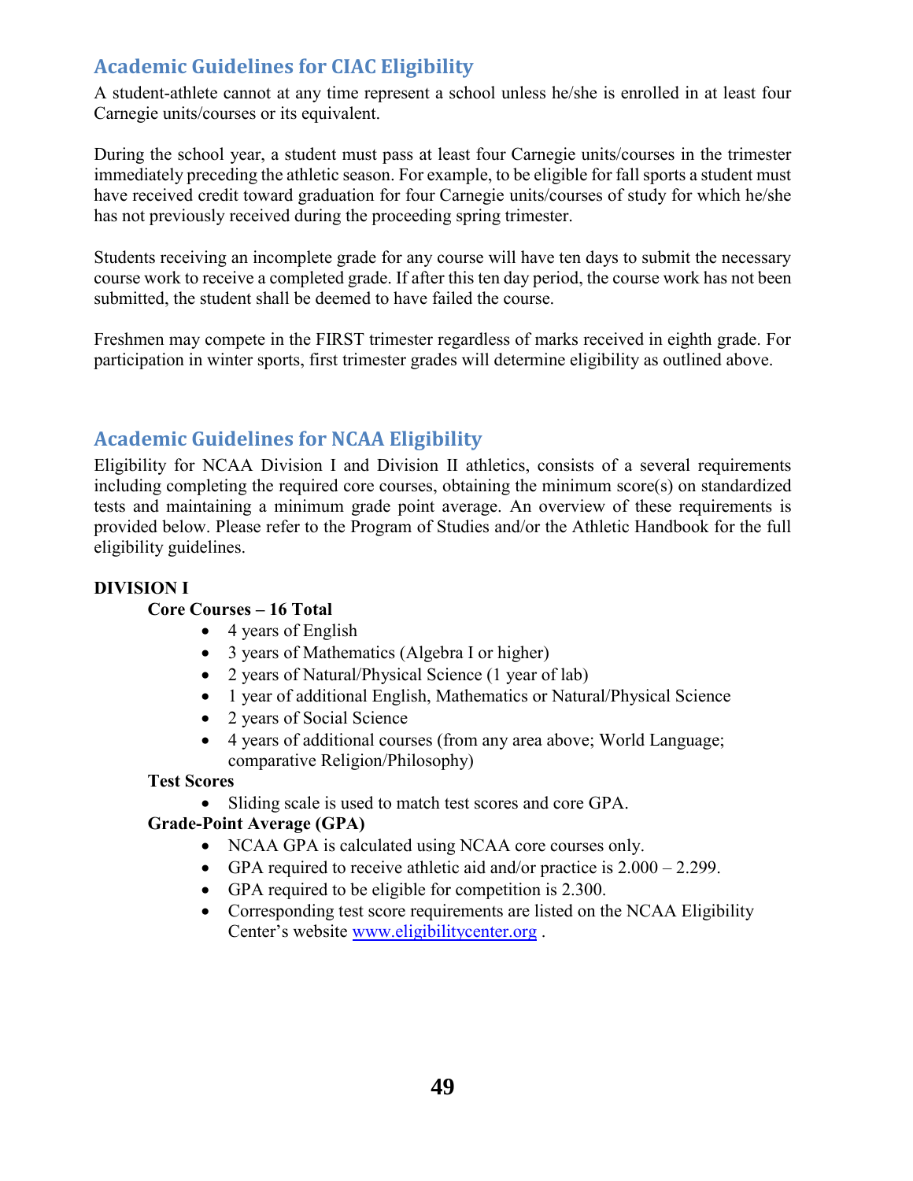## Academic Guidelines for CIAC Eligibility

A student-athlete cannot at any time represent a school unless he/she is enrolled in at least four Carnegie units/courses or its equivalent.

During the school year, a student must pass at least four Carnegie units/courses in the trimester immediately preceding the athletic season. For example, to be eligible for fall sports a student must have received credit toward graduation for four Carnegie units/courses of study for which he/she has not previously received during the proceeding spring trimester.

Students receiving an incomplete grade for any course will have ten days to submit the necessary course work to receive a completed grade. If after this ten day period, the course work has not been submitted, the student shall be deemed to have failed the course.

Freshmen may compete in the FIRST trimester regardless of marks received in eighth grade. For participation in winter sports, first trimester grades will determine eligibility as outlined above.

## Academic Guidelines for NCAA Eligibility

Eligibility for NCAA Division I and Division II athletics, consists of a several requirements including completing the required core courses, obtaining the minimum score(s) on standardized tests and maintaining a minimum grade point average. An overview of these requirements is provided below. Please refer to the Program of Studies and/or the Athletic Handbook for the full eligibility guidelines.

**DIVISION I**

**Core Courses – 16 Total**

- 4 years of English
- 3 years of Mathematics (Algebra I or higher)
- 2 years of Natural/Physical Science (1 year of lab)
- 1 year of additional English, Mathematics or Natural/Physical Science
- 2 years of Social Science
- 4 years of additional courses (from any area above; World Language; comparative Religion/Philosophy)

**Test Scores**

- Sliding scale is used to match test scores and core GPA.

**Grade-Point Average (GPA)**

- NCAA GPA is calculated using NCAA core courses only.
- GPA required to receive athletic aid and/or practice is 2.000 – 2.299.
- GPA required to be eligible for competition is 2.300.
- Corresponding test score requirements are listed on the NCAA Eligibility Center's website www.eligibilitycenter.org .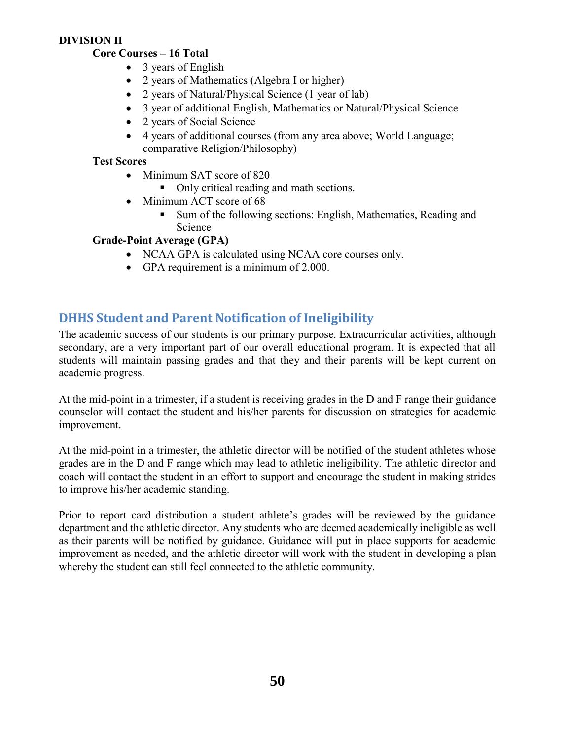**DIVISION II**

**Core Courses – 16 Total**

- 3 years of English
- 2 years of Mathematics (Algebra I or higher)
- 2 years of Natural/Physical Science (1 year of lab)
- 3 year of additional English, Mathematics or Natural/Physical Science
- 2 years of Social Science
- 4 years of additional courses (from any area above; World Language; comparative Religion/Philosophy)

**Test Scores**

- Minimum SAT score of 820
  - Only critical reading and math sections.
- Minimum ACT score of 68
  - Sum of the following sections: English, Mathematics, Reading and Science

**Grade-Point Average (GPA)**

- NCAA GPA is calculated using NCAA core courses only.
- GPA requirement is a minimum of 2.000.

## DHHS Student and Parent Notification of Ineligibility

The academic success of our students is our primary purpose. Extracurricular activities, although secondary, are a very important part of our overall educational program. It is expected that all students will maintain passing grades and that they and their parents will be kept current on academic progress.

At the mid-point in a trimester, if a student is receiving grades in the D and F range their guidance counselor will contact the student and his/her parents for discussion on strategies for academic improvement.

At the mid-point in a trimester, the athletic director will be notified of the student athletes whose grades are in the D and F range which may lead to athletic ineligibility. The athletic director and coach will contact the student in an effort to support and encourage the student in making strides to improve his/her academic standing.

Prior to report card distribution a student athlete's grades will be reviewed by the guidance department and the athletic director. Any students who are deemed academically ineligible as well as their parents will be notified by guidance. Guidance will put in place supports for academic improvement as needed, and the athletic director will work with the student in developing a plan whereby the student can still feel connected to the athletic community.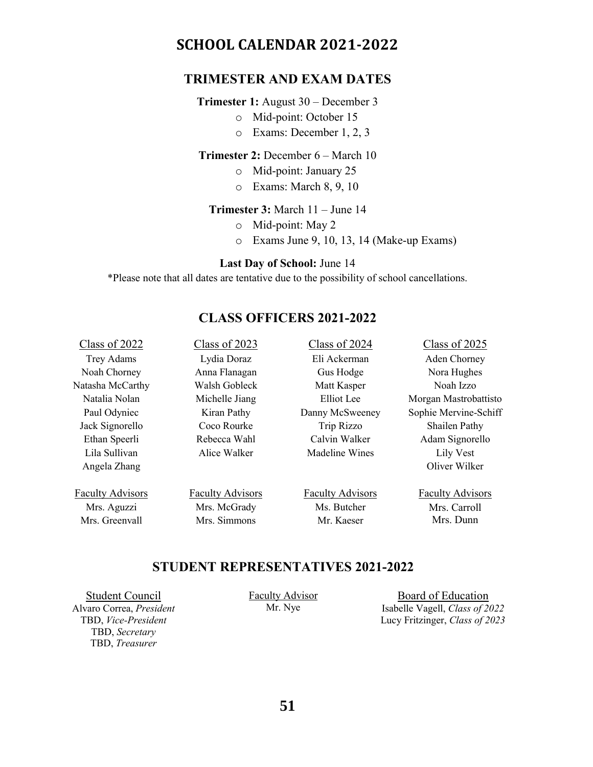# SCHOOL CALENDAR 2021-2022

## TRIMESTER AND EXAM DATES

**Trimester 1:** August 30 – December 3

- Mid-point: October 15
- Exams: December 1, 2, 3

**Trimester 2:** December 6 – March 10

- Mid-point: January 25
- Exams: March 8, 9, 10

**Trimester 3:** March 11 – June 14

- Mid-point: May 2
- Exams June 9, 10, 13, 14 (Make-up Exams)

**Last Day of School:** June 14

*Please note that all dates are tentative due to the possibility of school cancellations.

## CLASS OFFICERS 2021-2022

| Class of 2022 | Class of 2023 | Class of 2024 | Class of 2025 |
|---|---|---|---|
| Trey Adams | Lydia Doraz | Eli Ackerman | Aden Chorney |
| Noah Chorney | Anna Flanagan | Gus Hodge | Nora Hughes |
| Natasha McCarthy | Walsh Gobleck | Matt Kasper | Noah Izzo |
| Natalia Nolan | Michelle Jiang | Elliot Lee | Morgan Mastrobattisto |
| Paul Odyniec | Kiran Pathy | Danny McSweeney | Sophie Mervine-Schiff |
| Jack Signorello | Coco Rourke | Trip Rizzo | Shailen Pathy |
| Ethan Speerli | Rebecca Wahl | Calvin Walker | Adam Signorello |
| Lila Sullivan | Alice Walker | Madeline Wines | Lily Vest |
| Angela Zhang | | | Oliver Wilker |

| Faculty Advisors | Faculty Advisors | Faculty Advisors | Faculty Advisors |
|---|---|---|---|
| Mrs. Aguzzi | Mrs. McGrady | Ms. Butcher | Mrs. Carroll |
| Mrs. Greenvall | Mrs. Simmons | Mr. Kaeser | Mrs. Dunn |

## STUDENT REPRESENTATIVES 2021-2022

**Student Council**

Alvaro Correa, *President*
TBD, *Vice-President*
TBD, *Secretary*
TBD, *Treasurer*

**Faculty Advisor**

Mr. Nye

**Board of Education**

Isabelle Vagell, *Class of 2022*
Lucy Fritzinger, *Class of 2023*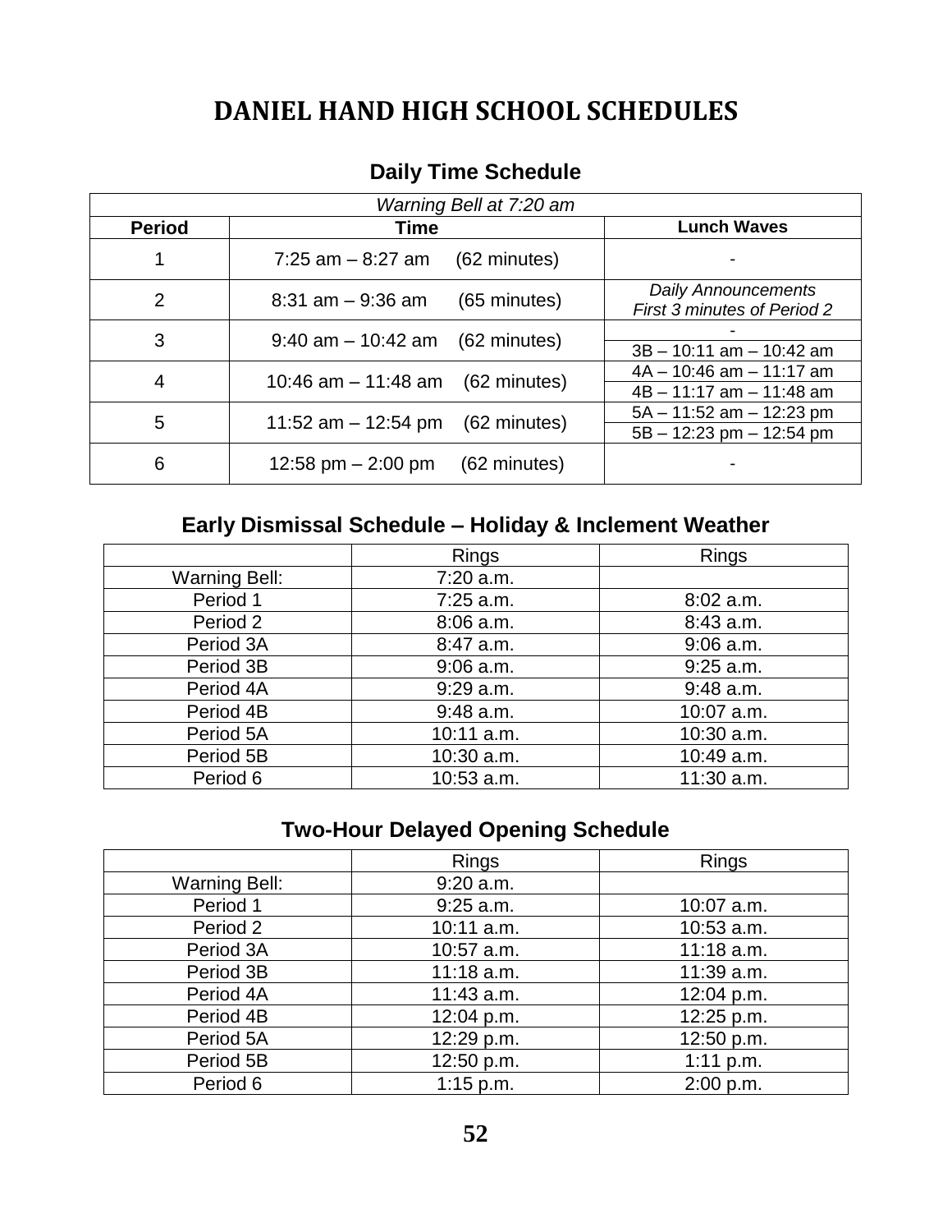# DANIEL HAND HIGH SCHOOL SCHEDULES

## Daily Time Schedule

| *Warning Bell at 7:20 am* | | |
|---|---|---|
| **Period** | **Time** | **Lunch Waves** |
| 1 | 7:25 am – 8:27 am (62 minutes) | - |
| 2 | 8:31 am – 9:36 am (65 minutes) | *Daily Announcements First 3 minutes of Period 2* |
| 3 | 9:40 am – 10:42 am (62 minutes) | - |
| | | 3B – 10:11 am – 10:42 am |
| 4 | 10:46 am – 11:48 am (62 minutes) | 4A – 10:46 am – 11:17 am |
| | | 4B – 11:17 am – 11:48 am |
| 5 | 11:52 am – 12:54 pm (62 minutes) | 5A – 11:52 am – 12:23 pm |
| | | 5B – 12:23 pm – 12:54 pm |
| 6 | 12:58 pm – 2:00 pm (62 minutes) | - |

## Early Dismissal Schedule – Holiday & Inclement Weather

| | Rings | Rings |
|---|---|---|
| Warning Bell: | 7:20 a.m. | |
| Period 1 | 7:25 a.m. | 8:02 a.m. |
| Period 2 | 8:06 a.m. | 8:43 a.m. |
| Period 3A | 8:47 a.m. | 9:06 a.m. |
| Period 3B | 9:06 a.m. | 9:25 a.m. |
| Period 4A | 9:29 a.m. | 9:48 a.m. |
| Period 4B | 9:48 a.m. | 10:07 a.m. |
| Period 5A | 10:11 a.m. | 10:30 a.m. |
| Period 5B | 10:30 a.m. | 10:49 a.m. |
| Period 6 | 10:53 a.m. | 11:30 a.m. |

## Two-Hour Delayed Opening Schedule

| | Rings | Rings |
|---|---|---|
| Warning Bell: | 9:20 a.m. | |
| Period 1 | 9:25 a.m. | 10:07 a.m. |
| Period 2 | 10:11 a.m. | 10:53 a.m. |
| Period 3A | 10:57 a.m. | 11:18 a.m. |
| Period 3B | 11:18 a.m. | 11:39 a.m. |
| Period 4A | 11:43 a.m. | 12:04 p.m. |
| Period 4B | 12:04 p.m. | 12:25 p.m. |
| Period 5A | 12:29 p.m. | 12:50 p.m. |
| Period 5B | 12:50 p.m. | 1:11 p.m. |
| Period 6 | 1:15 p.m. | 2:00 p.m. |